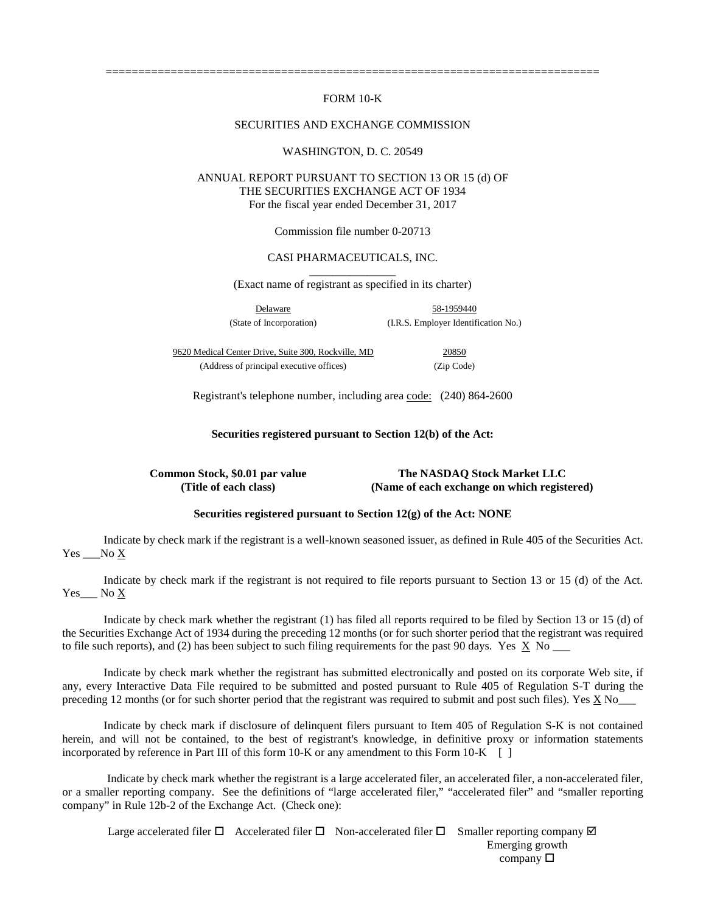===========================================================================

FORM 10-K

SECURITIES AND EXCHANGE COMMISSION

WASHINGTON, D. C. 20549

ANNUAL REPORT PURSUANT TO SECTION 13 OR 15 (d) OF THE SECURITIES EXCHANGE ACT OF 1934
For the fiscal year ended December 31, 2017

Commission file number 0-20713

CASI PHARMACEUTICALS, INC.

(Exact name of registrant as specified in its charter)

| Delaware | 58-1959440 |
|---|---|
| (State of Incorporation) | (I.R.S. Employer Identification No.) |

| 9620 Medical Center Drive, Suite 300, Rockville, MD | 20850 |
|---|---|
| (Address of principal executive offices) | (Zip Code) |

Registrant's telephone number, including area code: (240) 864-2600

**Securities registered pursuant to Section 12(b) of the Act:**

| **Common Stock, $0.01 par value** | **The NASDAQ Stock Market LLC** |
|---|---|
| **(Title of each class)** | **(Name of each exchange on which registered)** |

**Securities registered pursuant to Section 12(g) of the Act: NONE**

Indicate by check mark if the registrant is a well-known seasoned issuer, as defined in Rule 405 of the Securities Act. Yes ___No X

Indicate by check mark if the registrant is not required to file reports pursuant to Section 13 or 15 (d) of the Act. Yes___ No X

Indicate by check mark whether the registrant (1) has filed all reports required to be filed by Section 13 or 15 (d) of the Securities Exchange Act of 1934 during the preceding 12 months (or for such shorter period that the registrant was required to file such reports), and (2) has been subject to such filing requirements for the past 90 days. Yes X No ___

Indicate by check mark whether the registrant has submitted electronically and posted on its corporate Web site, if any, every Interactive Data File required to be submitted and posted pursuant to Rule 405 of Regulation S-T during the preceding 12 months (or for such shorter period that the registrant was required to submit and post such files). Yes X No___

Indicate by check mark if disclosure of delinquent filers pursuant to Item 405 of Regulation S-K is not contained herein, and will not be contained, to the best of registrant's knowledge, in definitive proxy or information statements incorporated by reference in Part III of this form 10-K or any amendment to this Form 10-K [ ]

Indicate by check mark whether the registrant is a large accelerated filer, an accelerated filer, a non-accelerated filer, or a smaller reporting company. See the definitions of "large accelerated filer," "accelerated filer" and "smaller reporting company" in Rule 12b-2 of the Exchange Act. (Check one):

Large accelerated filer ☐ Accelerated filer ☐ Non-accelerated filer ☐ Smaller reporting company ☑ Emerging growth company ☐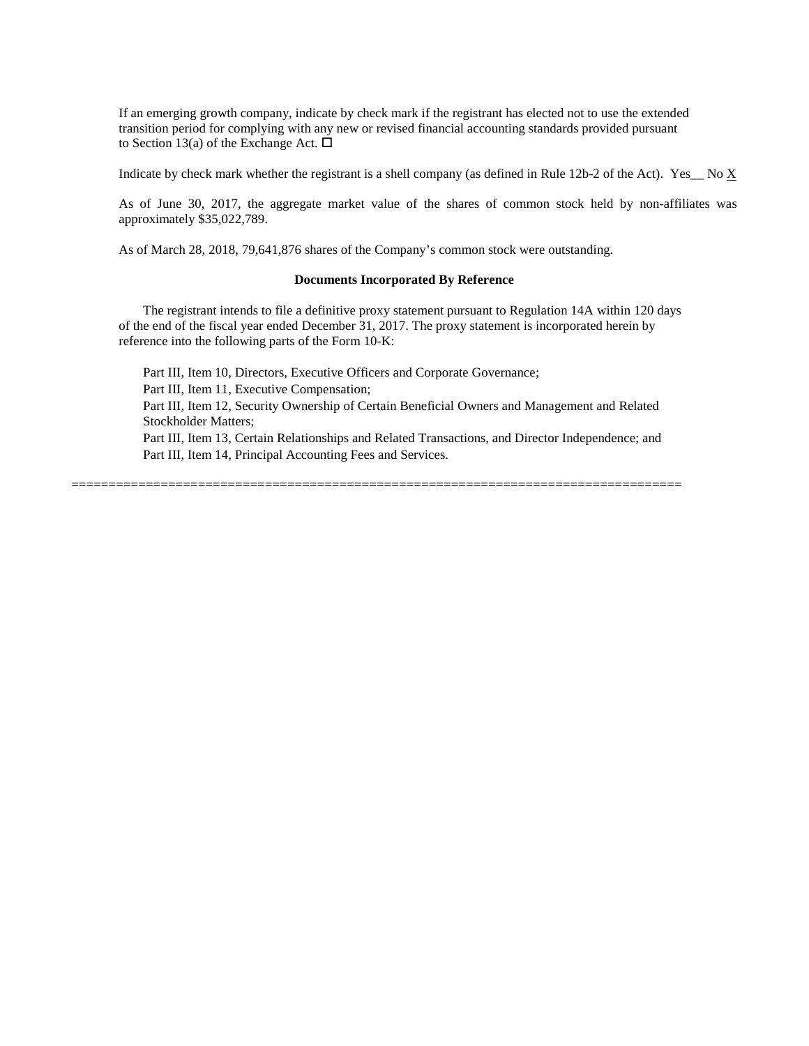If an emerging growth company, indicate by check mark if the registrant has elected not to use the extended transition period for complying with any new or revised financial accounting standards provided pursuant to Section 13(a) of the Exchange Act. ☐

Indicate by check mark whether the registrant is a shell company (as defined in Rule 12b-2 of the Act). Yes__ No X

As of June 30, 2017, the aggregate market value of the shares of common stock held by non-affiliates was approximately $35,022,789.

As of March 28, 2018, 79,641,876 shares of the Company's common stock were outstanding.

**Documents Incorporated By Reference**

The registrant intends to file a definitive proxy statement pursuant to Regulation 14A within 120 days of the end of the fiscal year ended December 31, 2017. The proxy statement is incorporated herein by reference into the following parts of the Form 10-K:

Part III, Item 10, Directors, Executive Officers and Corporate Governance;
Part III, Item 11, Executive Compensation;
Part III, Item 12, Security Ownership of Certain Beneficial Owners and Management and Related Stockholder Matters;
Part III, Item 13, Certain Relationships and Related Transactions, and Director Independence; and
Part III, Item 14, Principal Accounting Fees and Services.

================================================================================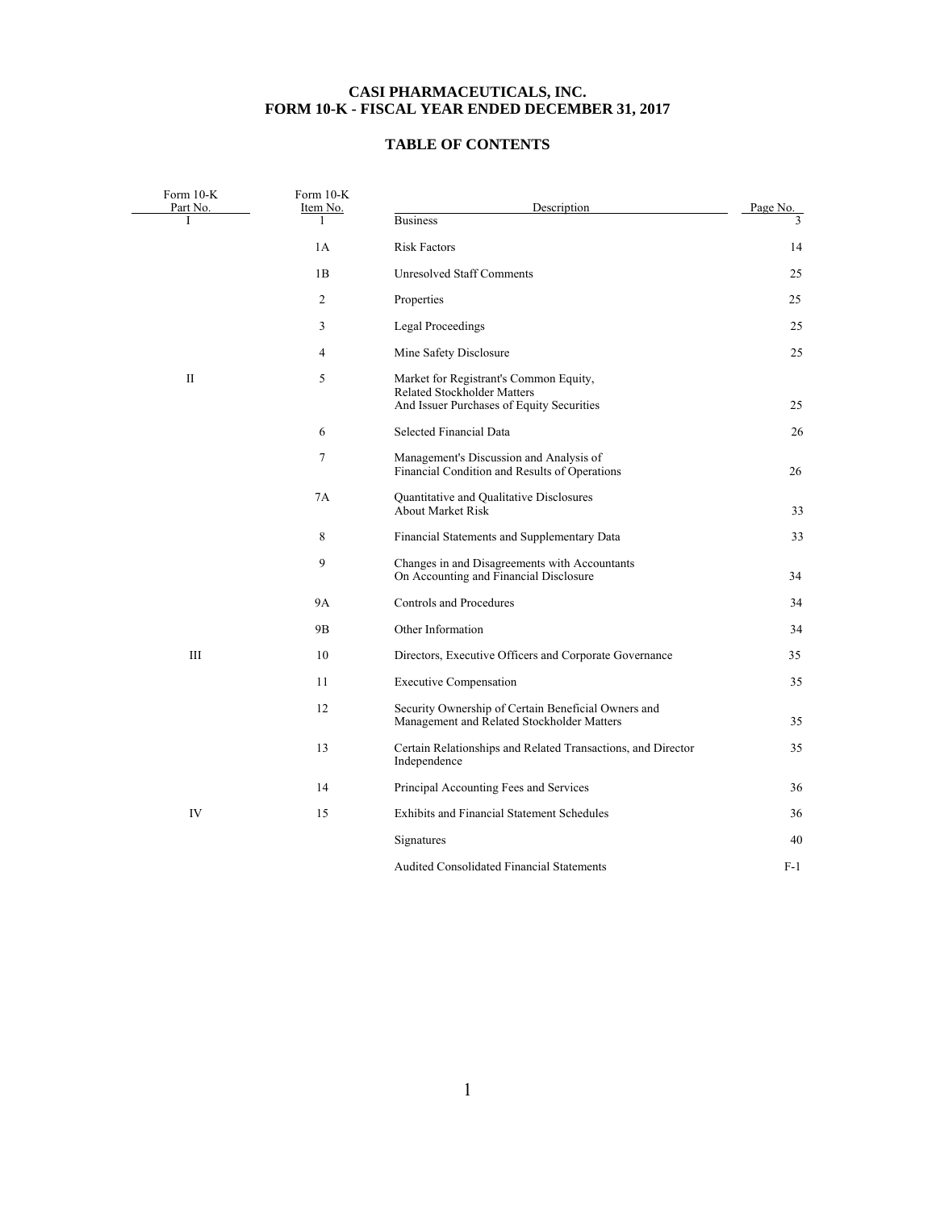# CASI PHARMACEUTICALS, INC.
# FORM 10-K - FISCAL YEAR ENDED DECEMBER 31, 2017

## TABLE OF CONTENTS

| Form 10-K Part No. | Form 10-K Item No. | Description | Page No. |
|---|---|---|---|
| I | 1 | Business | 3 |
| | 1A | Risk Factors | 14 |
| | 1B | Unresolved Staff Comments | 25 |
| | 2 | Properties | 25 |
| | 3 | Legal Proceedings | 25 |
| | 4 | Mine Safety Disclosure | 25 |
| II | 5 | Market for Registrant's Common Equity, Related Stockholder Matters And Issuer Purchases of Equity Securities | 25 |
| | 6 | Selected Financial Data | 26 |
| | 7 | Management's Discussion and Analysis of Financial Condition and Results of Operations | 26 |
| | 7A | Quantitative and Qualitative Disclosures About Market Risk | 33 |
| | 8 | Financial Statements and Supplementary Data | 33 |
| | 9 | Changes in and Disagreements with Accountants On Accounting and Financial Disclosure | 34 |
| | 9A | Controls and Procedures | 34 |
| | 9B | Other Information | 34 |
| III | 10 | Directors, Executive Officers and Corporate Governance | 35 |
| | 11 | Executive Compensation | 35 |
| | 12 | Security Ownership of Certain Beneficial Owners and Management and Related Stockholder Matters | 35 |
| | 13 | Certain Relationships and Related Transactions, and Director Independence | 35 |
| | 14 | Principal Accounting Fees and Services | 36 |
| IV | 15 | Exhibits and Financial Statement Schedules | 36 |
| | | Signatures | 40 |
| | | Audited Consolidated Financial Statements | F-1 |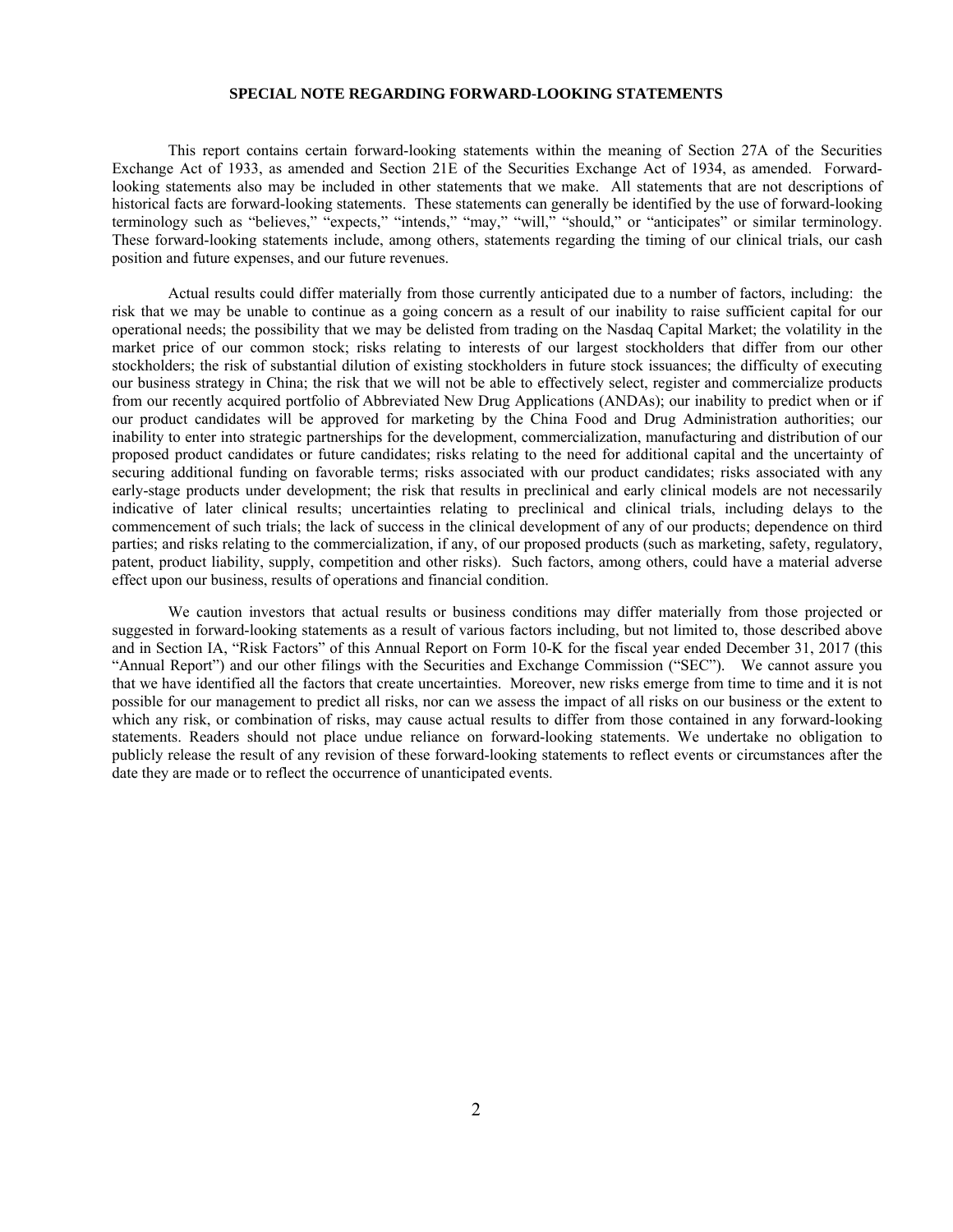## SPECIAL NOTE REGARDING FORWARD-LOOKING STATEMENTS

This report contains certain forward-looking statements within the meaning of Section 27A of the Securities Exchange Act of 1933, as amended and Section 21E of the Securities Exchange Act of 1934, as amended. Forward-looking statements also may be included in other statements that we make. All statements that are not descriptions of historical facts are forward-looking statements. These statements can generally be identified by the use of forward-looking terminology such as "believes," "expects," "intends," "may," "will," "should," or "anticipates" or similar terminology. These forward-looking statements include, among others, statements regarding the timing of our clinical trials, our cash position and future expenses, and our future revenues.

Actual results could differ materially from those currently anticipated due to a number of factors, including: the risk that we may be unable to continue as a going concern as a result of our inability to raise sufficient capital for our operational needs; the possibility that we may be delisted from trading on the Nasdaq Capital Market; the volatility in the market price of our common stock; risks relating to interests of our largest stockholders that differ from our other stockholders; the risk of substantial dilution of existing stockholders in future stock issuances; the difficulty of executing our business strategy in China; the risk that we will not be able to effectively select, register and commercialize products from our recently acquired portfolio of Abbreviated New Drug Applications (ANDAs); our inability to predict when or if our product candidates will be approved for marketing by the China Food and Drug Administration authorities; our inability to enter into strategic partnerships for the development, commercialization, manufacturing and distribution of our proposed product candidates or future candidates; risks relating to the need for additional capital and the uncertainty of securing additional funding on favorable terms; risks associated with our product candidates; risks associated with any early-stage products under development; the risk that results in preclinical and early clinical models are not necessarily indicative of later clinical results; uncertainties relating to preclinical and clinical trials, including delays to the commencement of such trials; the lack of success in the clinical development of any of our products; dependence on third parties; and risks relating to the commercialization, if any, of our proposed products (such as marketing, safety, regulatory, patent, product liability, supply, competition and other risks). Such factors, among others, could have a material adverse effect upon our business, results of operations and financial condition.

We caution investors that actual results or business conditions may differ materially from those projected or suggested in forward-looking statements as a result of various factors including, but not limited to, those described above and in Section IA, "Risk Factors" of this Annual Report on Form 10-K for the fiscal year ended December 31, 2017 (this "Annual Report") and our other filings with the Securities and Exchange Commission ("SEC"). We cannot assure you that we have identified all the factors that create uncertainties. Moreover, new risks emerge from time to time and it is not possible for our management to predict all risks, nor can we assess the impact of all risks on our business or the extent to which any risk, or combination of risks, may cause actual results to differ from those contained in any forward-looking statements. Readers should not place undue reliance on forward-looking statements. We undertake no obligation to publicly release the result of any revision of these forward-looking statements to reflect events or circumstances after the date they are made or to reflect the occurrence of unanticipated events.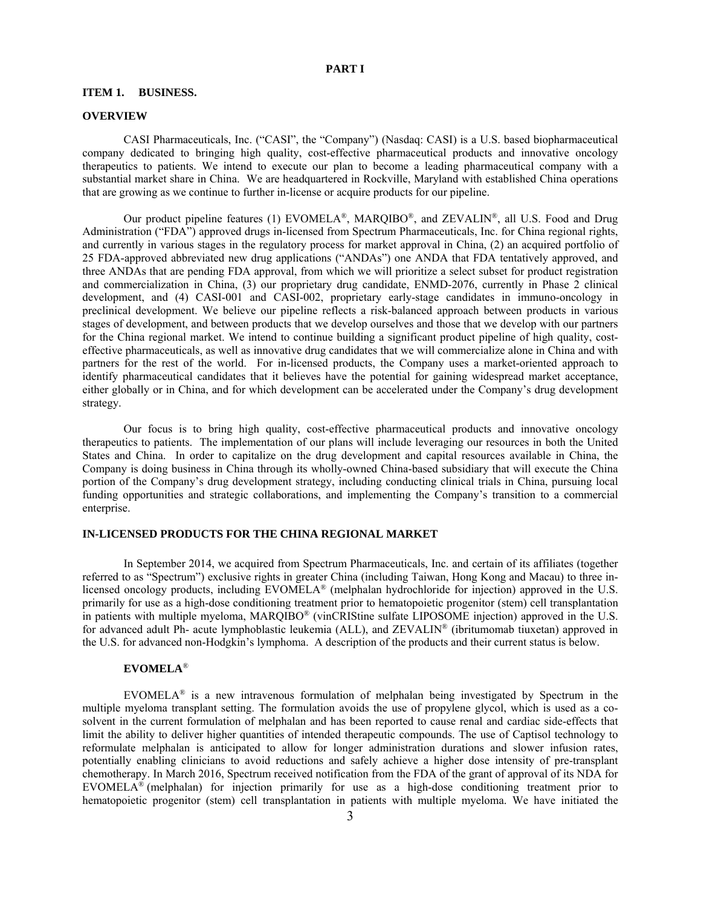# PART I

## ITEM 1. BUSINESS.

### OVERVIEW

CASI Pharmaceuticals, Inc. ("CASI", the "Company") (Nasdaq: CASI) is a U.S. based biopharmaceutical company dedicated to bringing high quality, cost-effective pharmaceutical products and innovative oncology therapeutics to patients. We intend to execute our plan to become a leading pharmaceutical company with a substantial market share in China. We are headquartered in Rockville, Maryland with established China operations that are growing as we continue to further in-license or acquire products for our pipeline.

Our product pipeline features (1) EVOMELA®, MARQIBO®, and ZEVALIN®, all U.S. Food and Drug Administration ("FDA") approved drugs in-licensed from Spectrum Pharmaceuticals, Inc. for China regional rights, and currently in various stages in the regulatory process for market approval in China, (2) an acquired portfolio of 25 FDA-approved abbreviated new drug applications ("ANDAs") one ANDA that FDA tentatively approved, and three ANDAs that are pending FDA approval, from which we will prioritize a select subset for product registration and commercialization in China, (3) our proprietary drug candidate, ENMD-2076, currently in Phase 2 clinical development, and (4) CASI-001 and CASI-002, proprietary early-stage candidates in immuno-oncology in preclinical development. We believe our pipeline reflects a risk-balanced approach between products in various stages of development, and between products that we develop ourselves and those that we develop with our partners for the China regional market. We intend to continue building a significant product pipeline of high quality, cost-effective pharmaceuticals, as well as innovative drug candidates that we will commercialize alone in China and with partners for the rest of the world. For in-licensed products, the Company uses a market-oriented approach to identify pharmaceutical candidates that it believes have the potential for gaining widespread market acceptance, either globally or in China, and for which development can be accelerated under the Company's drug development strategy.

Our focus is to bring high quality, cost-effective pharmaceutical products and innovative oncology therapeutics to patients. The implementation of our plans will include leveraging our resources in both the United States and China. In order to capitalize on the drug development and capital resources available in China, the Company is doing business in China through its wholly-owned China-based subsidiary that will execute the China portion of the Company's drug development strategy, including conducting clinical trials in China, pursuing local funding opportunities and strategic collaborations, and implementing the Company's transition to a commercial enterprise.

### IN-LICENSED PRODUCTS FOR THE CHINA REGIONAL MARKET

In September 2014, we acquired from Spectrum Pharmaceuticals, Inc. and certain of its affiliates (together referred to as "Spectrum") exclusive rights in greater China (including Taiwan, Hong Kong and Macau) to three in-licensed oncology products, including EVOMELA® (melphalan hydrochloride for injection) approved in the U.S. primarily for use as a high-dose conditioning treatment prior to hematopoietic progenitor (stem) cell transplantation in patients with multiple myeloma, MARQIBO® (vinCRIStine sulfate LIPOSOME injection) approved in the U.S. for advanced adult Ph- acute lymphoblastic leukemia (ALL), and ZEVALIN® (ibritumomab tiuxetan) approved in the U.S. for advanced non-Hodgkin's lymphoma. A description of the products and their current status is below.

#### EVOMELA®

EVOMELA® is a new intravenous formulation of melphalan being investigated by Spectrum in the multiple myeloma transplant setting. The formulation avoids the use of propylene glycol, which is used as a co-solvent in the current formulation of melphalan and has been reported to cause renal and cardiac side-effects that limit the ability to deliver higher quantities of intended therapeutic compounds. The use of Captisol technology to reformulate melphalan is anticipated to allow for longer administration durations and slower infusion rates, potentially enabling clinicians to avoid reductions and safely achieve a higher dose intensity of pre-transplant chemotherapy. In March 2016, Spectrum received notification from the FDA of the grant of approval of its NDA for EVOMELA® (melphalan) for injection primarily for use as a high-dose conditioning treatment prior to hematopoietic progenitor (stem) cell transplantation in patients with multiple myeloma. We have initiated the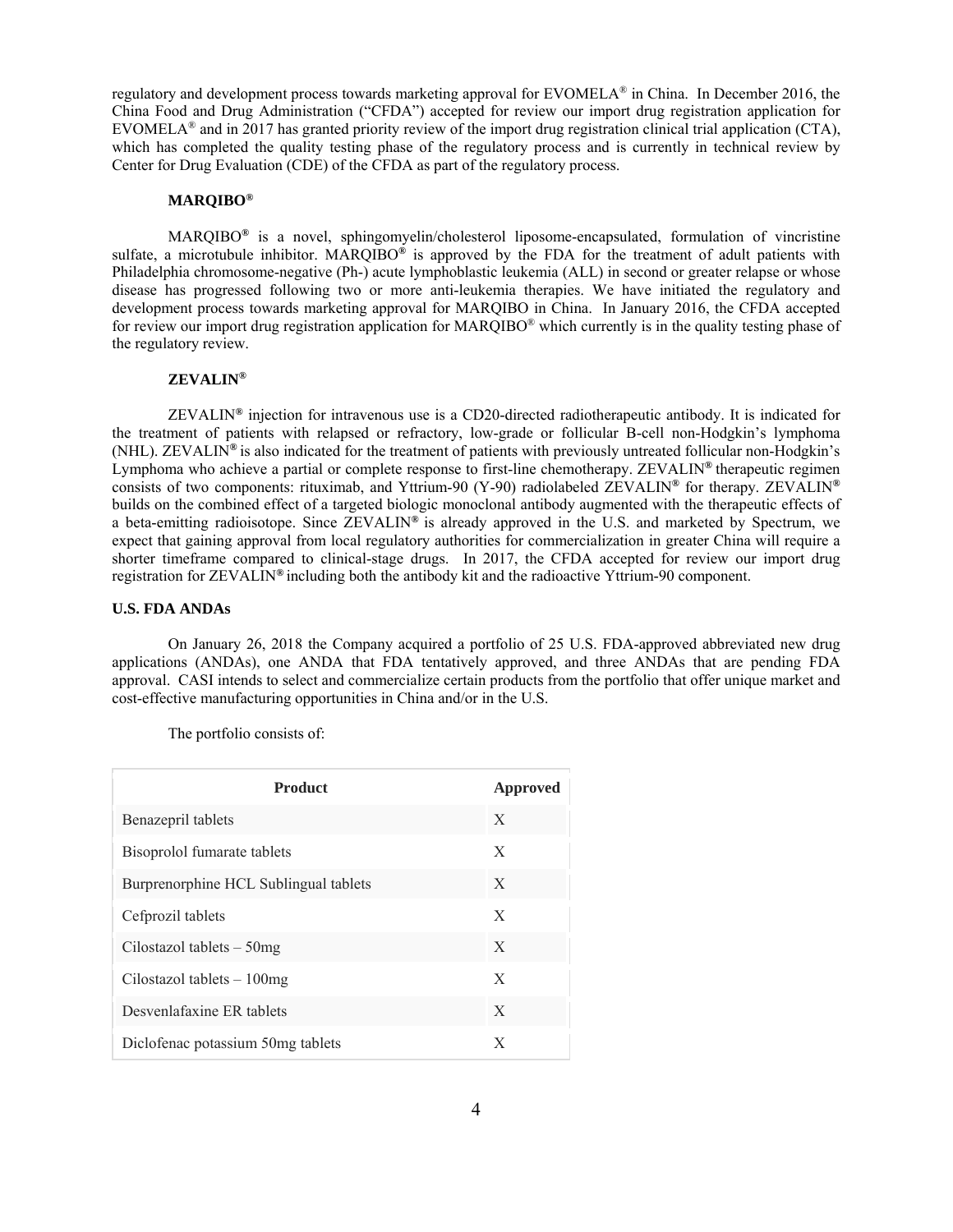regulatory and development process towards marketing approval for EVOMELA® in China. In December 2016, the China Food and Drug Administration ("CFDA") accepted for review our import drug registration application for EVOMELA® and in 2017 has granted priority review of the import drug registration clinical trial application (CTA), which has completed the quality testing phase of the regulatory process and is currently in technical review by Center for Drug Evaluation (CDE) of the CFDA as part of the regulatory process.

**MARQIBO®**

MARQIBO® is a novel, sphingomyelin/cholesterol liposome-encapsulated, formulation of vincristine sulfate, a microtubule inhibitor. MARQIBO® is approved by the FDA for the treatment of adult patients with Philadelphia chromosome-negative (Ph-) acute lymphoblastic leukemia (ALL) in second or greater relapse or whose disease has progressed following two or more anti-leukemia therapies. We have initiated the regulatory and development process towards marketing approval for MARQIBO in China. In January 2016, the CFDA accepted for review our import drug registration application for MARQIBO® which currently is in the quality testing phase of the regulatory review.

**ZEVALIN®**

ZEVALIN® injection for intravenous use is a CD20-directed radiotherapeutic antibody. It is indicated for the treatment of patients with relapsed or refractory, low-grade or follicular B-cell non-Hodgkin's lymphoma (NHL). ZEVALIN® is also indicated for the treatment of patients with previously untreated follicular non-Hodgkin's Lymphoma who achieve a partial or complete response to first-line chemotherapy. ZEVALIN® therapeutic regimen consists of two components: rituximab, and Yttrium-90 (Y-90) radiolabeled ZEVALIN® for therapy. ZEVALIN® builds on the combined effect of a targeted biologic monoclonal antibody augmented with the therapeutic effects of a beta-emitting radioisotope. Since ZEVALIN® is already approved in the U.S. and marketed by Spectrum, we expect that gaining approval from local regulatory authorities for commercialization in greater China will require a shorter timeframe compared to clinical-stage drugs. In 2017, the CFDA accepted for review our import drug registration for ZEVALIN® including both the antibody kit and the radioactive Yttrium-90 component.

**U.S. FDA ANDAs**

On January 26, 2018 the Company acquired a portfolio of 25 U.S. FDA-approved abbreviated new drug applications (ANDAs), one ANDA that FDA tentatively approved, and three ANDAs that are pending FDA approval. CASI intends to select and commercialize certain products from the portfolio that offer unique market and cost-effective manufacturing opportunities in China and/or in the U.S.

The portfolio consists of:

| Product | Approved |
|---|---|
| Benazepril tablets | X |
| Bisoprolol fumarate tablets | X |
| Burprenorphine HCL Sublingual tablets | X |
| Cefprozil tablets | X |
| Cilostazol tablets – 50mg | X |
| Cilostazol tablets – 100mg | X |
| Desvenlafaxine ER tablets | X |
| Diclofenac potassium 50mg tablets | X |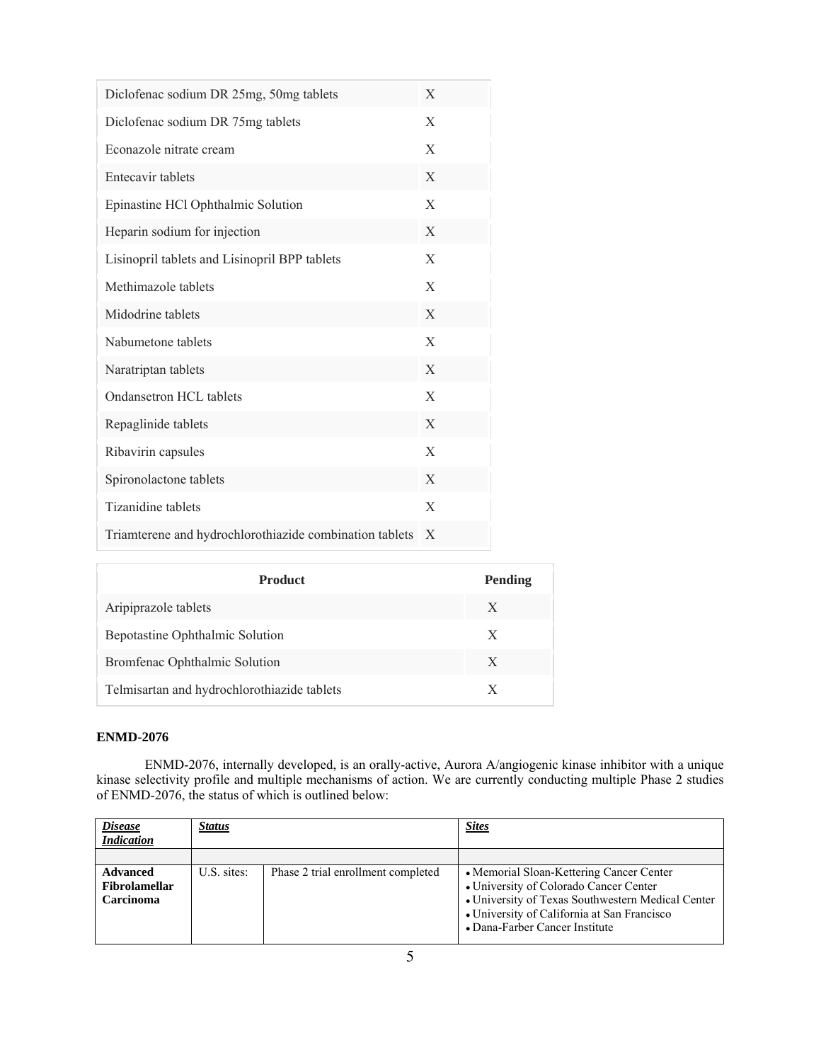| | |
|---|---|
| Diclofenac sodium DR 25mg, 50mg tablets | X |
| Diclofenac sodium DR 75mg tablets | X |
| Econazole nitrate cream | X |
| Entecavir tablets | X |
| Epinastine HCl Ophthalmic Solution | X |
| Heparin sodium for injection | X |
| Lisinopril tablets and Lisinopril BPP tablets | X |
| Methimazole tablets | X |
| Midodrine tablets | X |
| Nabumetone tablets | X |
| Naratriptan tablets | X |
| Ondansetron HCL tablets | X |
| Repaglinide tablets | X |
| Ribavirin capsules | X |
| Spironolactone tablets | X |
| Tizanidine tablets | X |
| Triamterene and hydrochlorothiazide combination tablets | X |

| Product | Pending |
|---|---|
| Aripiprazole tablets | X |
| Bepotastine Ophthalmic Solution | X |
| Bromfenac Ophthalmic Solution | X |
| Telmisartan and hydrochlorothiazide tablets | X |

**ENMD-2076**

ENMD-2076, internally developed, is an orally-active, Aurora A/angiogenic kinase inhibitor with a unique kinase selectivity profile and multiple mechanisms of action. We are currently conducting multiple Phase 2 studies of ENMD-2076, the status of which is outlined below:

| ***Disease Indication*** | ***Status*** | | ***Sites*** |
|---|---|---|---|
| | | | |
| **Advanced Fibrolamellar Carcinoma** | U.S. sites: | Phase 2 trial enrollment completed | • Memorial Sloan-Kettering Cancer Center<br>• University of Colorado Cancer Center<br>• University of Texas Southwestern Medical Center<br>• University of California at San Francisco<br>• Dana-Farber Cancer Institute |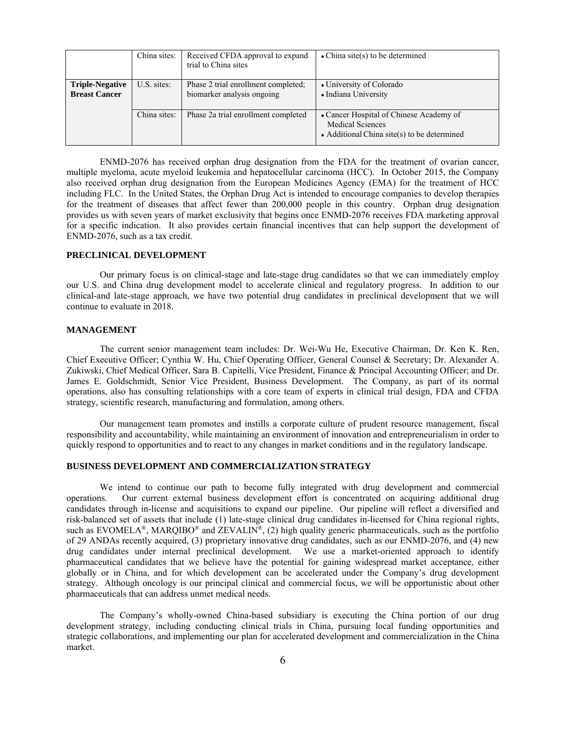| | | | |
|---|---|---|---|
| | China sites: | Received CFDA approval to expand trial to China sites | • China site(s) to be determined |
| **Triple-Negative Breast Cancer** | U.S. sites: | Phase 2 trial enrollment completed; biomarker analysis ongoing | • University of Colorado<br>• Indiana University |
| | China sites: | Phase 2a trial enrollment completed | • Cancer Hospital of Chinese Academy of Medical Sciences<br>• Additional China site(s) to be determined |

ENMD-2076 has received orphan drug designation from the FDA for the treatment of ovarian cancer, multiple myeloma, acute myeloid leukemia and hepatocellular carcinoma (HCC). In October 2015, the Company also received orphan drug designation from the European Medicines Agency (EMA) for the treatment of HCC including FLC. In the United States, the Orphan Drug Act is intended to encourage companies to develop therapies for the treatment of diseases that affect fewer than 200,000 people in this country. Orphan drug designation provides us with seven years of market exclusivity that begins once ENMD-2076 receives FDA marketing approval for a specific indication. It also provides certain financial incentives that can help support the development of ENMD-2076, such as a tax credit.

**PRECLINICAL DEVELOPMENT**

Our primary focus is on clinical-stage and late-stage drug candidates so that we can immediately employ our U.S. and China drug development model to accelerate clinical and regulatory progress. In addition to our clinical-and late-stage approach, we have two potential drug candidates in preclinical development that we will continue to evaluate in 2018.

**MANAGEMENT**

The current senior management team includes: Dr. Wei-Wu He, Executive Chairman, Dr. Ken K. Ren, Chief Executive Officer; Cynthia W. Hu, Chief Operating Officer, General Counsel & Secretary; Dr. Alexander A. Zukiwski, Chief Medical Officer, Sara B. Capitelli, Vice President, Finance & Principal Accounting Officer; and Dr. James E. Goldschmidt, Senior Vice President, Business Development. The Company, as part of its normal operations, also has consulting relationships with a core team of experts in clinical trial design, FDA and CFDA strategy, scientific research, manufacturing and formulation, among others.

Our management team promotes and instills a corporate culture of prudent resource management, fiscal responsibility and accountability, while maintaining an environment of innovation and entrepreneurialism in order to quickly respond to opportunities and to react to any changes in market conditions and in the regulatory landscape.

**BUSINESS DEVELOPMENT AND COMMERCIALIZATION STRATEGY**

We intend to continue our path to become fully integrated with drug development and commercial operations. Our current external business development effort is concentrated on acquiring additional drug candidates through in-license and acquisitions to expand our pipeline. Our pipeline will reflect a diversified and risk-balanced set of assets that include (1) late-stage clinical drug candidates in-licensed for China regional rights, such as EVOMELA®, MARQIBO® and ZEVALIN®, (2) high quality generic pharmaceuticals, such as the portfolio of 29 ANDAs recently acquired, (3) proprietary innovative drug candidates, such as our ENMD-2076, and (4) new drug candidates under internal preclinical development. We use a market-oriented approach to identify pharmaceutical candidates that we believe have the potential for gaining widespread market acceptance, either globally or in China, and for which development can be accelerated under the Company's drug development strategy. Although oncology is our principal clinical and commercial focus, we will be opportunistic about other pharmaceuticals that can address unmet medical needs.

The Company's wholly-owned China-based subsidiary is executing the China portion of our drug development strategy, including conducting clinical trials in China, pursuing local funding opportunities and strategic collaborations, and implementing our plan for accelerated development and commercialization in the China market.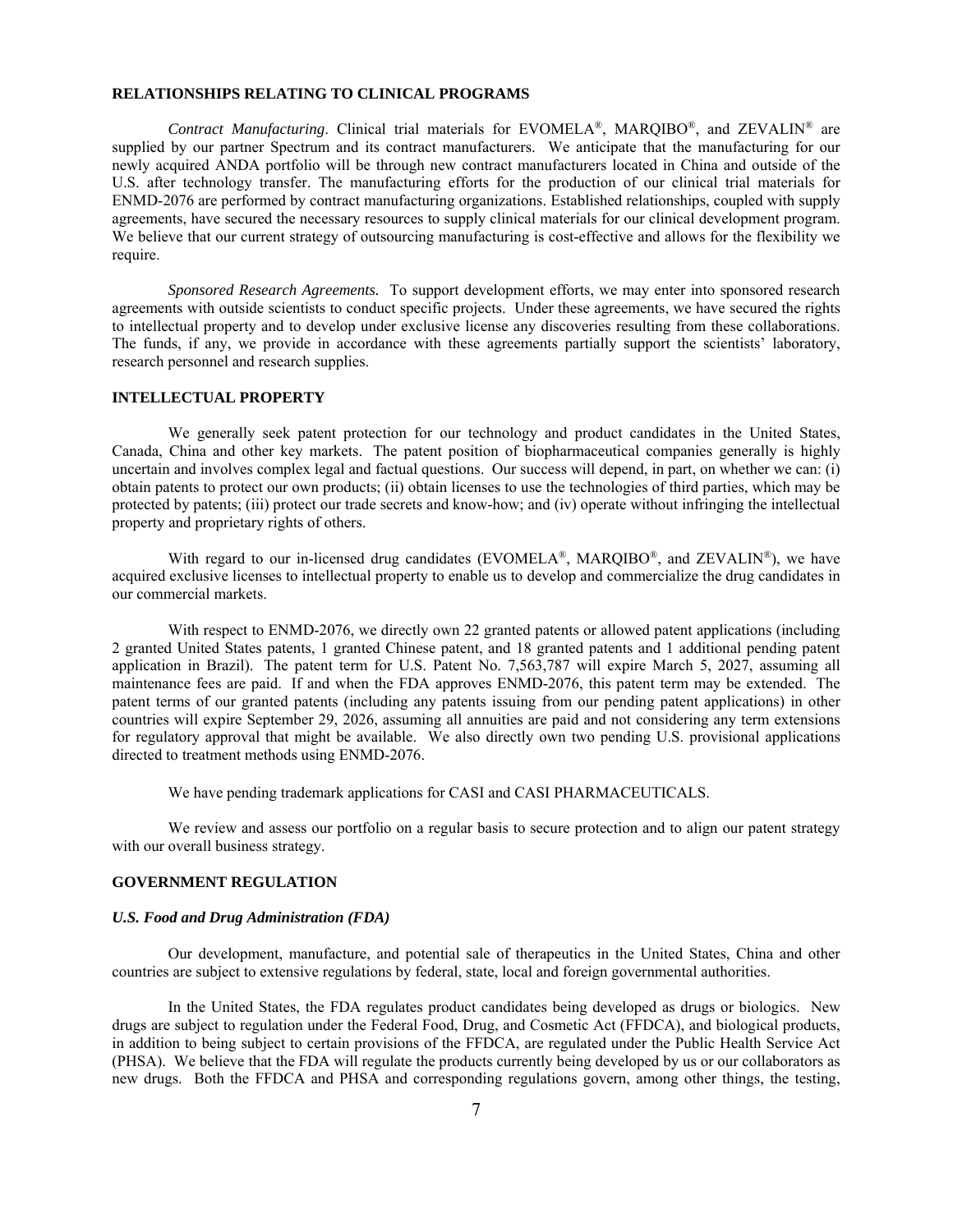## RELATIONSHIPS RELATING TO CLINICAL PROGRAMS

*Contract Manufacturing*. Clinical trial materials for EVOMELA®, MARQIBO®, and ZEVALIN® are supplied by our partner Spectrum and its contract manufacturers. We anticipate that the manufacturing for our newly acquired ANDA portfolio will be through new contract manufacturers located in China and outside of the U.S. after technology transfer. The manufacturing efforts for the production of our clinical trial materials for ENMD-2076 are performed by contract manufacturing organizations. Established relationships, coupled with supply agreements, have secured the necessary resources to supply clinical materials for our clinical development program. We believe that our current strategy of outsourcing manufacturing is cost-effective and allows for the flexibility we require.

*Sponsored Research Agreements.* To support development efforts, we may enter into sponsored research agreements with outside scientists to conduct specific projects. Under these agreements, we have secured the rights to intellectual property and to develop under exclusive license any discoveries resulting from these collaborations. The funds, if any, we provide in accordance with these agreements partially support the scientists' laboratory, research personnel and research supplies.

## INTELLECTUAL PROPERTY

We generally seek patent protection for our technology and product candidates in the United States, Canada, China and other key markets. The patent position of biopharmaceutical companies generally is highly uncertain and involves complex legal and factual questions. Our success will depend, in part, on whether we can: (i) obtain patents to protect our own products; (ii) obtain licenses to use the technologies of third parties, which may be protected by patents; (iii) protect our trade secrets and know-how; and (iv) operate without infringing the intellectual property and proprietary rights of others.

With regard to our in-licensed drug candidates (EVOMELA®, MARQIBO®, and ZEVALIN®), we have acquired exclusive licenses to intellectual property to enable us to develop and commercialize the drug candidates in our commercial markets.

With respect to ENMD-2076, we directly own 22 granted patents or allowed patent applications (including 2 granted United States patents, 1 granted Chinese patent, and 18 granted patents and 1 additional pending patent application in Brazil). The patent term for U.S. Patent No. 7,563,787 will expire March 5, 2027, assuming all maintenance fees are paid. If and when the FDA approves ENMD-2076, this patent term may be extended. The patent terms of our granted patents (including any patents issuing from our pending patent applications) in other countries will expire September 29, 2026, assuming all annuities are paid and not considering any term extensions for regulatory approval that might be available. We also directly own two pending U.S. provisional applications directed to treatment methods using ENMD-2076.

We have pending trademark applications for CASI and CASI PHARMACEUTICALS.

We review and assess our portfolio on a regular basis to secure protection and to align our patent strategy with our overall business strategy.

## GOVERNMENT REGULATION

### *U.S. Food and Drug Administration (FDA)*

Our development, manufacture, and potential sale of therapeutics in the United States, China and other countries are subject to extensive regulations by federal, state, local and foreign governmental authorities.

In the United States, the FDA regulates product candidates being developed as drugs or biologics. New drugs are subject to regulation under the Federal Food, Drug, and Cosmetic Act (FFDCA), and biological products, in addition to being subject to certain provisions of the FFDCA, are regulated under the Public Health Service Act (PHSA). We believe that the FDA will regulate the products currently being developed by us or our collaborators as new drugs. Both the FFDCA and PHSA and corresponding regulations govern, among other things, the testing,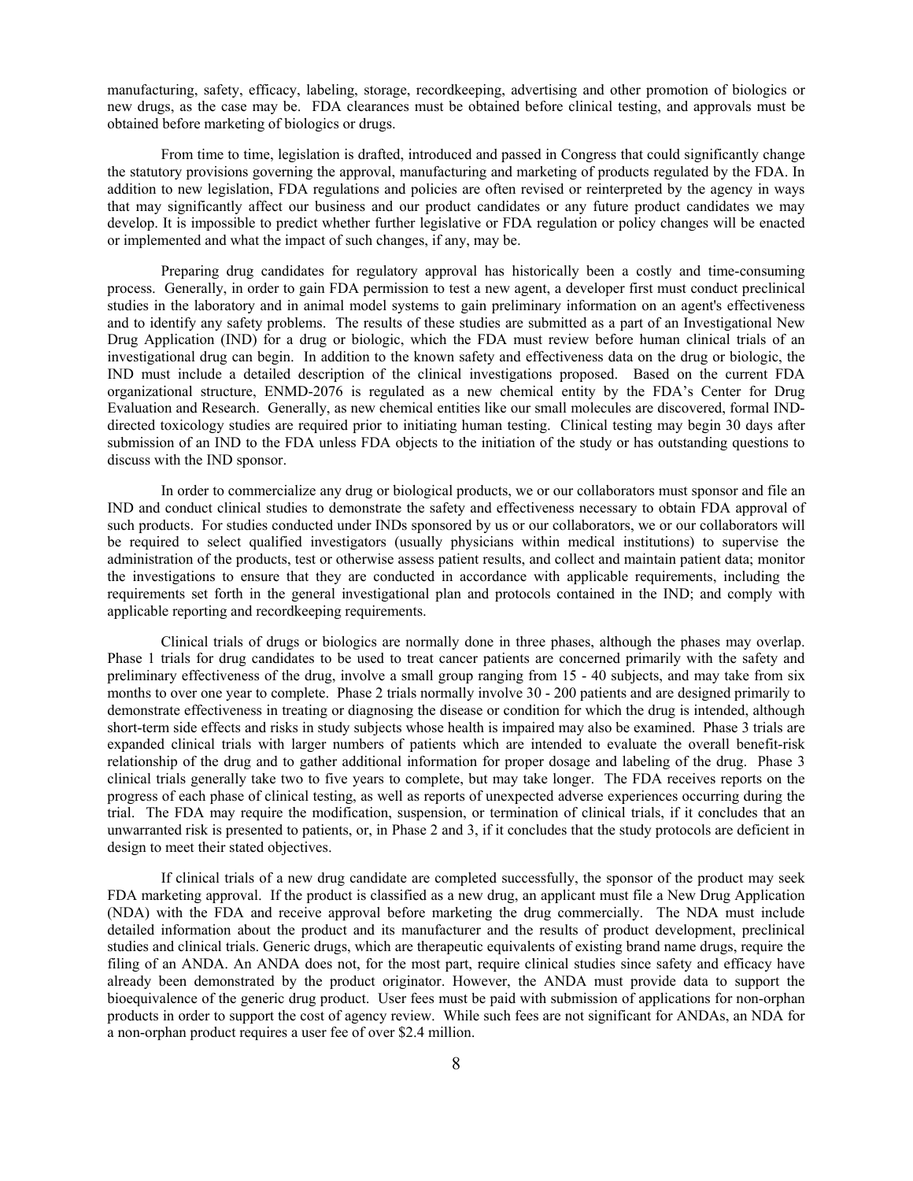manufacturing, safety, efficacy, labeling, storage, recordkeeping, advertising and other promotion of biologics or new drugs, as the case may be. FDA clearances must be obtained before clinical testing, and approvals must be obtained before marketing of biologics or drugs.

From time to time, legislation is drafted, introduced and passed in Congress that could significantly change the statutory provisions governing the approval, manufacturing and marketing of products regulated by the FDA. In addition to new legislation, FDA regulations and policies are often revised or reinterpreted by the agency in ways that may significantly affect our business and our product candidates or any future product candidates we may develop. It is impossible to predict whether further legislative or FDA regulation or policy changes will be enacted or implemented and what the impact of such changes, if any, may be.

Preparing drug candidates for regulatory approval has historically been a costly and time-consuming process. Generally, in order to gain FDA permission to test a new agent, a developer first must conduct preclinical studies in the laboratory and in animal model systems to gain preliminary information on an agent's effectiveness and to identify any safety problems. The results of these studies are submitted as a part of an Investigational New Drug Application (IND) for a drug or biologic, which the FDA must review before human clinical trials of an investigational drug can begin. In addition to the known safety and effectiveness data on the drug or biologic, the IND must include a detailed description of the clinical investigations proposed. Based on the current FDA organizational structure, ENMD-2076 is regulated as a new chemical entity by the FDA's Center for Drug Evaluation and Research. Generally, as new chemical entities like our small molecules are discovered, formal IND-directed toxicology studies are required prior to initiating human testing. Clinical testing may begin 30 days after submission of an IND to the FDA unless FDA objects to the initiation of the study or has outstanding questions to discuss with the IND sponsor.

In order to commercialize any drug or biological products, we or our collaborators must sponsor and file an IND and conduct clinical studies to demonstrate the safety and effectiveness necessary to obtain FDA approval of such products. For studies conducted under INDs sponsored by us or our collaborators, we or our collaborators will be required to select qualified investigators (usually physicians within medical institutions) to supervise the administration of the products, test or otherwise assess patient results, and collect and maintain patient data; monitor the investigations to ensure that they are conducted in accordance with applicable requirements, including the requirements set forth in the general investigational plan and protocols contained in the IND; and comply with applicable reporting and recordkeeping requirements.

Clinical trials of drugs or biologics are normally done in three phases, although the phases may overlap. Phase 1 trials for drug candidates to be used to treat cancer patients are concerned primarily with the safety and preliminary effectiveness of the drug, involve a small group ranging from 15 - 40 subjects, and may take from six months to over one year to complete. Phase 2 trials normally involve 30 - 200 patients and are designed primarily to demonstrate effectiveness in treating or diagnosing the disease or condition for which the drug is intended, although short-term side effects and risks in study subjects whose health is impaired may also be examined. Phase 3 trials are expanded clinical trials with larger numbers of patients which are intended to evaluate the overall benefit-risk relationship of the drug and to gather additional information for proper dosage and labeling of the drug. Phase 3 clinical trials generally take two to five years to complete, but may take longer. The FDA receives reports on the progress of each phase of clinical testing, as well as reports of unexpected adverse experiences occurring during the trial. The FDA may require the modification, suspension, or termination of clinical trials, if it concludes that an unwarranted risk is presented to patients, or, in Phase 2 and 3, if it concludes that the study protocols are deficient in design to meet their stated objectives.

If clinical trials of a new drug candidate are completed successfully, the sponsor of the product may seek FDA marketing approval. If the product is classified as a new drug, an applicant must file a New Drug Application (NDA) with the FDA and receive approval before marketing the drug commercially. The NDA must include detailed information about the product and its manufacturer and the results of product development, preclinical studies and clinical trials. Generic drugs, which are therapeutic equivalents of existing brand name drugs, require the filing of an ANDA. An ANDA does not, for the most part, require clinical studies since safety and efficacy have already been demonstrated by the product originator. However, the ANDA must provide data to support the bioequivalence of the generic drug product. User fees must be paid with submission of applications for non-orphan products in order to support the cost of agency review. While such fees are not significant for ANDAs, an NDA for a non-orphan product requires a user fee of over $2.4 million.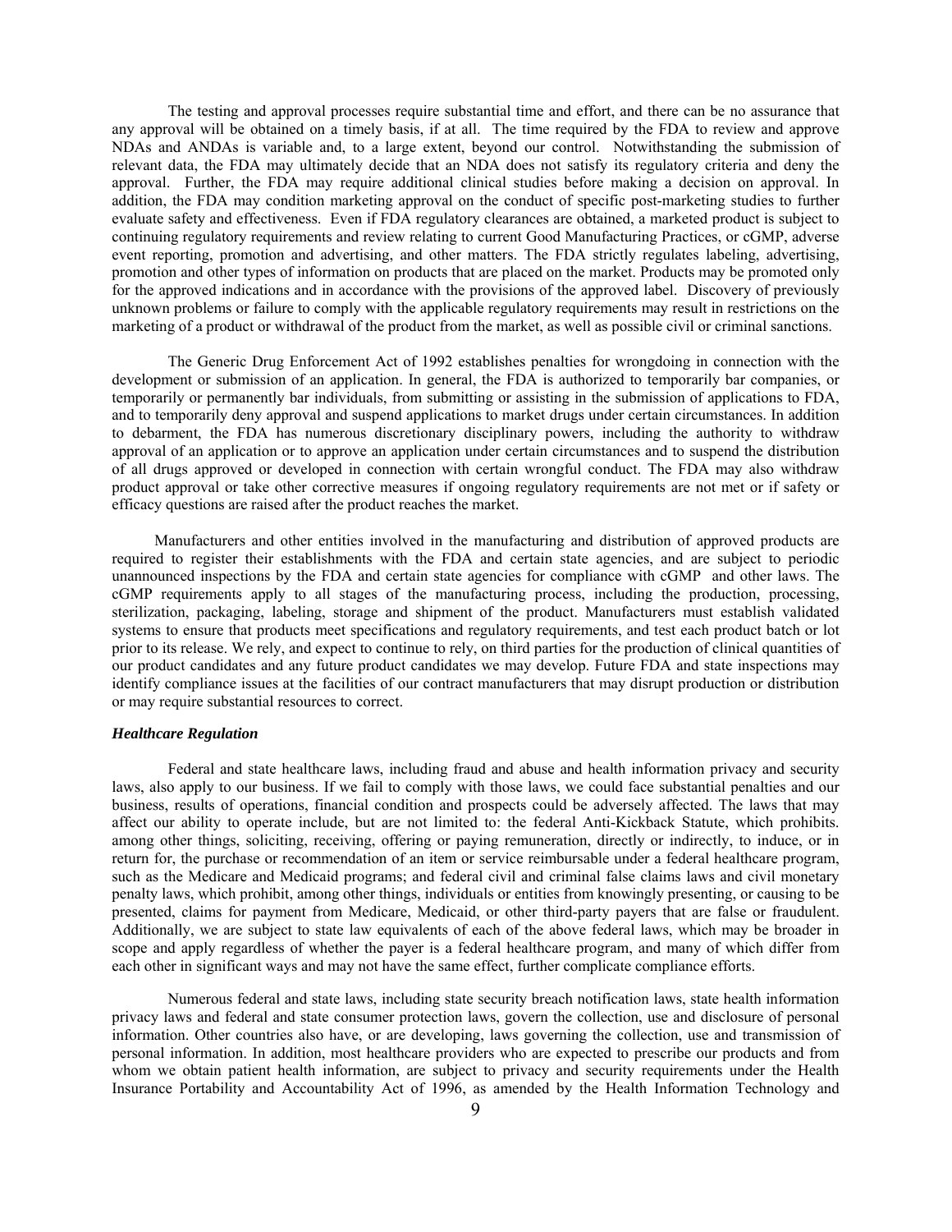The testing and approval processes require substantial time and effort, and there can be no assurance that any approval will be obtained on a timely basis, if at all. The time required by the FDA to review and approve NDAs and ANDAs is variable and, to a large extent, beyond our control. Notwithstanding the submission of relevant data, the FDA may ultimately decide that an NDA does not satisfy its regulatory criteria and deny the approval. Further, the FDA may require additional clinical studies before making a decision on approval. In addition, the FDA may condition marketing approval on the conduct of specific post-marketing studies to further evaluate safety and effectiveness. Even if FDA regulatory clearances are obtained, a marketed product is subject to continuing regulatory requirements and review relating to current Good Manufacturing Practices, or cGMP, adverse event reporting, promotion and advertising, and other matters. The FDA strictly regulates labeling, advertising, promotion and other types of information on products that are placed on the market. Products may be promoted only for the approved indications and in accordance with the provisions of the approved label. Discovery of previously unknown problems or failure to comply with the applicable regulatory requirements may result in restrictions on the marketing of a product or withdrawal of the product from the market, as well as possible civil or criminal sanctions.

The Generic Drug Enforcement Act of 1992 establishes penalties for wrongdoing in connection with the development or submission of an application. In general, the FDA is authorized to temporarily bar companies, or temporarily or permanently bar individuals, from submitting or assisting in the submission of applications to FDA, and to temporarily deny approval and suspend applications to market drugs under certain circumstances. In addition to debarment, the FDA has numerous discretionary disciplinary powers, including the authority to withdraw approval of an application or to approve an application under certain circumstances and to suspend the distribution of all drugs approved or developed in connection with certain wrongful conduct. The FDA may also withdraw product approval or take other corrective measures if ongoing regulatory requirements are not met or if safety or efficacy questions are raised after the product reaches the market.

Manufacturers and other entities involved in the manufacturing and distribution of approved products are required to register their establishments with the FDA and certain state agencies, and are subject to periodic unannounced inspections by the FDA and certain state agencies for compliance with cGMP and other laws. The cGMP requirements apply to all stages of the manufacturing process, including the production, processing, sterilization, packaging, labeling, storage and shipment of the product. Manufacturers must establish validated systems to ensure that products meet specifications and regulatory requirements, and test each product batch or lot prior to its release. We rely, and expect to continue to rely, on third parties for the production of clinical quantities of our product candidates and any future product candidates we may develop. Future FDA and state inspections may identify compliance issues at the facilities of our contract manufacturers that may disrupt production or distribution or may require substantial resources to correct.

***Healthcare Regulation***

Federal and state healthcare laws, including fraud and abuse and health information privacy and security laws, also apply to our business. If we fail to comply with those laws, we could face substantial penalties and our business, results of operations, financial condition and prospects could be adversely affected. The laws that may affect our ability to operate include, but are not limited to: the federal Anti-Kickback Statute, which prohibits. among other things, soliciting, receiving, offering or paying remuneration, directly or indirectly, to induce, or in return for, the purchase or recommendation of an item or service reimbursable under a federal healthcare program, such as the Medicare and Medicaid programs; and federal civil and criminal false claims laws and civil monetary penalty laws, which prohibit, among other things, individuals or entities from knowingly presenting, or causing to be presented, claims for payment from Medicare, Medicaid, or other third-party payers that are false or fraudulent. Additionally, we are subject to state law equivalents of each of the above federal laws, which may be broader in scope and apply regardless of whether the payer is a federal healthcare program, and many of which differ from each other in significant ways and may not have the same effect, further complicate compliance efforts.

Numerous federal and state laws, including state security breach notification laws, state health information privacy laws and federal and state consumer protection laws, govern the collection, use and disclosure of personal information. Other countries also have, or are developing, laws governing the collection, use and transmission of personal information. In addition, most healthcare providers who are expected to prescribe our products and from whom we obtain patient health information, are subject to privacy and security requirements under the Health Insurance Portability and Accountability Act of 1996, as amended by the Health Information Technology and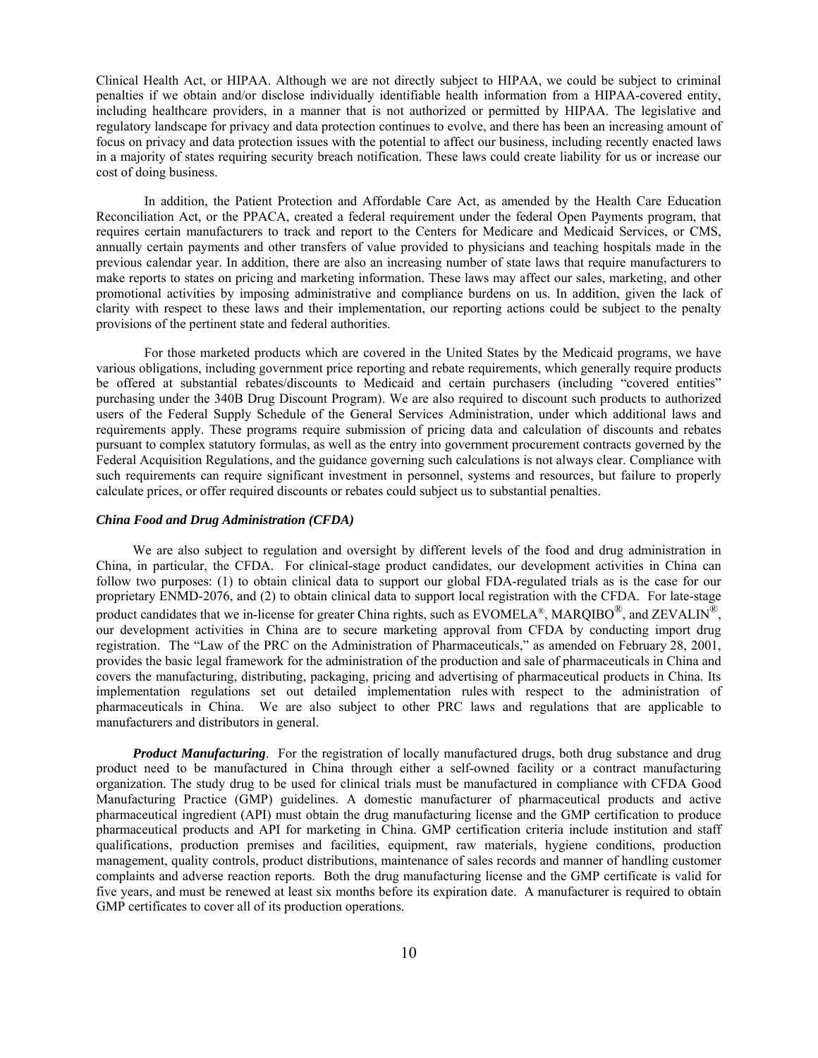Clinical Health Act, or HIPAA. Although we are not directly subject to HIPAA, we could be subject to criminal penalties if we obtain and/or disclose individually identifiable health information from a HIPAA-covered entity, including healthcare providers, in a manner that is not authorized or permitted by HIPAA. The legislative and regulatory landscape for privacy and data protection continues to evolve, and there has been an increasing amount of focus on privacy and data protection issues with the potential to affect our business, including recently enacted laws in a majority of states requiring security breach notification. These laws could create liability for us or increase our cost of doing business.

In addition, the Patient Protection and Affordable Care Act, as amended by the Health Care Education Reconciliation Act, or the PPACA, created a federal requirement under the federal Open Payments program, that requires certain manufacturers to track and report to the Centers for Medicare and Medicaid Services, or CMS, annually certain payments and other transfers of value provided to physicians and teaching hospitals made in the previous calendar year. In addition, there are also an increasing number of state laws that require manufacturers to make reports to states on pricing and marketing information. These laws may affect our sales, marketing, and other promotional activities by imposing administrative and compliance burdens on us. In addition, given the lack of clarity with respect to these laws and their implementation, our reporting actions could be subject to the penalty provisions of the pertinent state and federal authorities.

For those marketed products which are covered in the United States by the Medicaid programs, we have various obligations, including government price reporting and rebate requirements, which generally require products be offered at substantial rebates/discounts to Medicaid and certain purchasers (including "covered entities" purchasing under the 340B Drug Discount Program). We are also required to discount such products to authorized users of the Federal Supply Schedule of the General Services Administration, under which additional laws and requirements apply. These programs require submission of pricing data and calculation of discounts and rebates pursuant to complex statutory formulas, as well as the entry into government procurement contracts governed by the Federal Acquisition Regulations, and the guidance governing such calculations is not always clear. Compliance with such requirements can require significant investment in personnel, systems and resources, but failure to properly calculate prices, or offer required discounts or rebates could subject us to substantial penalties.

***China Food and Drug Administration (CFDA)***

We are also subject to regulation and oversight by different levels of the food and drug administration in China, in particular, the CFDA. For clinical-stage product candidates, our development activities in China can follow two purposes: (1) to obtain clinical data to support our global FDA-regulated trials as is the case for our proprietary ENMD-2076, and (2) to obtain clinical data to support local registration with the CFDA. For late-stage product candidates that we in-license for greater China rights, such as EVOMELA®, MARQIBO®, and ZEVALIN®, our development activities in China are to secure marketing approval from CFDA by conducting import drug registration. The "Law of the PRC on the Administration of Pharmaceuticals," as amended on February 28, 2001, provides the basic legal framework for the administration of the production and sale of pharmaceuticals in China and covers the manufacturing, distributing, packaging, pricing and advertising of pharmaceutical products in China. Its implementation regulations set out detailed implementation rules with respect to the administration of pharmaceuticals in China. We are also subject to other PRC laws and regulations that are applicable to manufacturers and distributors in general.

***Product Manufacturing***. For the registration of locally manufactured drugs, both drug substance and drug product need to be manufactured in China through either a self-owned facility or a contract manufacturing organization. The study drug to be used for clinical trials must be manufactured in compliance with CFDA Good Manufacturing Practice (GMP) guidelines. A domestic manufacturer of pharmaceutical products and active pharmaceutical ingredient (API) must obtain the drug manufacturing license and the GMP certification to produce pharmaceutical products and API for marketing in China. GMP certification criteria include institution and staff qualifications, production premises and facilities, equipment, raw materials, hygiene conditions, production management, quality controls, product distributions, maintenance of sales records and manner of handling customer complaints and adverse reaction reports. Both the drug manufacturing license and the GMP certificate is valid for five years, and must be renewed at least six months before its expiration date. A manufacturer is required to obtain GMP certificates to cover all of its production operations.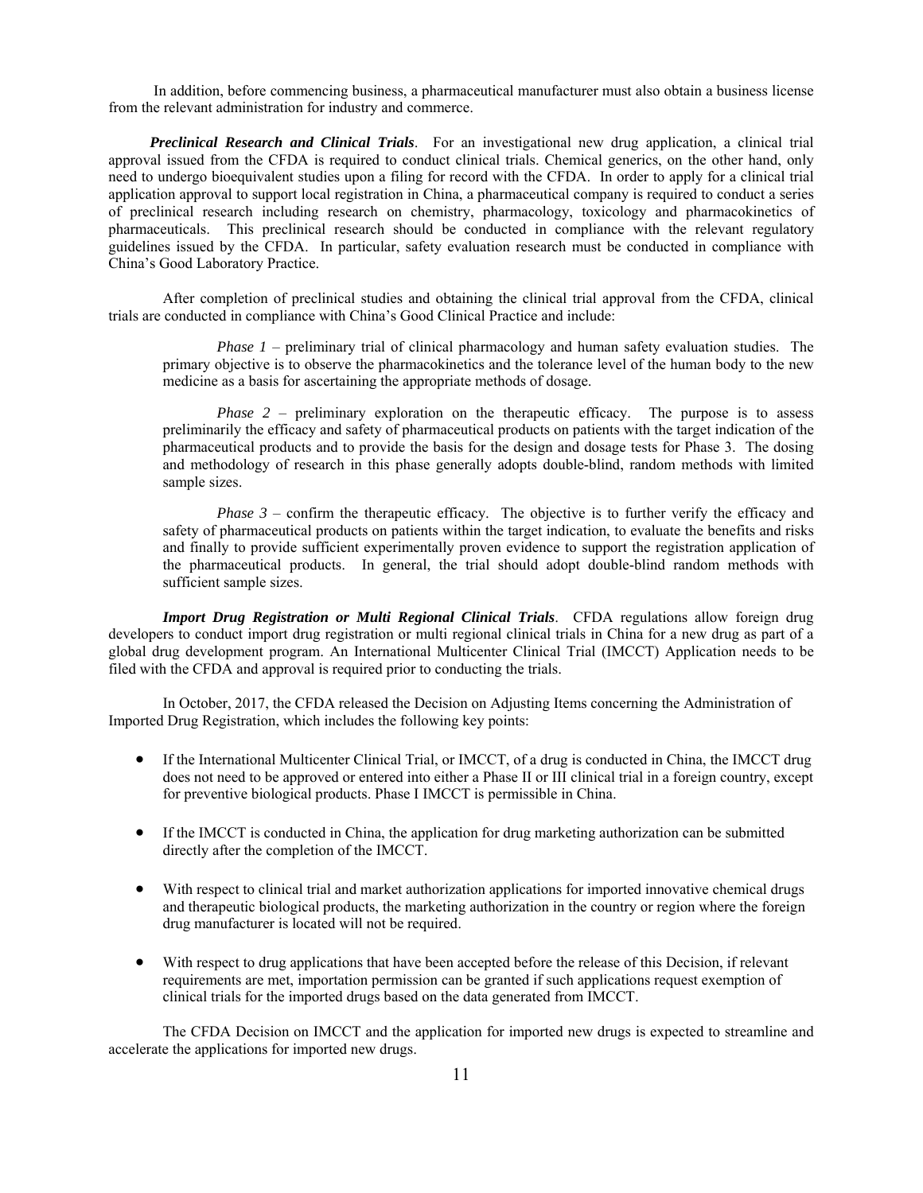In addition, before commencing business, a pharmaceutical manufacturer must also obtain a business license from the relevant administration for industry and commerce.

***Preclinical Research and Clinical Trials***. For an investigational new drug application, a clinical trial approval issued from the CFDA is required to conduct clinical trials. Chemical generics, on the other hand, only need to undergo bioequivalent studies upon a filing for record with the CFDA. In order to apply for a clinical trial application approval to support local registration in China, a pharmaceutical company is required to conduct a series of preclinical research including research on chemistry, pharmacology, toxicology and pharmacokinetics of pharmaceuticals. This preclinical research should be conducted in compliance with the relevant regulatory guidelines issued by the CFDA. In particular, safety evaluation research must be conducted in compliance with China's Good Laboratory Practice.

After completion of preclinical studies and obtaining the clinical trial approval from the CFDA, clinical trials are conducted in compliance with China's Good Clinical Practice and include:

> *Phase 1* – preliminary trial of clinical pharmacology and human safety evaluation studies. The primary objective is to observe the pharmacokinetics and the tolerance level of the human body to the new medicine as a basis for ascertaining the appropriate methods of dosage.
>
> *Phase 2* – preliminary exploration on the therapeutic efficacy. The purpose is to assess preliminarily the efficacy and safety of pharmaceutical products on patients with the target indication of the pharmaceutical products and to provide the basis for the design and dosage tests for Phase 3. The dosing and methodology of research in this phase generally adopts double-blind, random methods with limited sample sizes.
>
> *Phase 3* – confirm the therapeutic efficacy. The objective is to further verify the efficacy and safety of pharmaceutical products on patients within the target indication, to evaluate the benefits and risks and finally to provide sufficient experimentally proven evidence to support the registration application of the pharmaceutical products. In general, the trial should adopt double-blind random methods with sufficient sample sizes.

***Import Drug Registration or Multi Regional Clinical Trials***. CFDA regulations allow foreign drug developers to conduct import drug registration or multi regional clinical trials in China for a new drug as part of a global drug development program. An International Multicenter Clinical Trial (IMCCT) Application needs to be filed with the CFDA and approval is required prior to conducting the trials.

In October, 2017, the CFDA released the Decision on Adjusting Items concerning the Administration of Imported Drug Registration, which includes the following key points:

- If the International Multicenter Clinical Trial, or IMCCT, of a drug is conducted in China, the IMCCT drug does not need to be approved or entered into either a Phase II or III clinical trial in a foreign country, except for preventive biological products. Phase I IMCCT is permissible in China.
- If the IMCCT is conducted in China, the application for drug marketing authorization can be submitted directly after the completion of the IMCCT.
- With respect to clinical trial and market authorization applications for imported innovative chemical drugs and therapeutic biological products, the marketing authorization in the country or region where the foreign drug manufacturer is located will not be required.
- With respect to drug applications that have been accepted before the release of this Decision, if relevant requirements are met, importation permission can be granted if such applications request exemption of clinical trials for the imported drugs based on the data generated from IMCCT.

The CFDA Decision on IMCCT and the application for imported new drugs is expected to streamline and accelerate the applications for imported new drugs.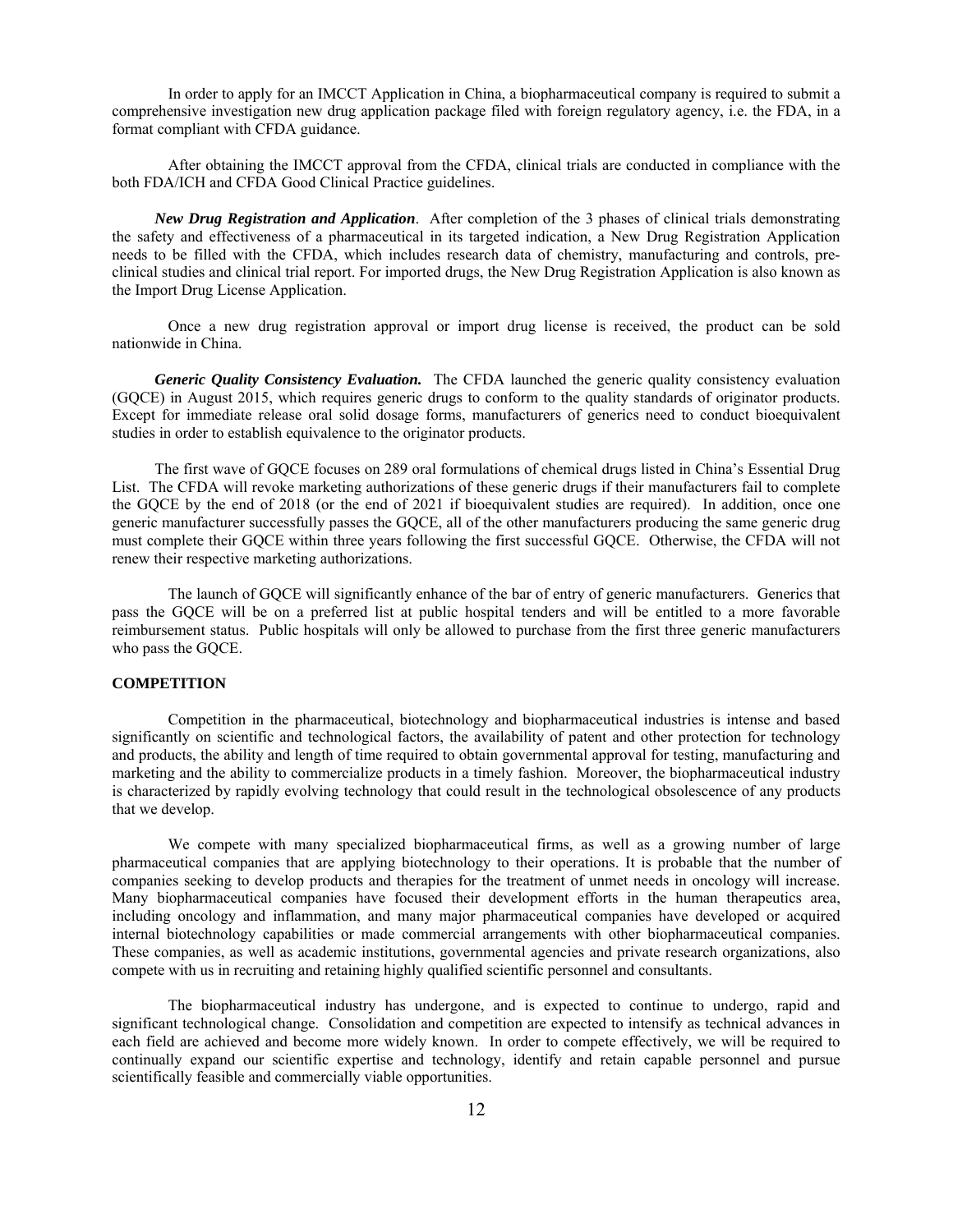In order to apply for an IMCCT Application in China, a biopharmaceutical company is required to submit a comprehensive investigation new drug application package filed with foreign regulatory agency, i.e. the FDA, in a format compliant with CFDA guidance.

After obtaining the IMCCT approval from the CFDA, clinical trials are conducted in compliance with the both FDA/ICH and CFDA Good Clinical Practice guidelines.

***New Drug Registration and Application***. After completion of the 3 phases of clinical trials demonstrating the safety and effectiveness of a pharmaceutical in its targeted indication, a New Drug Registration Application needs to be filled with the CFDA, which includes research data of chemistry, manufacturing and controls, pre-clinical studies and clinical trial report. For imported drugs, the New Drug Registration Application is also known as the Import Drug License Application.

Once a new drug registration approval or import drug license is received, the product can be sold nationwide in China.

***Generic Quality Consistency Evaluation.*** The CFDA launched the generic quality consistency evaluation (GQCE) in August 2015, which requires generic drugs to conform to the quality standards of originator products. Except for immediate release oral solid dosage forms, manufacturers of generics need to conduct bioequivalent studies in order to establish equivalence to the originator products.

The first wave of GQCE focuses on 289 oral formulations of chemical drugs listed in China's Essential Drug List. The CFDA will revoke marketing authorizations of these generic drugs if their manufacturers fail to complete the GQCE by the end of 2018 (or the end of 2021 if bioequivalent studies are required). In addition, once one generic manufacturer successfully passes the GQCE, all of the other manufacturers producing the same generic drug must complete their GQCE within three years following the first successful GQCE. Otherwise, the CFDA will not renew their respective marketing authorizations.

The launch of GQCE will significantly enhance of the bar of entry of generic manufacturers. Generics that pass the GQCE will be on a preferred list at public hospital tenders and will be entitled to a more favorable reimbursement status. Public hospitals will only be allowed to purchase from the first three generic manufacturers who pass the GQCE.

## COMPETITION

Competition in the pharmaceutical, biotechnology and biopharmaceutical industries is intense and based significantly on scientific and technological factors, the availability of patent and other protection for technology and products, the ability and length of time required to obtain governmental approval for testing, manufacturing and marketing and the ability to commercialize products in a timely fashion. Moreover, the biopharmaceutical industry is characterized by rapidly evolving technology that could result in the technological obsolescence of any products that we develop.

We compete with many specialized biopharmaceutical firms, as well as a growing number of large pharmaceutical companies that are applying biotechnology to their operations. It is probable that the number of companies seeking to develop products and therapies for the treatment of unmet needs in oncology will increase. Many biopharmaceutical companies have focused their development efforts in the human therapeutics area, including oncology and inflammation, and many major pharmaceutical companies have developed or acquired internal biotechnology capabilities or made commercial arrangements with other biopharmaceutical companies. These companies, as well as academic institutions, governmental agencies and private research organizations, also compete with us in recruiting and retaining highly qualified scientific personnel and consultants.

The biopharmaceutical industry has undergone, and is expected to continue to undergo, rapid and significant technological change. Consolidation and competition are expected to intensify as technical advances in each field are achieved and become more widely known. In order to compete effectively, we will be required to continually expand our scientific expertise and technology, identify and retain capable personnel and pursue scientifically feasible and commercially viable opportunities.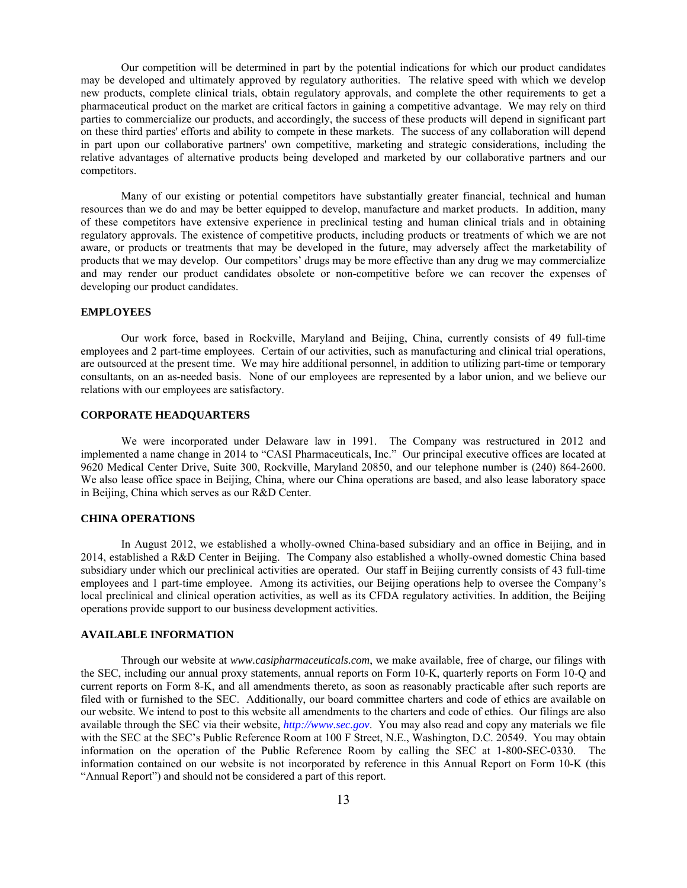Our competition will be determined in part by the potential indications for which our product candidates may be developed and ultimately approved by regulatory authorities. The relative speed with which we develop new products, complete clinical trials, obtain regulatory approvals, and complete the other requirements to get a pharmaceutical product on the market are critical factors in gaining a competitive advantage. We may rely on third parties to commercialize our products, and accordingly, the success of these products will depend in significant part on these third parties' efforts and ability to compete in these markets. The success of any collaboration will depend in part upon our collaborative partners' own competitive, marketing and strategic considerations, including the relative advantages of alternative products being developed and marketed by our collaborative partners and our competitors.

Many of our existing or potential competitors have substantially greater financial, technical and human resources than we do and may be better equipped to develop, manufacture and market products. In addition, many of these competitors have extensive experience in preclinical testing and human clinical trials and in obtaining regulatory approvals. The existence of competitive products, including products or treatments of which we are not aware, or products or treatments that may be developed in the future, may adversely affect the marketability of products that we may develop. Our competitors' drugs may be more effective than any drug we may commercialize and may render our product candidates obsolete or non-competitive before we can recover the expenses of developing our product candidates.

## EMPLOYEES

Our work force, based in Rockville, Maryland and Beijing, China, currently consists of 49 full-time employees and 2 part-time employees. Certain of our activities, such as manufacturing and clinical trial operations, are outsourced at the present time. We may hire additional personnel, in addition to utilizing part-time or temporary consultants, on an as-needed basis. None of our employees are represented by a labor union, and we believe our relations with our employees are satisfactory.

## CORPORATE HEADQUARTERS

We were incorporated under Delaware law in 1991. The Company was restructured in 2012 and implemented a name change in 2014 to "CASI Pharmaceuticals, Inc." Our principal executive offices are located at 9620 Medical Center Drive, Suite 300, Rockville, Maryland 20850, and our telephone number is (240) 864-2600. We also lease office space in Beijing, China, where our China operations are based, and also lease laboratory space in Beijing, China which serves as our R&D Center.

## CHINA OPERATIONS

In August 2012, we established a wholly-owned China-based subsidiary and an office in Beijing, and in 2014, established a R&D Center in Beijing. The Company also established a wholly-owned domestic China based subsidiary under which our preclinical activities are operated. Our staff in Beijing currently consists of 43 full-time employees and 1 part-time employee. Among its activities, our Beijing operations help to oversee the Company's local preclinical and clinical operation activities, as well as its CFDA regulatory activities. In addition, the Beijing operations provide support to our business development activities.

## AVAILABLE INFORMATION

Through our website at *www.casipharmaceuticals.com*, we make available, free of charge, our filings with the SEC, including our annual proxy statements, annual reports on Form 10-K, quarterly reports on Form 10-Q and current reports on Form 8-K, and all amendments thereto, as soon as reasonably practicable after such reports are filed with or furnished to the SEC. Additionally, our board committee charters and code of ethics are available on our website. We intend to post to this website all amendments to the charters and code of ethics. Our filings are also available through the SEC via their website, *http://www.sec.gov*. You may also read and copy any materials we file with the SEC at the SEC's Public Reference Room at 100 F Street, N.E., Washington, D.C. 20549. You may obtain information on the operation of the Public Reference Room by calling the SEC at 1-800-SEC-0330. The information contained on our website is not incorporated by reference in this Annual Report on Form 10-K (this "Annual Report") and should not be considered a part of this report.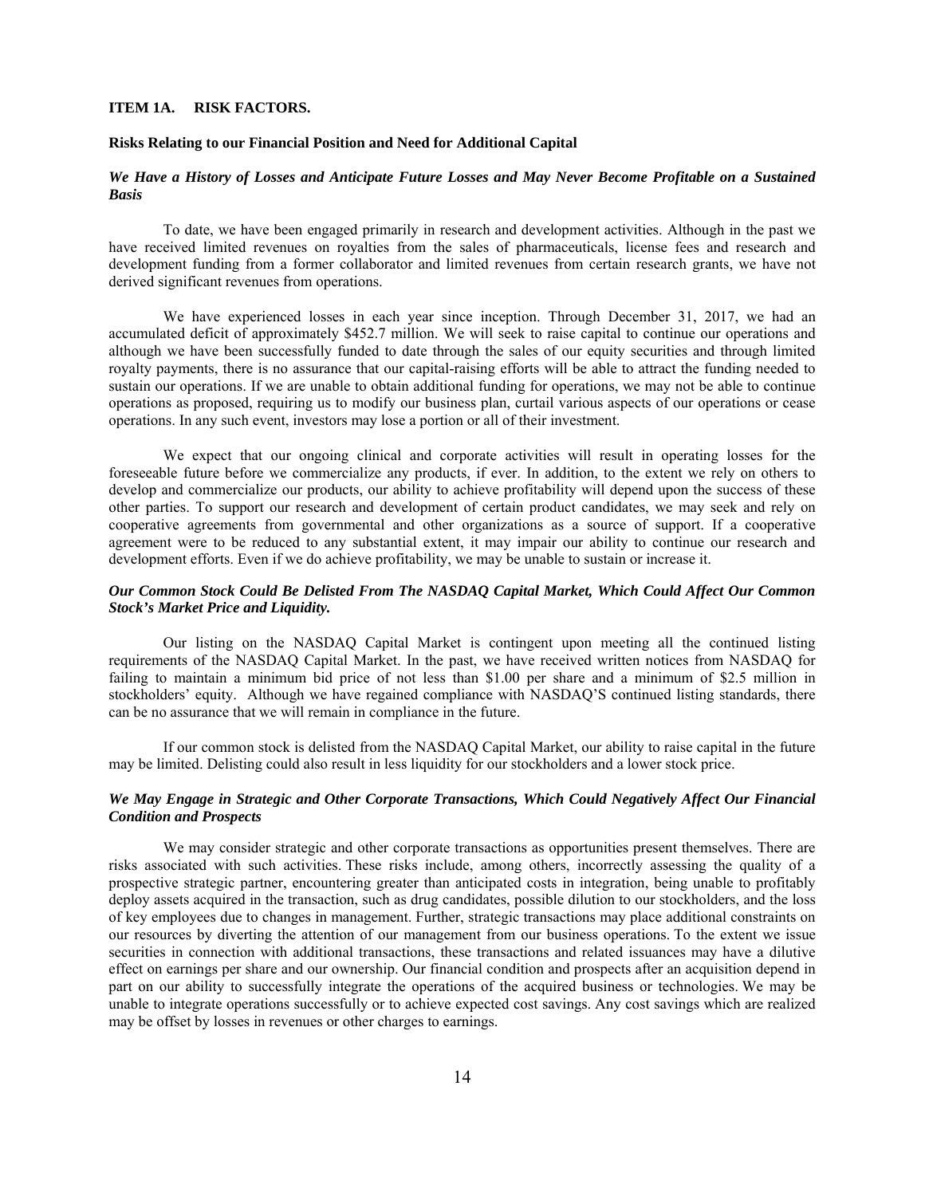## ITEM 1A. RISK FACTORS.

### Risks Relating to our Financial Position and Need for Additional Capital

***We Have a History of Losses and Anticipate Future Losses and May Never Become Profitable on a Sustained Basis***

To date, we have been engaged primarily in research and development activities. Although in the past we have received limited revenues on royalties from the sales of pharmaceuticals, license fees and research and development funding from a former collaborator and limited revenues from certain research grants, we have not derived significant revenues from operations.

We have experienced losses in each year since inception. Through December 31, 2017, we had an accumulated deficit of approximately $452.7 million. We will seek to raise capital to continue our operations and although we have been successfully funded to date through the sales of our equity securities and through limited royalty payments, there is no assurance that our capital-raising efforts will be able to attract the funding needed to sustain our operations. If we are unable to obtain additional funding for operations, we may not be able to continue operations as proposed, requiring us to modify our business plan, curtail various aspects of our operations or cease operations. In any such event, investors may lose a portion or all of their investment.

We expect that our ongoing clinical and corporate activities will result in operating losses for the foreseeable future before we commercialize any products, if ever. In addition, to the extent we rely on others to develop and commercialize our products, our ability to achieve profitability will depend upon the success of these other parties. To support our research and development of certain product candidates, we may seek and rely on cooperative agreements from governmental and other organizations as a source of support. If a cooperative agreement were to be reduced to any substantial extent, it may impair our ability to continue our research and development efforts. Even if we do achieve profitability, we may be unable to sustain or increase it.

***Our Common Stock Could Be Delisted From The NASDAQ Capital Market, Which Could Affect Our Common Stock's Market Price and Liquidity.***

Our listing on the NASDAQ Capital Market is contingent upon meeting all the continued listing requirements of the NASDAQ Capital Market. In the past, we have received written notices from NASDAQ for failing to maintain a minimum bid price of not less than $1.00 per share and a minimum of $2.5 million in stockholders' equity. Although we have regained compliance with NASDAQ'S continued listing standards, there can be no assurance that we will remain in compliance in the future.

If our common stock is delisted from the NASDAQ Capital Market, our ability to raise capital in the future may be limited. Delisting could also result in less liquidity for our stockholders and a lower stock price.

***We May Engage in Strategic and Other Corporate Transactions, Which Could Negatively Affect Our Financial Condition and Prospects***

We may consider strategic and other corporate transactions as opportunities present themselves. There are risks associated with such activities. These risks include, among others, incorrectly assessing the quality of a prospective strategic partner, encountering greater than anticipated costs in integration, being unable to profitably deploy assets acquired in the transaction, such as drug candidates, possible dilution to our stockholders, and the loss of key employees due to changes in management. Further, strategic transactions may place additional constraints on our resources by diverting the attention of our management from our business operations. To the extent we issue securities in connection with additional transactions, these transactions and related issuances may have a dilutive effect on earnings per share and our ownership. Our financial condition and prospects after an acquisition depend in part on our ability to successfully integrate the operations of the acquired business or technologies. We may be unable to integrate operations successfully or to achieve expected cost savings. Any cost savings which are realized may be offset by losses in revenues or other charges to earnings.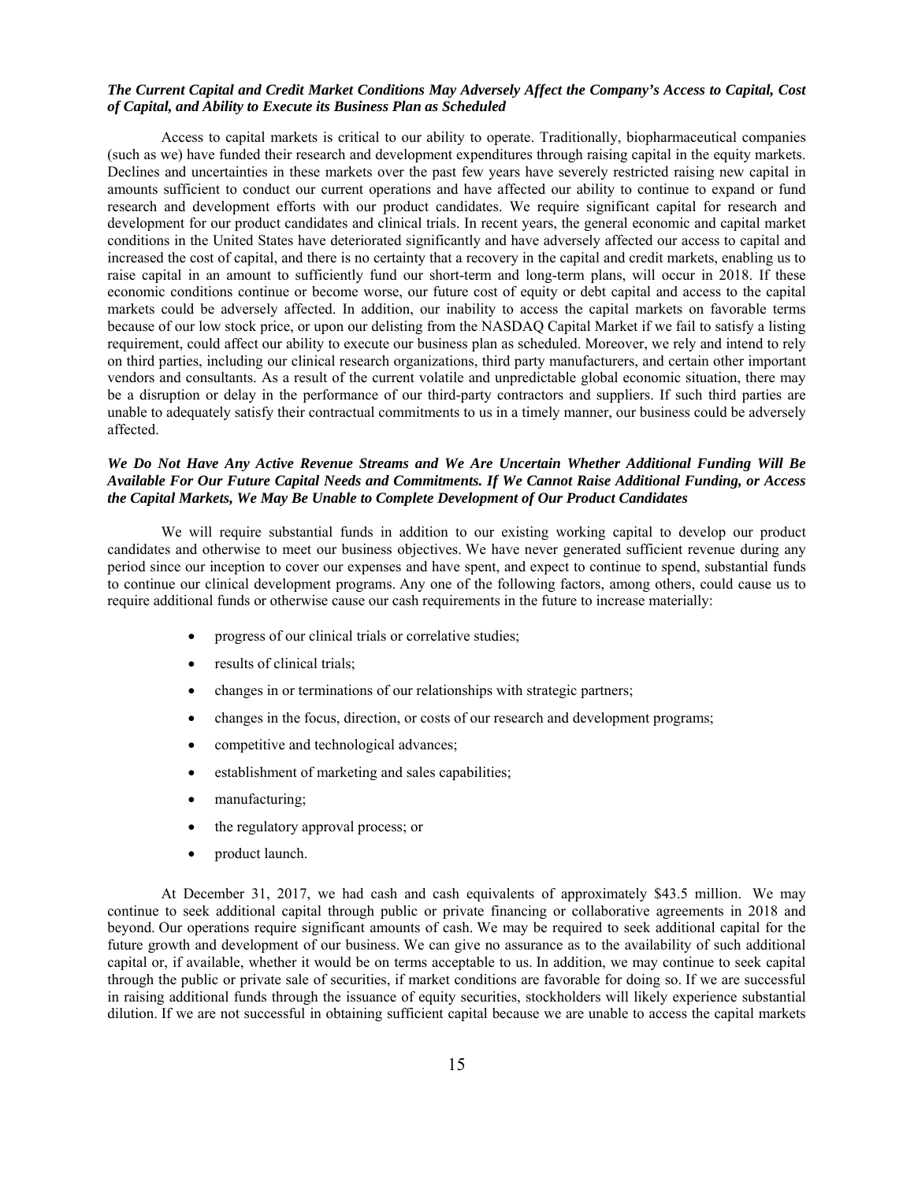***The Current Capital and Credit Market Conditions May Adversely Affect the Company's Access to Capital, Cost of Capital, and Ability to Execute its Business Plan as Scheduled***

Access to capital markets is critical to our ability to operate. Traditionally, biopharmaceutical companies (such as we) have funded their research and development expenditures through raising capital in the equity markets. Declines and uncertainties in these markets over the past few years have severely restricted raising new capital in amounts sufficient to conduct our current operations and have affected our ability to continue to expand or fund research and development efforts with our product candidates. We require significant capital for research and development for our product candidates and clinical trials. In recent years, the general economic and capital market conditions in the United States have deteriorated significantly and have adversely affected our access to capital and increased the cost of capital, and there is no certainty that a recovery in the capital and credit markets, enabling us to raise capital in an amount to sufficiently fund our short-term and long-term plans, will occur in 2018. If these economic conditions continue or become worse, our future cost of equity or debt capital and access to the capital markets could be adversely affected. In addition, our inability to access the capital markets on favorable terms because of our low stock price, or upon our delisting from the NASDAQ Capital Market if we fail to satisfy a listing requirement, could affect our ability to execute our business plan as scheduled. Moreover, we rely and intend to rely on third parties, including our clinical research organizations, third party manufacturers, and certain other important vendors and consultants. As a result of the current volatile and unpredictable global economic situation, there may be a disruption or delay in the performance of our third-party contractors and suppliers. If such third parties are unable to adequately satisfy their contractual commitments to us in a timely manner, our business could be adversely affected.

***We Do Not Have Any Active Revenue Streams and We Are Uncertain Whether Additional Funding Will Be Available For Our Future Capital Needs and Commitments. If We Cannot Raise Additional Funding, or Access the Capital Markets, We May Be Unable to Complete Development of Our Product Candidates***

We will require substantial funds in addition to our existing working capital to develop our product candidates and otherwise to meet our business objectives. We have never generated sufficient revenue during any period since our inception to cover our expenses and have spent, and expect to continue to spend, substantial funds to continue our clinical development programs. Any one of the following factors, among others, could cause us to require additional funds or otherwise cause our cash requirements in the future to increase materially:

- progress of our clinical trials or correlative studies;
- results of clinical trials;
- changes in or terminations of our relationships with strategic partners;
- changes in the focus, direction, or costs of our research and development programs;
- competitive and technological advances;
- establishment of marketing and sales capabilities;
- manufacturing;
- the regulatory approval process; or
- product launch.

At December 31, 2017, we had cash and cash equivalents of approximately $43.5 million. We may continue to seek additional capital through public or private financing or collaborative agreements in 2018 and beyond. Our operations require significant amounts of cash. We may be required to seek additional capital for the future growth and development of our business. We can give no assurance as to the availability of such additional capital or, if available, whether it would be on terms acceptable to us. In addition, we may continue to seek capital through the public or private sale of securities, if market conditions are favorable for doing so. If we are successful in raising additional funds through the issuance of equity securities, stockholders will likely experience substantial dilution. If we are not successful in obtaining sufficient capital because we are unable to access the capital markets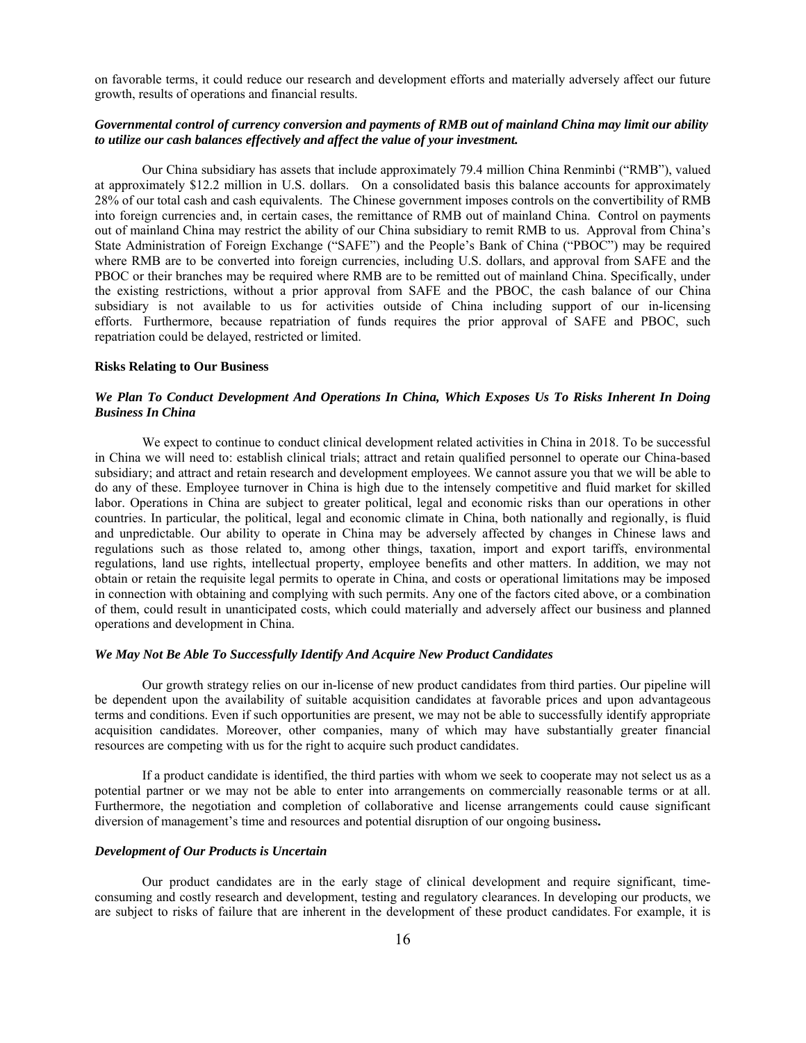on favorable terms, it could reduce our research and development efforts and materially adversely affect our future growth, results of operations and financial results.

***Governmental control of currency conversion and payments of RMB out of mainland China may limit our ability to utilize our cash balances effectively and affect the value of your investment.***

Our China subsidiary has assets that include approximately 79.4 million China Renminbi ("RMB"), valued at approximately $12.2 million in U.S. dollars. On a consolidated basis this balance accounts for approximately 28% of our total cash and cash equivalents. The Chinese government imposes controls on the convertibility of RMB into foreign currencies and, in certain cases, the remittance of RMB out of mainland China. Control on payments out of mainland China may restrict the ability of our China subsidiary to remit RMB to us. Approval from China's State Administration of Foreign Exchange ("SAFE") and the People's Bank of China ("PBOC") may be required where RMB are to be converted into foreign currencies, including U.S. dollars, and approval from SAFE and the PBOC or their branches may be required where RMB are to be remitted out of mainland China. Specifically, under the existing restrictions, without a prior approval from SAFE and the PBOC, the cash balance of our China subsidiary is not available to us for activities outside of China including support of our in-licensing efforts. Furthermore, because repatriation of funds requires the prior approval of SAFE and PBOC, such repatriation could be delayed, restricted or limited.

**Risks Relating to Our Business**

***We Plan To Conduct Development And Operations In China, Which Exposes Us To Risks Inherent In Doing Business In China***

We expect to continue to conduct clinical development related activities in China in 2018. To be successful in China we will need to: establish clinical trials; attract and retain qualified personnel to operate our China-based subsidiary; and attract and retain research and development employees. We cannot assure you that we will be able to do any of these. Employee turnover in China is high due to the intensely competitive and fluid market for skilled labor. Operations in China are subject to greater political, legal and economic risks than our operations in other countries. In particular, the political, legal and economic climate in China, both nationally and regionally, is fluid and unpredictable. Our ability to operate in China may be adversely affected by changes in Chinese laws and regulations such as those related to, among other things, taxation, import and export tariffs, environmental regulations, land use rights, intellectual property, employee benefits and other matters. In addition, we may not obtain or retain the requisite legal permits to operate in China, and costs or operational limitations may be imposed in connection with obtaining and complying with such permits. Any one of the factors cited above, or a combination of them, could result in unanticipated costs, which could materially and adversely affect our business and planned operations and development in China.

***We May Not Be Able To Successfully Identify And Acquire New Product Candidates***

Our growth strategy relies on our in-license of new product candidates from third parties. Our pipeline will be dependent upon the availability of suitable acquisition candidates at favorable prices and upon advantageous terms and conditions. Even if such opportunities are present, we may not be able to successfully identify appropriate acquisition candidates. Moreover, other companies, many of which may have substantially greater financial resources are competing with us for the right to acquire such product candidates.

If a product candidate is identified, the third parties with whom we seek to cooperate may not select us as a potential partner or we may not be able to enter into arrangements on commercially reasonable terms or at all. Furthermore, the negotiation and completion of collaborative and license arrangements could cause significant diversion of management's time and resources and potential disruption of our ongoing business**.**

***Development of Our Products is Uncertain***

Our product candidates are in the early stage of clinical development and require significant, time-consuming and costly research and development, testing and regulatory clearances. In developing our products, we are subject to risks of failure that are inherent in the development of these product candidates. For example, it is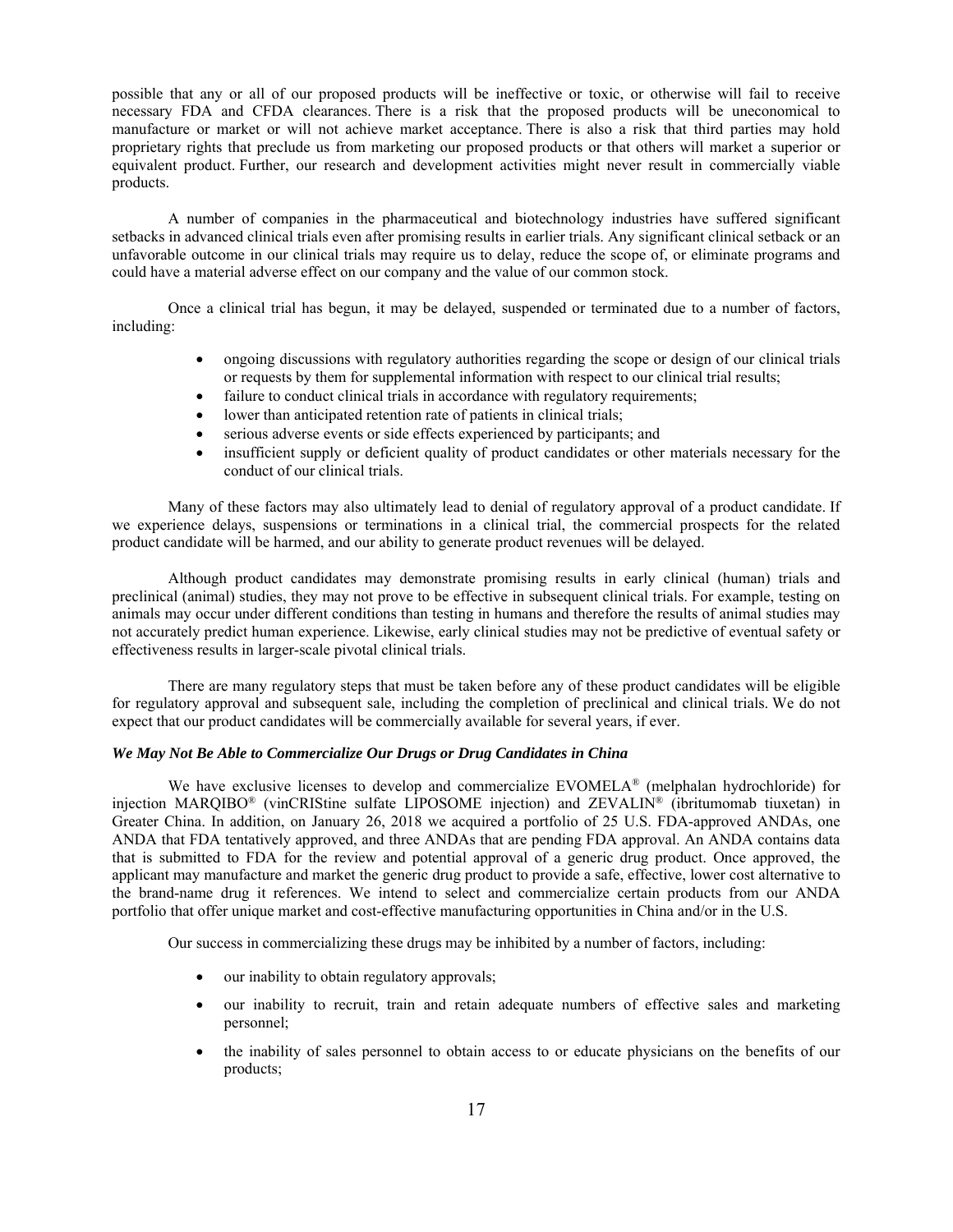possible that any or all of our proposed products will be ineffective or toxic, or otherwise will fail to receive necessary FDA and CFDA clearances. There is a risk that the proposed products will be uneconomical to manufacture or market or will not achieve market acceptance. There is also a risk that third parties may hold proprietary rights that preclude us from marketing our proposed products or that others will market a superior or equivalent product. Further, our research and development activities might never result in commercially viable products.

A number of companies in the pharmaceutical and biotechnology industries have suffered significant setbacks in advanced clinical trials even after promising results in earlier trials. Any significant clinical setback or an unfavorable outcome in our clinical trials may require us to delay, reduce the scope of, or eliminate programs and could have a material adverse effect on our company and the value of our common stock.

Once a clinical trial has begun, it may be delayed, suspended or terminated due to a number of factors, including:

- ongoing discussions with regulatory authorities regarding the scope or design of our clinical trials or requests by them for supplemental information with respect to our clinical trial results;
- failure to conduct clinical trials in accordance with regulatory requirements;
- lower than anticipated retention rate of patients in clinical trials;
- serious adverse events or side effects experienced by participants; and
- insufficient supply or deficient quality of product candidates or other materials necessary for the conduct of our clinical trials.

Many of these factors may also ultimately lead to denial of regulatory approval of a product candidate. If we experience delays, suspensions or terminations in a clinical trial, the commercial prospects for the related product candidate will be harmed, and our ability to generate product revenues will be delayed.

Although product candidates may demonstrate promising results in early clinical (human) trials and preclinical (animal) studies, they may not prove to be effective in subsequent clinical trials. For example, testing on animals may occur under different conditions than testing in humans and therefore the results of animal studies may not accurately predict human experience. Likewise, early clinical studies may not be predictive of eventual safety or effectiveness results in larger-scale pivotal clinical trials.

There are many regulatory steps that must be taken before any of these product candidates will be eligible for regulatory approval and subsequent sale, including the completion of preclinical and clinical trials. We do not expect that our product candidates will be commercially available for several years, if ever.

***We May Not Be Able to Commercialize Our Drugs or Drug Candidates in China***

We have exclusive licenses to develop and commercialize EVOMELA® (melphalan hydrochloride) for injection MARQIBO® (vinCRIStine sulfate LIPOSOME injection) and ZEVALIN® (ibritumomab tiuxetan) in Greater China. In addition, on January 26, 2018 we acquired a portfolio of 25 U.S. FDA-approved ANDAs, one ANDA that FDA tentatively approved, and three ANDAs that are pending FDA approval. An ANDA contains data that is submitted to FDA for the review and potential approval of a generic drug product. Once approved, the applicant may manufacture and market the generic drug product to provide a safe, effective, lower cost alternative to the brand-name drug it references. We intend to select and commercialize certain products from our ANDA portfolio that offer unique market and cost-effective manufacturing opportunities in China and/or in the U.S.

Our success in commercializing these drugs may be inhibited by a number of factors, including:

- our inability to obtain regulatory approvals;
- our inability to recruit, train and retain adequate numbers of effective sales and marketing personnel;
- the inability of sales personnel to obtain access to or educate physicians on the benefits of our products;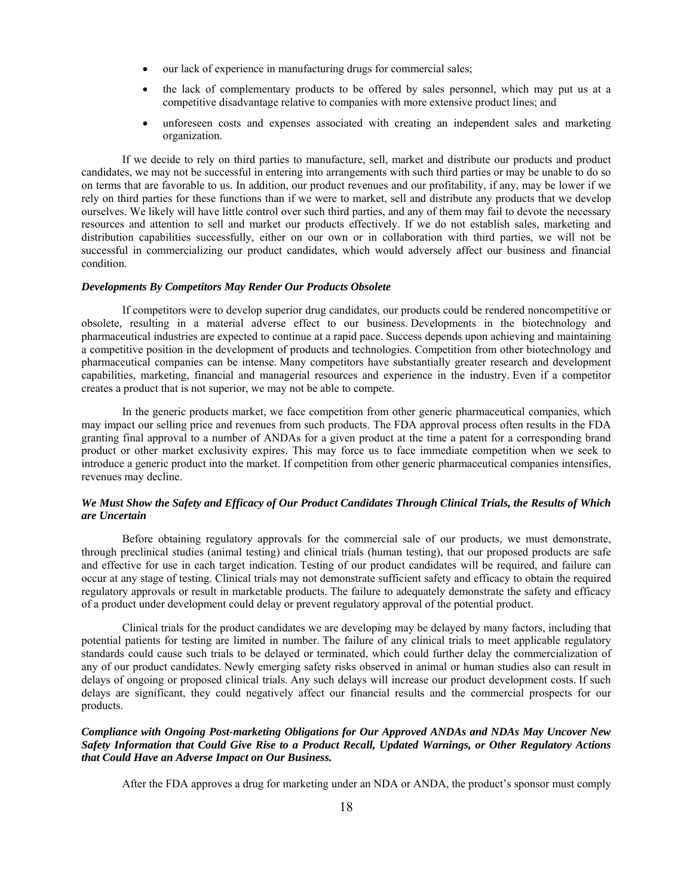- our lack of experience in manufacturing drugs for commercial sales;
- the lack of complementary products to be offered by sales personnel, which may put us at a competitive disadvantage relative to companies with more extensive product lines; and
- unforeseen costs and expenses associated with creating an independent sales and marketing organization.

If we decide to rely on third parties to manufacture, sell, market and distribute our products and product candidates, we may not be successful in entering into arrangements with such third parties or may be unable to do so on terms that are favorable to us. In addition, our product revenues and our profitability, if any, may be lower if we rely on third parties for these functions than if we were to market, sell and distribute any products that we develop ourselves. We likely will have little control over such third parties, and any of them may fail to devote the necessary resources and attention to sell and market our products effectively. If we do not establish sales, marketing and distribution capabilities successfully, either on our own or in collaboration with third parties, we will not be successful in commercializing our product candidates, which would adversely affect our business and financial condition.

***Developments By Competitors May Render Our Products Obsolete***

If competitors were to develop superior drug candidates, our products could be rendered noncompetitive or obsolete, resulting in a material adverse effect to our business. Developments in the biotechnology and pharmaceutical industries are expected to continue at a rapid pace. Success depends upon achieving and maintaining a competitive position in the development of products and technologies. Competition from other biotechnology and pharmaceutical companies can be intense. Many competitors have substantially greater research and development capabilities, marketing, financial and managerial resources and experience in the industry. Even if a competitor creates a product that is not superior, we may not be able to compete.

In the generic products market, we face competition from other generic pharmaceutical companies, which may impact our selling price and revenues from such products. The FDA approval process often results in the FDA granting final approval to a number of ANDAs for a given product at the time a patent for a corresponding brand product or other market exclusivity expires. This may force us to face immediate competition when we seek to introduce a generic product into the market. If competition from other generic pharmaceutical companies intensifies, revenues may decline.

***We Must Show the Safety and Efficacy of Our Product Candidates Through Clinical Trials, the Results of Which are Uncertain***

Before obtaining regulatory approvals for the commercial sale of our products, we must demonstrate, through preclinical studies (animal testing) and clinical trials (human testing), that our proposed products are safe and effective for use in each target indication. Testing of our product candidates will be required, and failure can occur at any stage of testing. Clinical trials may not demonstrate sufficient safety and efficacy to obtain the required regulatory approvals or result in marketable products. The failure to adequately demonstrate the safety and efficacy of a product under development could delay or prevent regulatory approval of the potential product.

Clinical trials for the product candidates we are developing may be delayed by many factors, including that potential patients for testing are limited in number. The failure of any clinical trials to meet applicable regulatory standards could cause such trials to be delayed or terminated, which could further delay the commercialization of any of our product candidates. Newly emerging safety risks observed in animal or human studies also can result in delays of ongoing or proposed clinical trials. Any such delays will increase our product development costs. If such delays are significant, they could negatively affect our financial results and the commercial prospects for our products.

***Compliance with Ongoing Post-marketing Obligations for Our Approved ANDAs and NDAs May Uncover New Safety Information that Could Give Rise to a Product Recall, Updated Warnings, or Other Regulatory Actions that Could Have an Adverse Impact on Our Business.***

After the FDA approves a drug for marketing under an NDA or ANDA, the product's sponsor must comply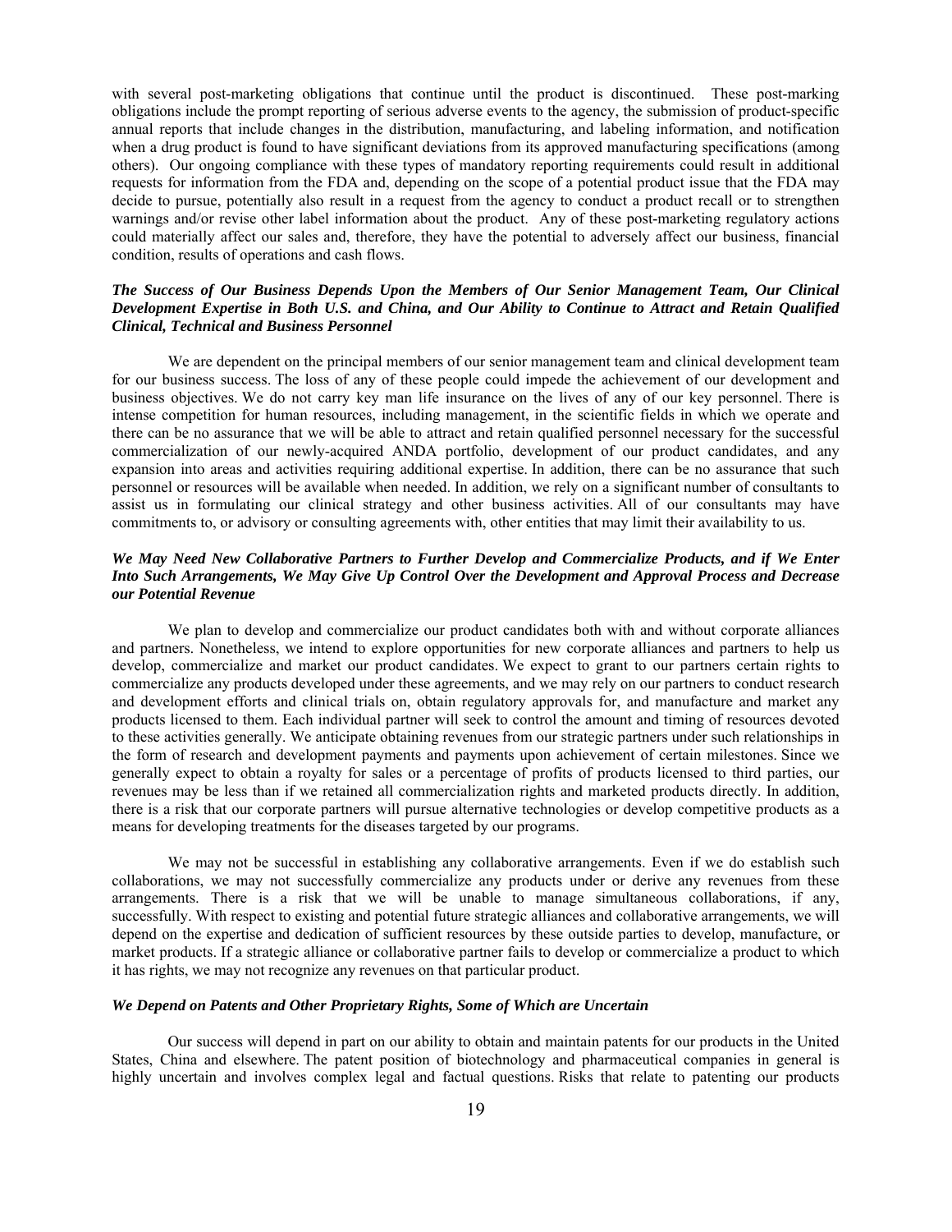with several post-marketing obligations that continue until the product is discontinued. These post-marking obligations include the prompt reporting of serious adverse events to the agency, the submission of product-specific annual reports that include changes in the distribution, manufacturing, and labeling information, and notification when a drug product is found to have significant deviations from its approved manufacturing specifications (among others). Our ongoing compliance with these types of mandatory reporting requirements could result in additional requests for information from the FDA and, depending on the scope of a potential product issue that the FDA may decide to pursue, potentially also result in a request from the agency to conduct a product recall or to strengthen warnings and/or revise other label information about the product. Any of these post-marketing regulatory actions could materially affect our sales and, therefore, they have the potential to adversely affect our business, financial condition, results of operations and cash flows.

***The Success of Our Business Depends Upon the Members of Our Senior Management Team, Our Clinical Development Expertise in Both U.S. and China, and Our Ability to Continue to Attract and Retain Qualified Clinical, Technical and Business Personnel***

We are dependent on the principal members of our senior management team and clinical development team for our business success. The loss of any of these people could impede the achievement of our development and business objectives. We do not carry key man life insurance on the lives of any of our key personnel. There is intense competition for human resources, including management, in the scientific fields in which we operate and there can be no assurance that we will be able to attract and retain qualified personnel necessary for the successful commercialization of our newly-acquired ANDA portfolio, development of our product candidates, and any expansion into areas and activities requiring additional expertise. In addition, there can be no assurance that such personnel or resources will be available when needed. In addition, we rely on a significant number of consultants to assist us in formulating our clinical strategy and other business activities. All of our consultants may have commitments to, or advisory or consulting agreements with, other entities that may limit their availability to us.

***We May Need New Collaborative Partners to Further Develop and Commercialize Products, and if We Enter Into Such Arrangements, We May Give Up Control Over the Development and Approval Process and Decrease our Potential Revenue***

We plan to develop and commercialize our product candidates both with and without corporate alliances and partners. Nonetheless, we intend to explore opportunities for new corporate alliances and partners to help us develop, commercialize and market our product candidates. We expect to grant to our partners certain rights to commercialize any products developed under these agreements, and we may rely on our partners to conduct research and development efforts and clinical trials on, obtain regulatory approvals for, and manufacture and market any products licensed to them. Each individual partner will seek to control the amount and timing of resources devoted to these activities generally. We anticipate obtaining revenues from our strategic partners under such relationships in the form of research and development payments and payments upon achievement of certain milestones. Since we generally expect to obtain a royalty for sales or a percentage of profits of products licensed to third parties, our revenues may be less than if we retained all commercialization rights and marketed products directly. In addition, there is a risk that our corporate partners will pursue alternative technologies or develop competitive products as a means for developing treatments for the diseases targeted by our programs.

We may not be successful in establishing any collaborative arrangements. Even if we do establish such collaborations, we may not successfully commercialize any products under or derive any revenues from these arrangements. There is a risk that we will be unable to manage simultaneous collaborations, if any, successfully. With respect to existing and potential future strategic alliances and collaborative arrangements, we will depend on the expertise and dedication of sufficient resources by these outside parties to develop, manufacture, or market products. If a strategic alliance or collaborative partner fails to develop or commercialize a product to which it has rights, we may not recognize any revenues on that particular product.

***We Depend on Patents and Other Proprietary Rights, Some of Which are Uncertain***

Our success will depend in part on our ability to obtain and maintain patents for our products in the United States, China and elsewhere. The patent position of biotechnology and pharmaceutical companies in general is highly uncertain and involves complex legal and factual questions. Risks that relate to patenting our products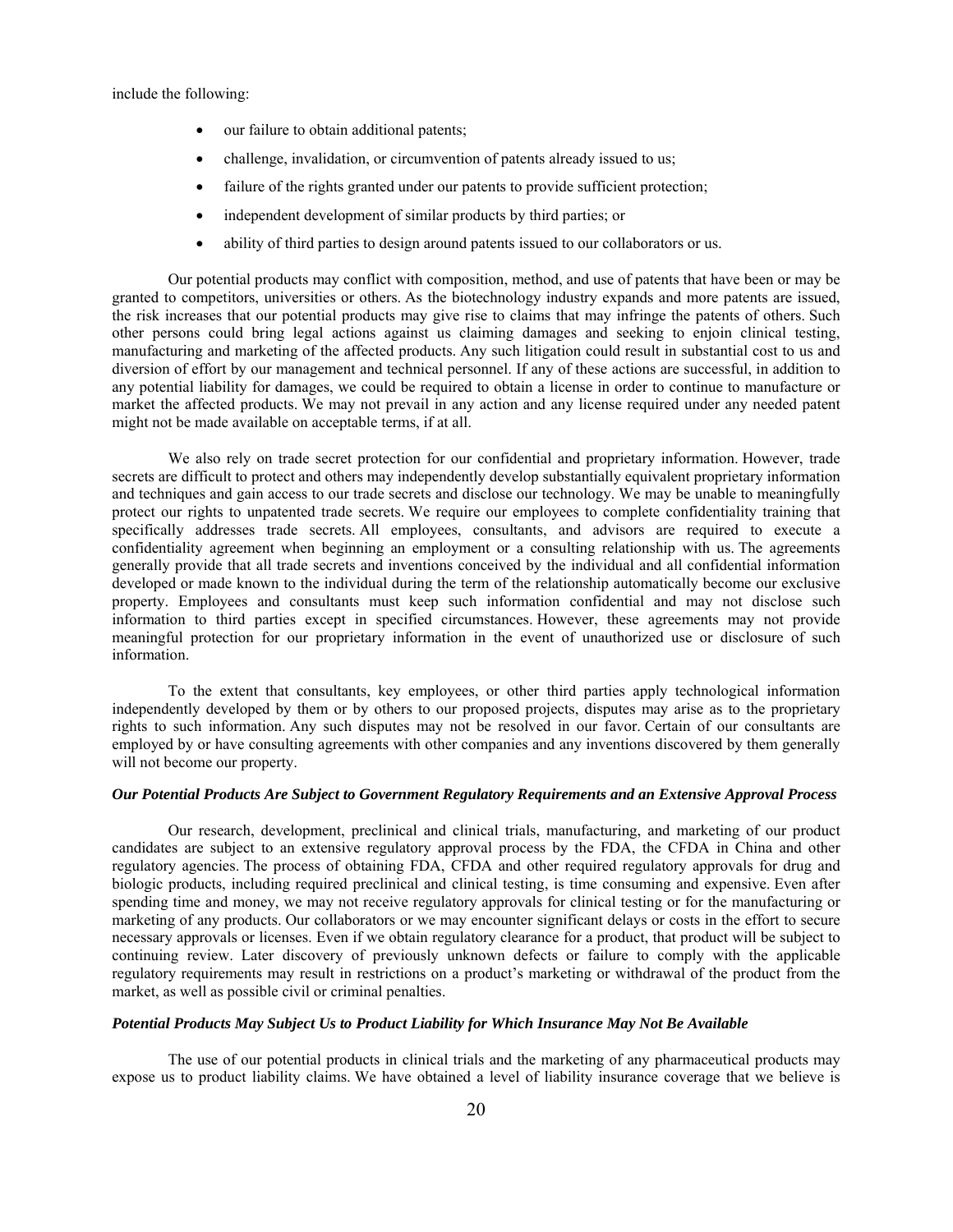include the following:

- our failure to obtain additional patents;
- challenge, invalidation, or circumvention of patents already issued to us;
- failure of the rights granted under our patents to provide sufficient protection;
- independent development of similar products by third parties; or
- ability of third parties to design around patents issued to our collaborators or us.

Our potential products may conflict with composition, method, and use of patents that have been or may be granted to competitors, universities or others. As the biotechnology industry expands and more patents are issued, the risk increases that our potential products may give rise to claims that may infringe the patents of others. Such other persons could bring legal actions against us claiming damages and seeking to enjoin clinical testing, manufacturing and marketing of the affected products. Any such litigation could result in substantial cost to us and diversion of effort by our management and technical personnel. If any of these actions are successful, in addition to any potential liability for damages, we could be required to obtain a license in order to continue to manufacture or market the affected products. We may not prevail in any action and any license required under any needed patent might not be made available on acceptable terms, if at all.

We also rely on trade secret protection for our confidential and proprietary information. However, trade secrets are difficult to protect and others may independently develop substantially equivalent proprietary information and techniques and gain access to our trade secrets and disclose our technology. We may be unable to meaningfully protect our rights to unpatented trade secrets. We require our employees to complete confidentiality training that specifically addresses trade secrets. All employees, consultants, and advisors are required to execute a confidentiality agreement when beginning an employment or a consulting relationship with us. The agreements generally provide that all trade secrets and inventions conceived by the individual and all confidential information developed or made known to the individual during the term of the relationship automatically become our exclusive property. Employees and consultants must keep such information confidential and may not disclose such information to third parties except in specified circumstances. However, these agreements may not provide meaningful protection for our proprietary information in the event of unauthorized use or disclosure of such information.

To the extent that consultants, key employees, or other third parties apply technological information independently developed by them or by others to our proposed projects, disputes may arise as to the proprietary rights to such information. Any such disputes may not be resolved in our favor. Certain of our consultants are employed by or have consulting agreements with other companies and any inventions discovered by them generally will not become our property.

***Our Potential Products Are Subject to Government Regulatory Requirements and an Extensive Approval Process***

Our research, development, preclinical and clinical trials, manufacturing, and marketing of our product candidates are subject to an extensive regulatory approval process by the FDA, the CFDA in China and other regulatory agencies. The process of obtaining FDA, CFDA and other required regulatory approvals for drug and biologic products, including required preclinical and clinical testing, is time consuming and expensive. Even after spending time and money, we may not receive regulatory approvals for clinical testing or for the manufacturing or marketing of any products. Our collaborators or we may encounter significant delays or costs in the effort to secure necessary approvals or licenses. Even if we obtain regulatory clearance for a product, that product will be subject to continuing review. Later discovery of previously unknown defects or failure to comply with the applicable regulatory requirements may result in restrictions on a product's marketing or withdrawal of the product from the market, as well as possible civil or criminal penalties.

***Potential Products May Subject Us to Product Liability for Which Insurance May Not Be Available***

The use of our potential products in clinical trials and the marketing of any pharmaceutical products may expose us to product liability claims. We have obtained a level of liability insurance coverage that we believe is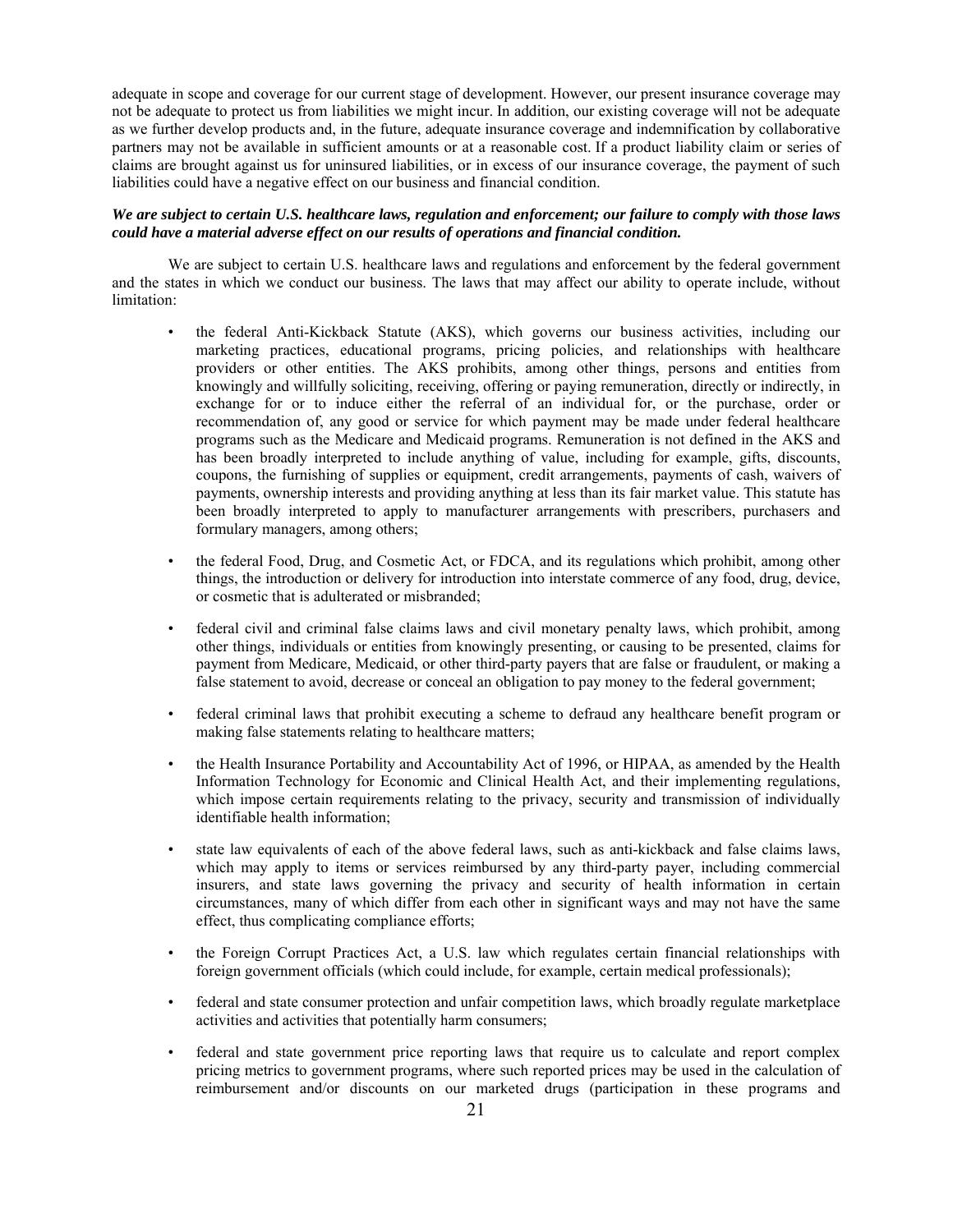adequate in scope and coverage for our current stage of development. However, our present insurance coverage may not be adequate to protect us from liabilities we might incur. In addition, our existing coverage will not be adequate as we further develop products and, in the future, adequate insurance coverage and indemnification by collaborative partners may not be available in sufficient amounts or at a reasonable cost. If a product liability claim or series of claims are brought against us for uninsured liabilities, or in excess of our insurance coverage, the payment of such liabilities could have a negative effect on our business and financial condition.

***We are subject to certain U.S. healthcare laws, regulation and enforcement; our failure to comply with those laws could have a material adverse effect on our results of operations and financial condition.***

We are subject to certain U.S. healthcare laws and regulations and enforcement by the federal government and the states in which we conduct our business. The laws that may affect our ability to operate include, without limitation:

- the federal Anti-Kickback Statute (AKS), which governs our business activities, including our marketing practices, educational programs, pricing policies, and relationships with healthcare providers or other entities. The AKS prohibits, among other things, persons and entities from knowingly and willfully soliciting, receiving, offering or paying remuneration, directly or indirectly, in exchange for or to induce either the referral of an individual for, or the purchase, order or recommendation of, any good or service for which payment may be made under federal healthcare programs such as the Medicare and Medicaid programs. Remuneration is not defined in the AKS and has been broadly interpreted to include anything of value, including for example, gifts, discounts, coupons, the furnishing of supplies or equipment, credit arrangements, payments of cash, waivers of payments, ownership interests and providing anything at less than its fair market value. This statute has been broadly interpreted to apply to manufacturer arrangements with prescribers, purchasers and formulary managers, among others;

- the federal Food, Drug, and Cosmetic Act, or FDCA, and its regulations which prohibit, among other things, the introduction or delivery for introduction into interstate commerce of any food, drug, device, or cosmetic that is adulterated or misbranded;

- federal civil and criminal false claims laws and civil monetary penalty laws, which prohibit, among other things, individuals or entities from knowingly presenting, or causing to be presented, claims for payment from Medicare, Medicaid, or other third-party payers that are false or fraudulent, or making a false statement to avoid, decrease or conceal an obligation to pay money to the federal government;

- federal criminal laws that prohibit executing a scheme to defraud any healthcare benefit program or making false statements relating to healthcare matters;

- the Health Insurance Portability and Accountability Act of 1996, or HIPAA, as amended by the Health Information Technology for Economic and Clinical Health Act, and their implementing regulations, which impose certain requirements relating to the privacy, security and transmission of individually identifiable health information;

- state law equivalents of each of the above federal laws, such as anti-kickback and false claims laws, which may apply to items or services reimbursed by any third-party payer, including commercial insurers, and state laws governing the privacy and security of health information in certain circumstances, many of which differ from each other in significant ways and may not have the same effect, thus complicating compliance efforts;

- the Foreign Corrupt Practices Act, a U.S. law which regulates certain financial relationships with foreign government officials (which could include, for example, certain medical professionals);

- federal and state consumer protection and unfair competition laws, which broadly regulate marketplace activities and activities that potentially harm consumers;

- federal and state government price reporting laws that require us to calculate and report complex pricing metrics to government programs, where such reported prices may be used in the calculation of reimbursement and/or discounts on our marketed drugs (participation in these programs and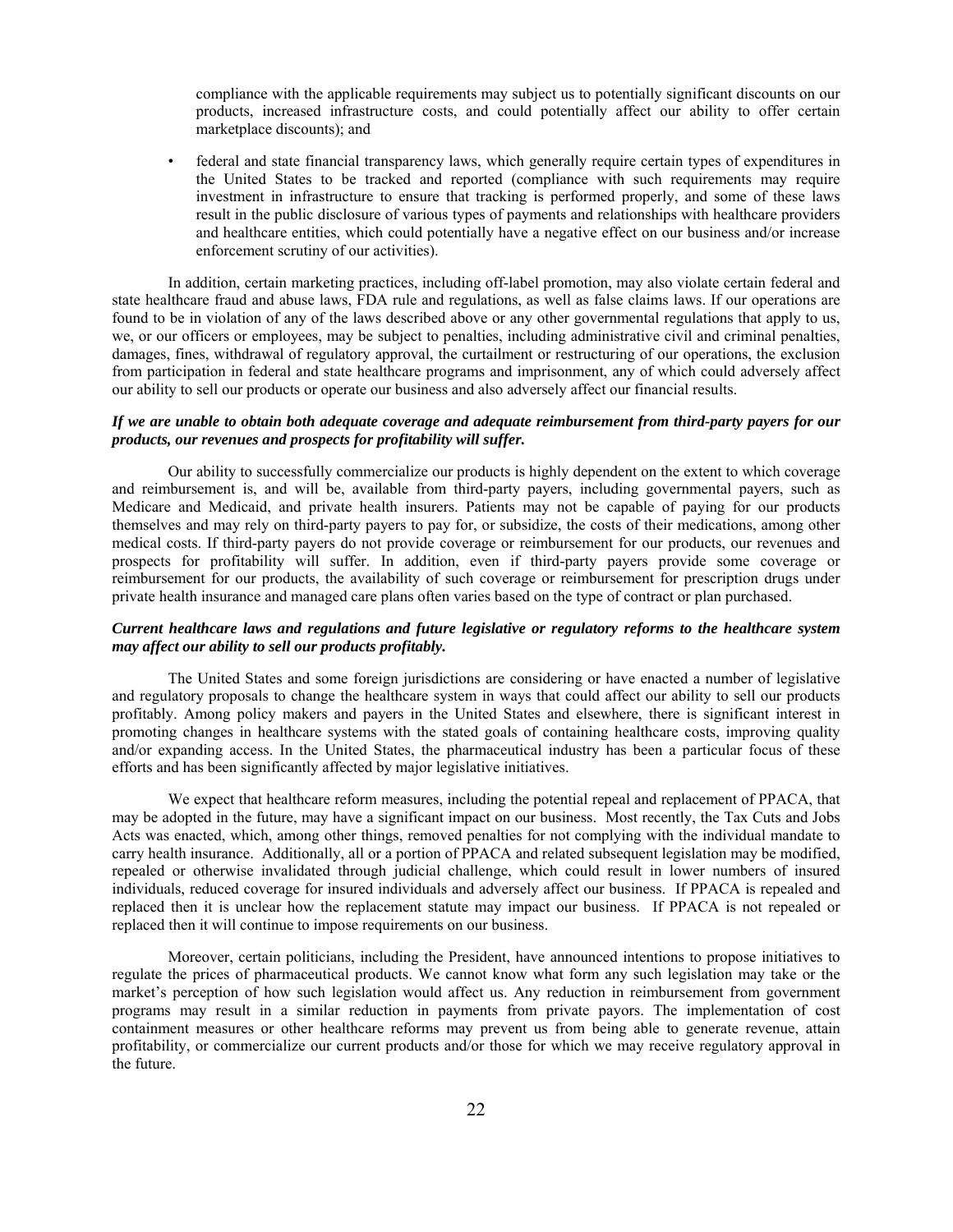compliance with the applicable requirements may subject us to potentially significant discounts on our products, increased infrastructure costs, and could potentially affect our ability to offer certain marketplace discounts); and

- federal and state financial transparency laws, which generally require certain types of expenditures in the United States to be tracked and reported (compliance with such requirements may require investment in infrastructure to ensure that tracking is performed properly, and some of these laws result in the public disclosure of various types of payments and relationships with healthcare providers and healthcare entities, which could potentially have a negative effect on our business and/or increase enforcement scrutiny of our activities).

In addition, certain marketing practices, including off-label promotion, may also violate certain federal and state healthcare fraud and abuse laws, FDA rule and regulations, as well as false claims laws. If our operations are found to be in violation of any of the laws described above or any other governmental regulations that apply to us, we, or our officers or employees, may be subject to penalties, including administrative civil and criminal penalties, damages, fines, withdrawal of regulatory approval, the curtailment or restructuring of our operations, the exclusion from participation in federal and state healthcare programs and imprisonment, any of which could adversely affect our ability to sell our products or operate our business and also adversely affect our financial results.

***If we are unable to obtain both adequate coverage and adequate reimbursement from third-party payers for our products, our revenues and prospects for profitability will suffer.***

Our ability to successfully commercialize our products is highly dependent on the extent to which coverage and reimbursement is, and will be, available from third-party payers, including governmental payers, such as Medicare and Medicaid, and private health insurers. Patients may not be capable of paying for our products themselves and may rely on third-party payers to pay for, or subsidize, the costs of their medications, among other medical costs. If third-party payers do not provide coverage or reimbursement for our products, our revenues and prospects for profitability will suffer. In addition, even if third-party payers provide some coverage or reimbursement for our products, the availability of such coverage or reimbursement for prescription drugs under private health insurance and managed care plans often varies based on the type of contract or plan purchased.

***Current healthcare laws and regulations and future legislative or regulatory reforms to the healthcare system may affect our ability to sell our products profitably.***

The United States and some foreign jurisdictions are considering or have enacted a number of legislative and regulatory proposals to change the healthcare system in ways that could affect our ability to sell our products profitably. Among policy makers and payers in the United States and elsewhere, there is significant interest in promoting changes in healthcare systems with the stated goals of containing healthcare costs, improving quality and/or expanding access. In the United States, the pharmaceutical industry has been a particular focus of these efforts and has been significantly affected by major legislative initiatives.

We expect that healthcare reform measures, including the potential repeal and replacement of PPACA, that may be adopted in the future, may have a significant impact on our business. Most recently, the Tax Cuts and Jobs Acts was enacted, which, among other things, removed penalties for not complying with the individual mandate to carry health insurance. Additionally, all or a portion of PPACA and related subsequent legislation may be modified, repealed or otherwise invalidated through judicial challenge, which could result in lower numbers of insured individuals, reduced coverage for insured individuals and adversely affect our business. If PPACA is repealed and replaced then it is unclear how the replacement statute may impact our business. If PPACA is not repealed or replaced then it will continue to impose requirements on our business.

Moreover, certain politicians, including the President, have announced intentions to propose initiatives to regulate the prices of pharmaceutical products. We cannot know what form any such legislation may take or the market's perception of how such legislation would affect us. Any reduction in reimbursement from government programs may result in a similar reduction in payments from private payors. The implementation of cost containment measures or other healthcare reforms may prevent us from being able to generate revenue, attain profitability, or commercialize our current products and/or those for which we may receive regulatory approval in the future.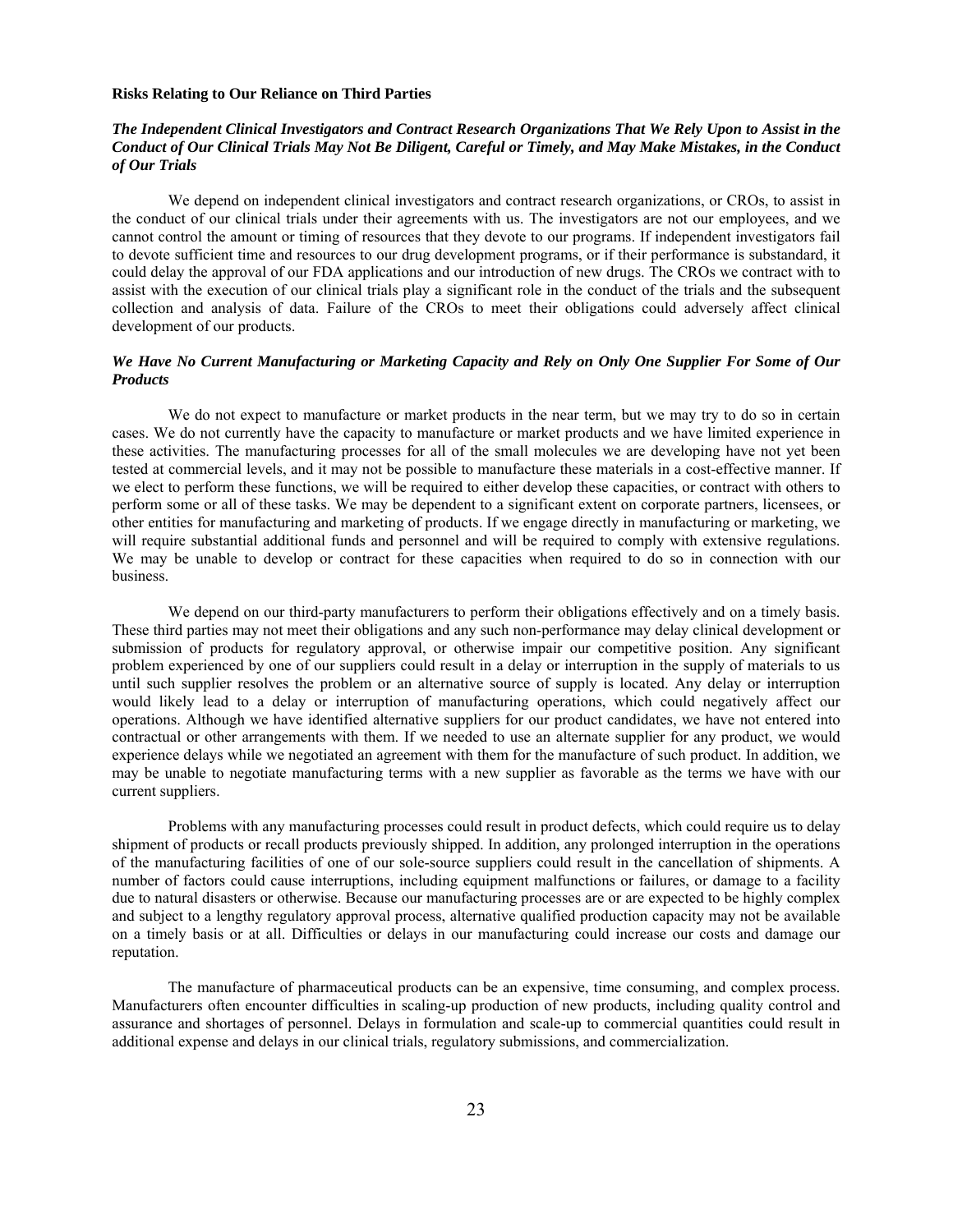**Risks Relating to Our Reliance on Third Parties**

***The Independent Clinical Investigators and Contract Research Organizations That We Rely Upon to Assist in the Conduct of Our Clinical Trials May Not Be Diligent, Careful or Timely, and May Make Mistakes, in the Conduct of Our Trials***

We depend on independent clinical investigators and contract research organizations, or CROs, to assist in the conduct of our clinical trials under their agreements with us. The investigators are not our employees, and we cannot control the amount or timing of resources that they devote to our programs. If independent investigators fail to devote sufficient time and resources to our drug development programs, or if their performance is substandard, it could delay the approval of our FDA applications and our introduction of new drugs. The CROs we contract with to assist with the execution of our clinical trials play a significant role in the conduct of the trials and the subsequent collection and analysis of data. Failure of the CROs to meet their obligations could adversely affect clinical development of our products.

***We Have No Current Manufacturing or Marketing Capacity and Rely on Only One Supplier For Some of Our Products***

We do not expect to manufacture or market products in the near term, but we may try to do so in certain cases. We do not currently have the capacity to manufacture or market products and we have limited experience in these activities. The manufacturing processes for all of the small molecules we are developing have not yet been tested at commercial levels, and it may not be possible to manufacture these materials in a cost-effective manner. If we elect to perform these functions, we will be required to either develop these capacities, or contract with others to perform some or all of these tasks. We may be dependent to a significant extent on corporate partners, licensees, or other entities for manufacturing and marketing of products. If we engage directly in manufacturing or marketing, we will require substantial additional funds and personnel and will be required to comply with extensive regulations. We may be unable to develop or contract for these capacities when required to do so in connection with our business.

We depend on our third-party manufacturers to perform their obligations effectively and on a timely basis. These third parties may not meet their obligations and any such non-performance may delay clinical development or submission of products for regulatory approval, or otherwise impair our competitive position. Any significant problem experienced by one of our suppliers could result in a delay or interruption in the supply of materials to us until such supplier resolves the problem or an alternative source of supply is located. Any delay or interruption would likely lead to a delay or interruption of manufacturing operations, which could negatively affect our operations. Although we have identified alternative suppliers for our product candidates, we have not entered into contractual or other arrangements with them. If we needed to use an alternate supplier for any product, we would experience delays while we negotiated an agreement with them for the manufacture of such product. In addition, we may be unable to negotiate manufacturing terms with a new supplier as favorable as the terms we have with our current suppliers.

Problems with any manufacturing processes could result in product defects, which could require us to delay shipment of products or recall products previously shipped. In addition, any prolonged interruption in the operations of the manufacturing facilities of one of our sole-source suppliers could result in the cancellation of shipments. A number of factors could cause interruptions, including equipment malfunctions or failures, or damage to a facility due to natural disasters or otherwise. Because our manufacturing processes are or are expected to be highly complex and subject to a lengthy regulatory approval process, alternative qualified production capacity may not be available on a timely basis or at all. Difficulties or delays in our manufacturing could increase our costs and damage our reputation.

The manufacture of pharmaceutical products can be an expensive, time consuming, and complex process. Manufacturers often encounter difficulties in scaling-up production of new products, including quality control and assurance and shortages of personnel. Delays in formulation and scale-up to commercial quantities could result in additional expense and delays in our clinical trials, regulatory submissions, and commercialization.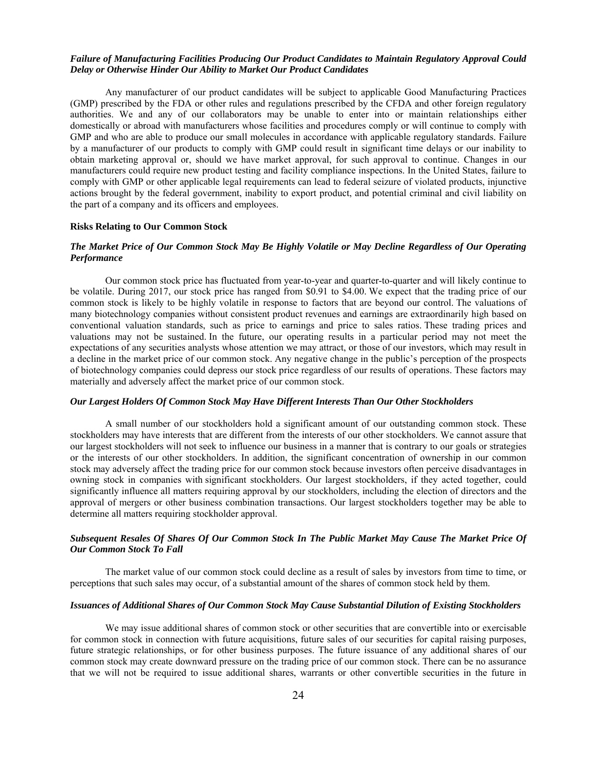***Failure of Manufacturing Facilities Producing Our Product Candidates to Maintain Regulatory Approval Could Delay or Otherwise Hinder Our Ability to Market Our Product Candidates***

Any manufacturer of our product candidates will be subject to applicable Good Manufacturing Practices (GMP) prescribed by the FDA or other rules and regulations prescribed by the CFDA and other foreign regulatory authorities. We and any of our collaborators may be unable to enter into or maintain relationships either domestically or abroad with manufacturers whose facilities and procedures comply or will continue to comply with GMP and who are able to produce our small molecules in accordance with applicable regulatory standards. Failure by a manufacturer of our products to comply with GMP could result in significant time delays or our inability to obtain marketing approval or, should we have market approval, for such approval to continue. Changes in our manufacturers could require new product testing and facility compliance inspections. In the United States, failure to comply with GMP or other applicable legal requirements can lead to federal seizure of violated products, injunctive actions brought by the federal government, inability to export product, and potential criminal and civil liability on the part of a company and its officers and employees.

**Risks Relating to Our Common Stock**

***The Market Price of Our Common Stock May Be Highly Volatile or May Decline Regardless of Our Operating Performance***

Our common stock price has fluctuated from year-to-year and quarter-to-quarter and will likely continue to be volatile. During 2017, our stock price has ranged from $0.91 to $4.00. We expect that the trading price of our common stock is likely to be highly volatile in response to factors that are beyond our control. The valuations of many biotechnology companies without consistent product revenues and earnings are extraordinarily high based on conventional valuation standards, such as price to earnings and price to sales ratios. These trading prices and valuations may not be sustained. In the future, our operating results in a particular period may not meet the expectations of any securities analysts whose attention we may attract, or those of our investors, which may result in a decline in the market price of our common stock. Any negative change in the public's perception of the prospects of biotechnology companies could depress our stock price regardless of our results of operations. These factors may materially and adversely affect the market price of our common stock.

***Our Largest Holders Of Common Stock May Have Different Interests Than Our Other Stockholders***

A small number of our stockholders hold a significant amount of our outstanding common stock. These stockholders may have interests that are different from the interests of our other stockholders. We cannot assure that our largest stockholders will not seek to influence our business in a manner that is contrary to our goals or strategies or the interests of our other stockholders. In addition, the significant concentration of ownership in our common stock may adversely affect the trading price for our common stock because investors often perceive disadvantages in owning stock in companies with significant stockholders. Our largest stockholders, if they acted together, could significantly influence all matters requiring approval by our stockholders, including the election of directors and the approval of mergers or other business combination transactions. Our largest stockholders together may be able to determine all matters requiring stockholder approval.

***Subsequent Resales Of Shares Of Our Common Stock In The Public Market May Cause The Market Price Of Our Common Stock To Fall***

The market value of our common stock could decline as a result of sales by investors from time to time, or perceptions that such sales may occur, of a substantial amount of the shares of common stock held by them.

***Issuances of Additional Shares of Our Common Stock May Cause Substantial Dilution of Existing Stockholders***

We may issue additional shares of common stock or other securities that are convertible into or exercisable for common stock in connection with future acquisitions, future sales of our securities for capital raising purposes, future strategic relationships, or for other business purposes. The future issuance of any additional shares of our common stock may create downward pressure on the trading price of our common stock. There can be no assurance that we will not be required to issue additional shares, warrants or other convertible securities in the future in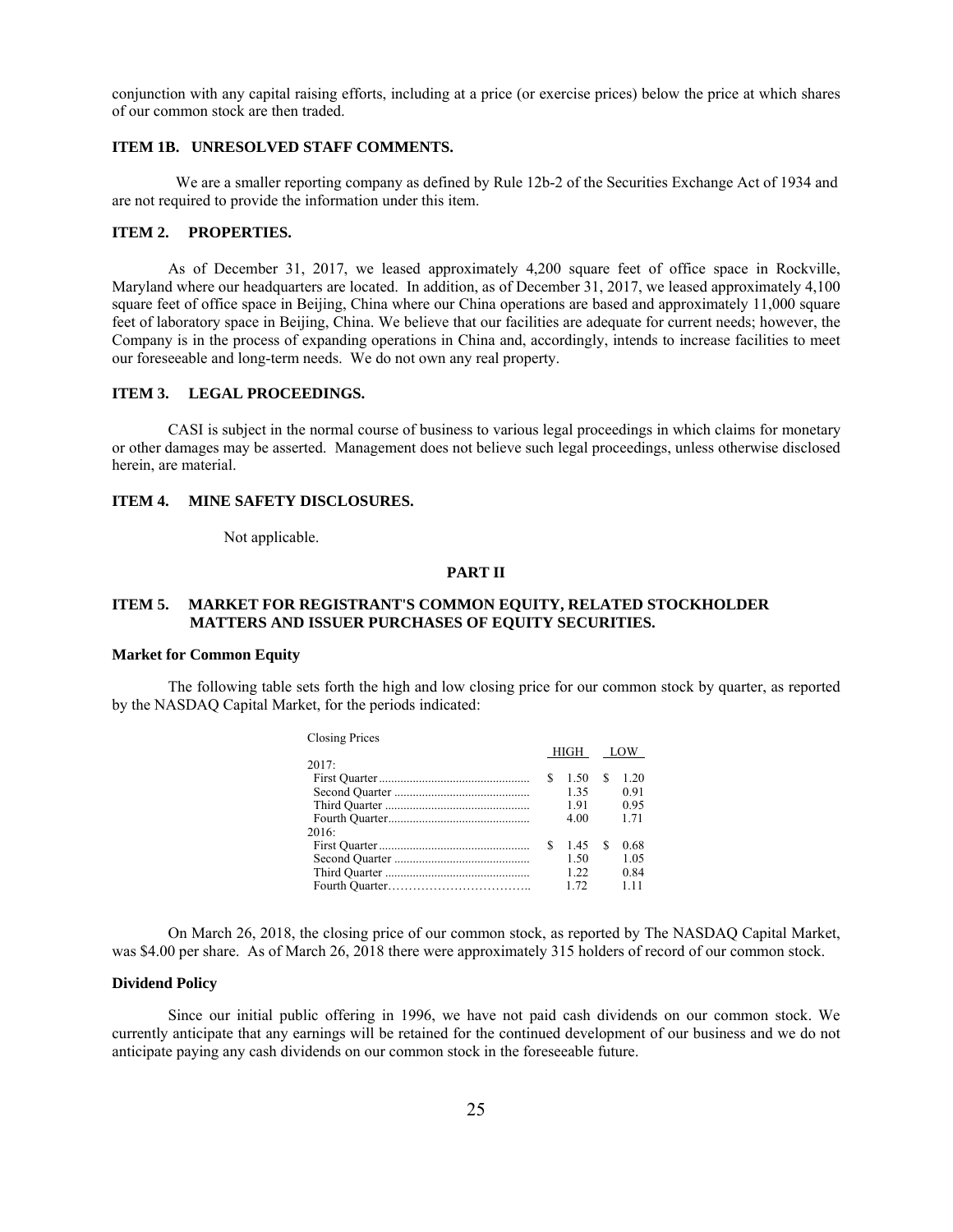conjunction with any capital raising efforts, including at a price (or exercise prices) below the price at which shares of our common stock are then traded.

### ITEM 1B. UNRESOLVED STAFF COMMENTS.

We are a smaller reporting company as defined by Rule 12b-2 of the Securities Exchange Act of 1934 and are not required to provide the information under this item.

### ITEM 2. PROPERTIES.

As of December 31, 2017, we leased approximately 4,200 square feet of office space in Rockville, Maryland where our headquarters are located. In addition, as of December 31, 2017, we leased approximately 4,100 square feet of office space in Beijing, China where our China operations are based and approximately 11,000 square feet of laboratory space in Beijing, China. We believe that our facilities are adequate for current needs; however, the Company is in the process of expanding operations in China and, accordingly, intends to increase facilities to meet our foreseeable and long-term needs. We do not own any real property.

### ITEM 3. LEGAL PROCEEDINGS.

CASI is subject in the normal course of business to various legal proceedings in which claims for monetary or other damages may be asserted. Management does not believe such legal proceedings, unless otherwise disclosed herein, are material.

### ITEM 4. MINE SAFETY DISCLOSURES.

Not applicable.

## PART II

### ITEM 5. MARKET FOR REGISTRANT'S COMMON EQUITY, RELATED STOCKHOLDER MATTERS AND ISSUER PURCHASES OF EQUITY SECURITIES.

**Market for Common Equity**

The following table sets forth the high and low closing price for our common stock by quarter, as reported by the NASDAQ Capital Market, for the periods indicated:

| Closing Prices | HIGH | LOW |
|---|---|---|
| 2017: | | |
| First Quarter | $ 1.50 | $ 1.20 |
| Second Quarter | 1.35 | 0.91 |
| Third Quarter | 1.91 | 0.95 |
| Fourth Quarter | 4.00 | 1.71 |
| 2016: | | |
| First Quarter | $ 1.45 | $ 0.68 |
| Second Quarter | 1.50 | 1.05 |
| Third Quarter | 1.22 | 0.84 |
| Fourth Quarter | 1.72 | 1.11 |

On March 26, 2018, the closing price of our common stock, as reported by The NASDAQ Capital Market, was $4.00 per share. As of March 26, 2018 there were approximately 315 holders of record of our common stock.

**Dividend Policy**

Since our initial public offering in 1996, we have not paid cash dividends on our common stock. We currently anticipate that any earnings will be retained for the continued development of our business and we do not anticipate paying any cash dividends on our common stock in the foreseeable future.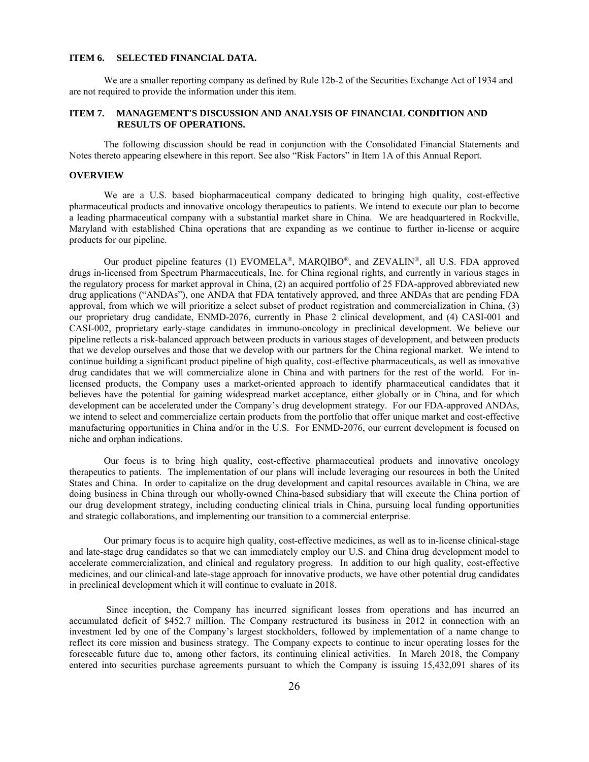### ITEM 6. SELECTED FINANCIAL DATA.

We are a smaller reporting company as defined by Rule 12b-2 of the Securities Exchange Act of 1934 and are not required to provide the information under this item.

### ITEM 7. MANAGEMENT'S DISCUSSION AND ANALYSIS OF FINANCIAL CONDITION AND RESULTS OF OPERATIONS.

The following discussion should be read in conjunction with the Consolidated Financial Statements and Notes thereto appearing elsewhere in this report. See also "Risk Factors" in Item 1A of this Annual Report.

### OVERVIEW

We are a U.S. based biopharmaceutical company dedicated to bringing high quality, cost-effective pharmaceutical products and innovative oncology therapeutics to patients. We intend to execute our plan to become a leading pharmaceutical company with a substantial market share in China. We are headquartered in Rockville, Maryland with established China operations that are expanding as we continue to further in-license or acquire products for our pipeline.

Our product pipeline features (1) EVOMELA®, MARQIBO®, and ZEVALIN®, all U.S. FDA approved drugs in-licensed from Spectrum Pharmaceuticals, Inc. for China regional rights, and currently in various stages in the regulatory process for market approval in China, (2) an acquired portfolio of 25 FDA-approved abbreviated new drug applications ("ANDAs"), one ANDA that FDA tentatively approved, and three ANDAs that are pending FDA approval, from which we will prioritize a select subset of product registration and commercialization in China, (3) our proprietary drug candidate, ENMD-2076, currently in Phase 2 clinical development, and (4) CASI-001 and CASI-002, proprietary early-stage candidates in immuno-oncology in preclinical development. We believe our pipeline reflects a risk-balanced approach between products in various stages of development, and between products that we develop ourselves and those that we develop with our partners for the China regional market. We intend to continue building a significant product pipeline of high quality, cost-effective pharmaceuticals, as well as innovative drug candidates that we will commercialize alone in China and with partners for the rest of the world. For in-licensed products, the Company uses a market-oriented approach to identify pharmaceutical candidates that it believes have the potential for gaining widespread market acceptance, either globally or in China, and for which development can be accelerated under the Company's drug development strategy. For our FDA-approved ANDAs, we intend to select and commercialize certain products from the portfolio that offer unique market and cost-effective manufacturing opportunities in China and/or in the U.S. For ENMD-2076, our current development is focused on niche and orphan indications.

Our focus is to bring high quality, cost-effective pharmaceutical products and innovative oncology therapeutics to patients. The implementation of our plans will include leveraging our resources in both the United States and China. In order to capitalize on the drug development and capital resources available in China, we are doing business in China through our wholly-owned China-based subsidiary that will execute the China portion of our drug development strategy, including conducting clinical trials in China, pursuing local funding opportunities and strategic collaborations, and implementing our transition to a commercial enterprise.

Our primary focus is to acquire high quality, cost-effective medicines, as well as to in-license clinical-stage and late-stage drug candidates so that we can immediately employ our U.S. and China drug development model to accelerate commercialization, and clinical and regulatory progress. In addition to our high quality, cost-effective medicines, and our clinical-and late-stage approach for innovative products, we have other potential drug candidates in preclinical development which it will continue to evaluate in 2018.

Since inception, the Company has incurred significant losses from operations and has incurred an accumulated deficit of $452.7 million. The Company restructured its business in 2012 in connection with an investment led by one of the Company's largest stockholders, followed by implementation of a name change to reflect its core mission and business strategy. The Company expects to continue to incur operating losses for the foreseeable future due to, among other factors, its continuing clinical activities. In March 2018, the Company entered into securities purchase agreements pursuant to which the Company is issuing 15,432,091 shares of its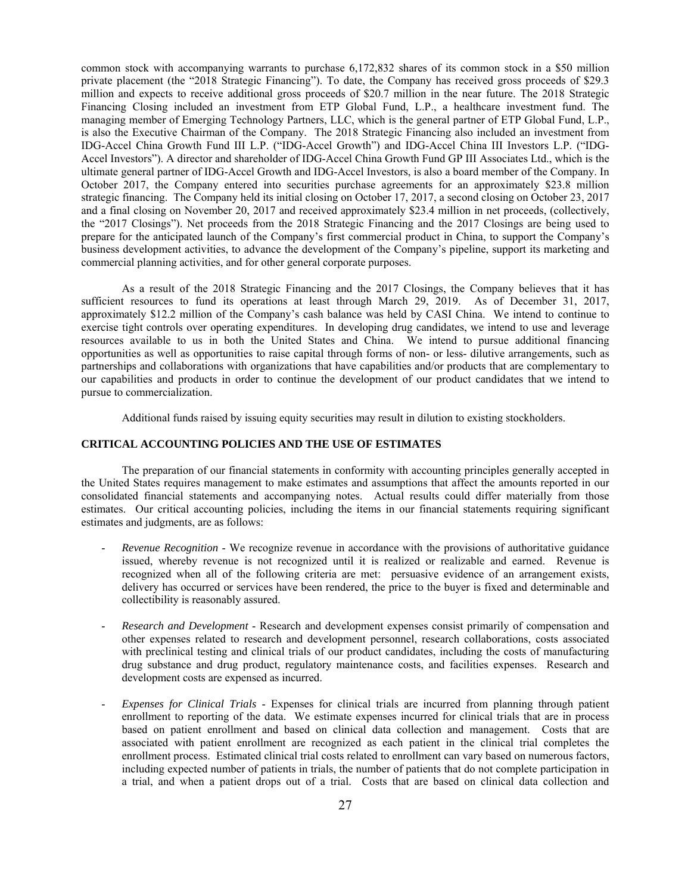common stock with accompanying warrants to purchase 6,172,832 shares of its common stock in a $50 million private placement (the "2018 Strategic Financing"). To date, the Company has received gross proceeds of $29.3 million and expects to receive additional gross proceeds of $20.7 million in the near future. The 2018 Strategic Financing Closing included an investment from ETP Global Fund, L.P., a healthcare investment fund. The managing member of Emerging Technology Partners, LLC, which is the general partner of ETP Global Fund, L.P., is also the Executive Chairman of the Company. The 2018 Strategic Financing also included an investment from IDG-Accel China Growth Fund III L.P. ("IDG-Accel Growth") and IDG-Accel China III Investors L.P. ("IDG-Accel Investors"). A director and shareholder of IDG-Accel China Growth Fund GP III Associates Ltd., which is the ultimate general partner of IDG-Accel Growth and IDG-Accel Investors, is also a board member of the Company. In October 2017, the Company entered into securities purchase agreements for an approximately $23.8 million strategic financing. The Company held its initial closing on October 17, 2017, a second closing on October 23, 2017 and a final closing on November 20, 2017 and received approximately $23.4 million in net proceeds, (collectively, the "2017 Closings"). Net proceeds from the 2018 Strategic Financing and the 2017 Closings are being used to prepare for the anticipated launch of the Company's first commercial product in China, to support the Company's business development activities, to advance the development of the Company's pipeline, support its marketing and commercial planning activities, and for other general corporate purposes.

As a result of the 2018 Strategic Financing and the 2017 Closings, the Company believes that it has sufficient resources to fund its operations at least through March 29, 2019. As of December 31, 2017, approximately $12.2 million of the Company's cash balance was held by CASI China. We intend to continue to exercise tight controls over operating expenditures. In developing drug candidates, we intend to use and leverage resources available to us in both the United States and China. We intend to pursue additional financing opportunities as well as opportunities to raise capital through forms of non- or less- dilutive arrangements, such as partnerships and collaborations with organizations that have capabilities and/or products that are complementary to our capabilities and products in order to continue the development of our product candidates that we intend to pursue to commercialization.

Additional funds raised by issuing equity securities may result in dilution to existing stockholders.

## CRITICAL ACCOUNTING POLICIES AND THE USE OF ESTIMATES

The preparation of our financial statements in conformity with accounting principles generally accepted in the United States requires management to make estimates and assumptions that affect the amounts reported in our consolidated financial statements and accompanying notes. Actual results could differ materially from those estimates. Our critical accounting policies, including the items in our financial statements requiring significant estimates and judgments, are as follows:

- *Revenue Recognition* - We recognize revenue in accordance with the provisions of authoritative guidance issued, whereby revenue is not recognized until it is realized or realizable and earned. Revenue is recognized when all of the following criteria are met: persuasive evidence of an arrangement exists, delivery has occurred or services have been rendered, the price to the buyer is fixed and determinable and collectibility is reasonably assured.

- *Research and Development* - Research and development expenses consist primarily of compensation and other expenses related to research and development personnel, research collaborations, costs associated with preclinical testing and clinical trials of our product candidates, including the costs of manufacturing drug substance and drug product, regulatory maintenance costs, and facilities expenses. Research and development costs are expensed as incurred.

- *Expenses for Clinical Trials* - Expenses for clinical trials are incurred from planning through patient enrollment to reporting of the data. We estimate expenses incurred for clinical trials that are in process based on patient enrollment and based on clinical data collection and management. Costs that are associated with patient enrollment are recognized as each patient in the clinical trial completes the enrollment process. Estimated clinical trial costs related to enrollment can vary based on numerous factors, including expected number of patients in trials, the number of patients that do not complete participation in a trial, and when a patient drops out of a trial. Costs that are based on clinical data collection and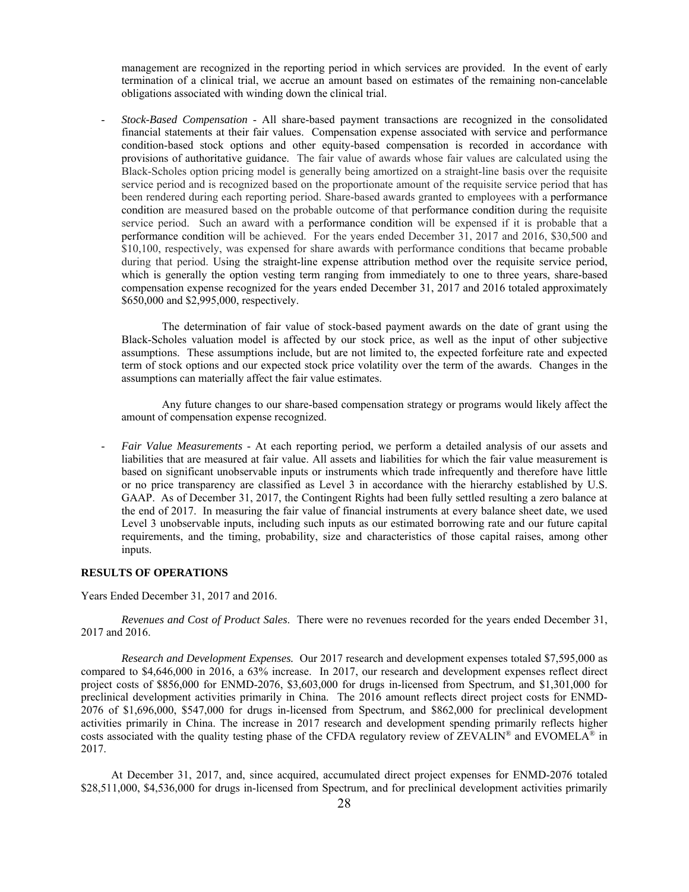management are recognized in the reporting period in which services are provided. In the event of early termination of a clinical trial, we accrue an amount based on estimates of the remaining non-cancelable obligations associated with winding down the clinical trial.

- *Stock-Based Compensation* - All share-based payment transactions are recognized in the consolidated financial statements at their fair values. Compensation expense associated with service and performance condition-based stock options and other equity-based compensation is recorded in accordance with provisions of authoritative guidance. The fair value of awards whose fair values are calculated using the Black-Scholes option pricing model is generally being amortized on a straight-line basis over the requisite service period and is recognized based on the proportionate amount of the requisite service period that has been rendered during each reporting period. Share-based awards granted to employees with a performance condition are measured based on the probable outcome of that performance condition during the requisite service period. Such an award with a performance condition will be expensed if it is probable that a performance condition will be achieved. For the years ended December 31, 2017 and 2016, $30,500 and $10,100, respectively, was expensed for share awards with performance conditions that became probable during that period. Using the straight-line expense attribution method over the requisite service period, which is generally the option vesting term ranging from immediately to one to three years, share-based compensation expense recognized for the years ended December 31, 2017 and 2016 totaled approximately $650,000 and $2,995,000, respectively.

  The determination of fair value of stock-based payment awards on the date of grant using the Black-Scholes valuation model is affected by our stock price, as well as the input of other subjective assumptions. These assumptions include, but are not limited to, the expected forfeiture rate and expected term of stock options and our expected stock price volatility over the term of the awards. Changes in the assumptions can materially affect the fair value estimates.

  Any future changes to our share-based compensation strategy or programs would likely affect the amount of compensation expense recognized.

- *Fair Value Measurements* - At each reporting period, we perform a detailed analysis of our assets and liabilities that are measured at fair value. All assets and liabilities for which the fair value measurement is based on significant unobservable inputs or instruments which trade infrequently and therefore have little or no price transparency are classified as Level 3 in accordance with the hierarchy established by U.S. GAAP. As of December 31, 2017, the Contingent Rights had been fully settled resulting a zero balance at the end of 2017. In measuring the fair value of financial instruments at every balance sheet date, we used Level 3 unobservable inputs, including such inputs as our estimated borrowing rate and our future capital requirements, and the timing, probability, size and characteristics of those capital raises, among other inputs.

## RESULTS OF OPERATIONS

Years Ended December 31, 2017 and 2016.

*Revenues and Cost of Product Sales*. There were no revenues recorded for the years ended December 31, 2017 and 2016.

***Research and Development Expenses.*** Our 2017 research and development expenses totaled $7,595,000 as compared to $4,646,000 in 2016, a 63% increase. In 2017, our research and development expenses reflect direct project costs of $856,000 for ENMD-2076, $3,603,000 for drugs in-licensed from Spectrum, and $1,301,000 for preclinical development activities primarily in China. The 2016 amount reflects direct project costs for ENMD-2076 of $1,696,000, $547,000 for drugs in-licensed from Spectrum, and $862,000 for preclinical development activities primarily in China. The increase in 2017 research and development spending primarily reflects higher costs associated with the quality testing phase of the CFDA regulatory review of ZEVALIN® and EVOMELA® in 2017.

At December 31, 2017, and, since acquired, accumulated direct project expenses for ENMD-2076 totaled $28,511,000, $4,536,000 for drugs in-licensed from Spectrum, and for preclinical development activities primarily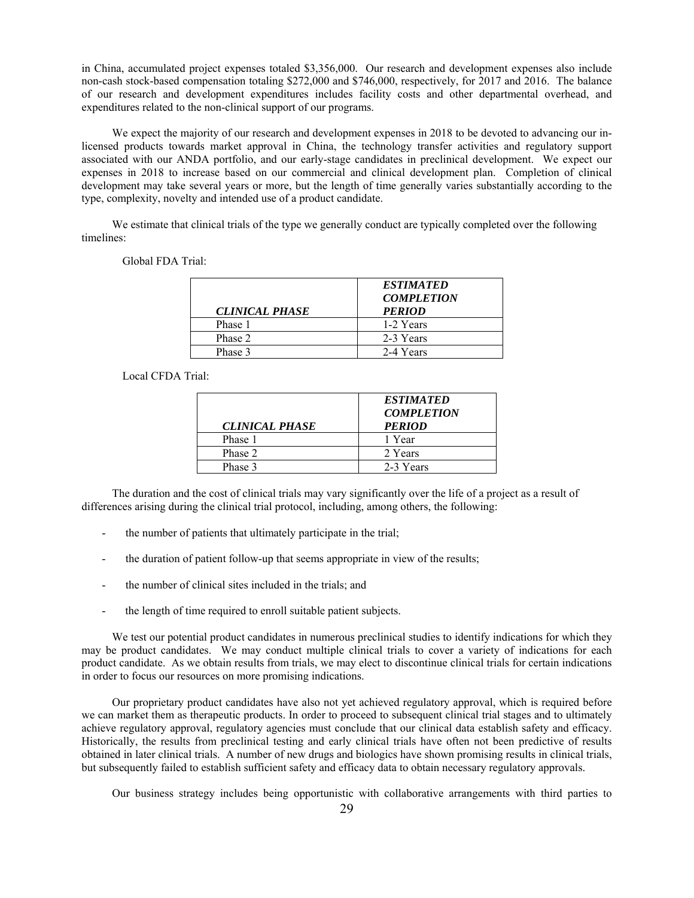in China, accumulated project expenses totaled $3,356,000. Our research and development expenses also include non-cash stock-based compensation totaling $272,000 and $746,000, respectively, for 2017 and 2016. The balance of our research and development expenditures includes facility costs and other departmental overhead, and expenditures related to the non-clinical support of our programs.

We expect the majority of our research and development expenses in 2018 to be devoted to advancing our in-licensed products towards market approval in China, the technology transfer activities and regulatory support associated with our ANDA portfolio, and our early-stage candidates in preclinical development. We expect our expenses in 2018 to increase based on our commercial and clinical development plan. Completion of clinical development may take several years or more, but the length of time generally varies substantially according to the type, complexity, novelty and intended use of a product candidate.

We estimate that clinical trials of the type we generally conduct are typically completed over the following timelines:

Global FDA Trial:

| *CLINICAL PHASE* | *ESTIMATED COMPLETION PERIOD* |
|---|---|
| Phase 1 | 1-2 Years |
| Phase 2 | 2-3 Years |
| Phase 3 | 2-4 Years |

Local CFDA Trial:

| *CLINICAL PHASE* | *ESTIMATED COMPLETION PERIOD* |
|---|---|
| Phase 1 | 1 Year |
| Phase 2 | 2 Years |
| Phase 3 | 2-3 Years |

The duration and the cost of clinical trials may vary significantly over the life of a project as a result of differences arising during the clinical trial protocol, including, among others, the following:

- the number of patients that ultimately participate in the trial;
- the duration of patient follow-up that seems appropriate in view of the results;
- the number of clinical sites included in the trials; and
- the length of time required to enroll suitable patient subjects.

We test our potential product candidates in numerous preclinical studies to identify indications for which they may be product candidates. We may conduct multiple clinical trials to cover a variety of indications for each product candidate. As we obtain results from trials, we may elect to discontinue clinical trials for certain indications in order to focus our resources on more promising indications.

Our proprietary product candidates have also not yet achieved regulatory approval, which is required before we can market them as therapeutic products. In order to proceed to subsequent clinical trial stages and to ultimately achieve regulatory approval, regulatory agencies must conclude that our clinical data establish safety and efficacy. Historically, the results from preclinical testing and early clinical trials have often not been predictive of results obtained in later clinical trials. A number of new drugs and biologics have shown promising results in clinical trials, but subsequently failed to establish sufficient safety and efficacy data to obtain necessary regulatory approvals.

Our business strategy includes being opportunistic with collaborative arrangements with third parties to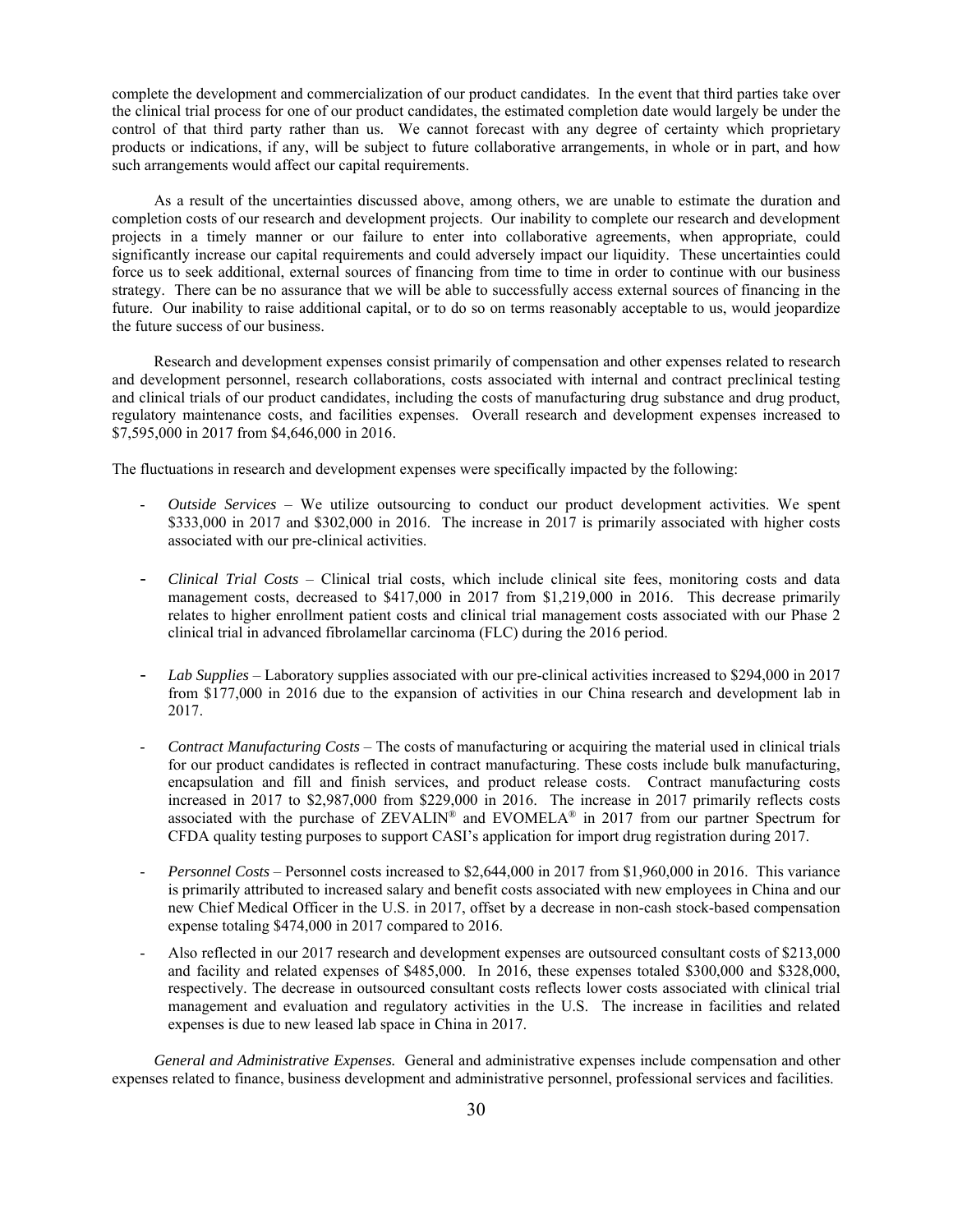complete the development and commercialization of our product candidates. In the event that third parties take over the clinical trial process for one of our product candidates, the estimated completion date would largely be under the control of that third party rather than us. We cannot forecast with any degree of certainty which proprietary products or indications, if any, will be subject to future collaborative arrangements, in whole or in part, and how such arrangements would affect our capital requirements.

As a result of the uncertainties discussed above, among others, we are unable to estimate the duration and completion costs of our research and development projects. Our inability to complete our research and development projects in a timely manner or our failure to enter into collaborative agreements, when appropriate, could significantly increase our capital requirements and could adversely impact our liquidity. These uncertainties could force us to seek additional, external sources of financing from time to time in order to continue with our business strategy. There can be no assurance that we will be able to successfully access external sources of financing in the future. Our inability to raise additional capital, or to do so on terms reasonably acceptable to us, would jeopardize the future success of our business.

Research and development expenses consist primarily of compensation and other expenses related to research and development personnel, research collaborations, costs associated with internal and contract preclinical testing and clinical trials of our product candidates, including the costs of manufacturing drug substance and drug product, regulatory maintenance costs, and facilities expenses. Overall research and development expenses increased to \$7,595,000 in 2017 from \$4,646,000 in 2016.

The fluctuations in research and development expenses were specifically impacted by the following:

- *Outside Services* – We utilize outsourcing to conduct our product development activities. We spent \$333,000 in 2017 and \$302,000 in 2016. The increase in 2017 is primarily associated with higher costs associated with our pre-clinical activities.

- *Clinical Trial Costs* – Clinical trial costs, which include clinical site fees, monitoring costs and data management costs, decreased to \$417,000 in 2017 from \$1,219,000 in 2016. This decrease primarily relates to higher enrollment patient costs and clinical trial management costs associated with our Phase 2 clinical trial in advanced fibrolamellar carcinoma (FLC) during the 2016 period.

- *Lab Supplies* – Laboratory supplies associated with our pre-clinical activities increased to \$294,000 in 2017 from \$177,000 in 2016 due to the expansion of activities in our China research and development lab in 2017.

- *Contract Manufacturing Costs* – The costs of manufacturing or acquiring the material used in clinical trials for our product candidates is reflected in contract manufacturing. These costs include bulk manufacturing, encapsulation and fill and finish services, and product release costs. Contract manufacturing costs increased in 2017 to \$2,987,000 from \$229,000 in 2016. The increase in 2017 primarily reflects costs associated with the purchase of ZEVALIN® and EVOMELA® in 2017 from our partner Spectrum for CFDA quality testing purposes to support CASI's application for import drug registration during 2017.

- *Personnel Costs* – Personnel costs increased to \$2,644,000 in 2017 from \$1,960,000 in 2016. This variance is primarily attributed to increased salary and benefit costs associated with new employees in China and our new Chief Medical Officer in the U.S. in 2017, offset by a decrease in non-cash stock-based compensation expense totaling \$474,000 in 2017 compared to 2016.

- Also reflected in our 2017 research and development expenses are outsourced consultant costs of \$213,000 and facility and related expenses of \$485,000. In 2016, these expenses totaled \$300,000 and \$328,000, respectively. The decrease in outsourced consultant costs reflects lower costs associated with clinical trial management and evaluation and regulatory activities in the U.S. The increase in facilities and related expenses is due to new leased lab space in China in 2017.

*General and Administrative Expenses.* General and administrative expenses include compensation and other expenses related to finance, business development and administrative personnel, professional services and facilities.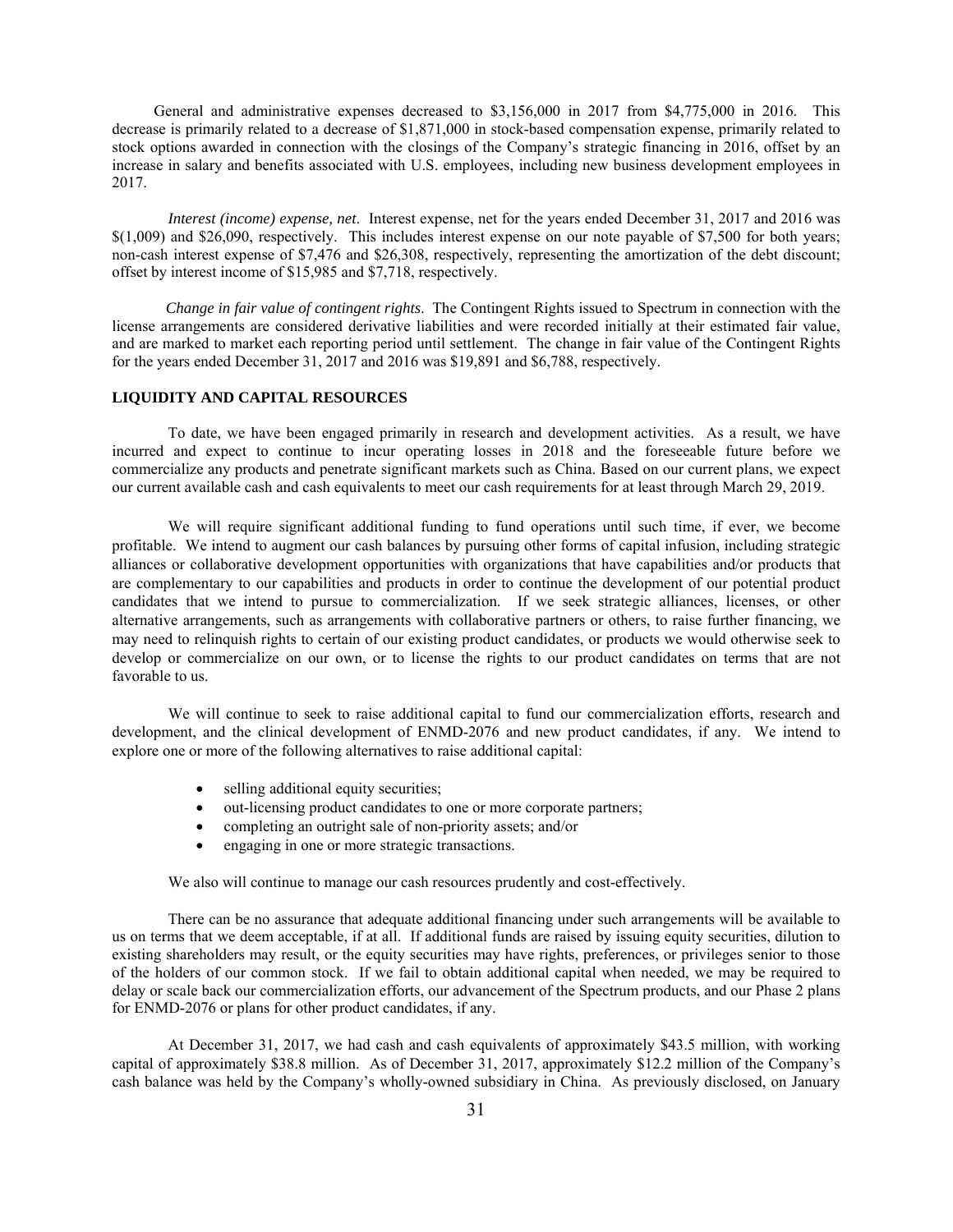General and administrative expenses decreased to $3,156,000 in 2017 from $4,775,000 in 2016. This decrease is primarily related to a decrease of $1,871,000 in stock-based compensation expense, primarily related to stock options awarded in connection with the closings of the Company's strategic financing in 2016, offset by an increase in salary and benefits associated with U.S. employees, including new business development employees in 2017.

*Interest (income) expense, net*. Interest expense, net for the years ended December 31, 2017 and 2016 was $(1,009) and $26,090, respectively. This includes interest expense on our note payable of $7,500 for both years; non-cash interest expense of $7,476 and $26,308, respectively, representing the amortization of the debt discount; offset by interest income of $15,985 and $7,718, respectively.

*Change in fair value of contingent rights*. The Contingent Rights issued to Spectrum in connection with the license arrangements are considered derivative liabilities and were recorded initially at their estimated fair value, and are marked to market each reporting period until settlement. The change in fair value of the Contingent Rights for the years ended December 31, 2017 and 2016 was $19,891 and $6,788, respectively.

**LIQUIDITY AND CAPITAL RESOURCES**

To date, we have been engaged primarily in research and development activities. As a result, we have incurred and expect to continue to incur operating losses in 2018 and the foreseeable future before we commercialize any products and penetrate significant markets such as China. Based on our current plans, we expect our current available cash and cash equivalents to meet our cash requirements for at least through March 29, 2019.

We will require significant additional funding to fund operations until such time, if ever, we become profitable. We intend to augment our cash balances by pursuing other forms of capital infusion, including strategic alliances or collaborative development opportunities with organizations that have capabilities and/or products that are complementary to our capabilities and products in order to continue the development of our potential product candidates that we intend to pursue to commercialization. If we seek strategic alliances, licenses, or other alternative arrangements, such as arrangements with collaborative partners or others, to raise further financing, we may need to relinquish rights to certain of our existing product candidates, or products we would otherwise seek to develop or commercialize on our own, or to license the rights to our product candidates on terms that are not favorable to us.

We will continue to seek to raise additional capital to fund our commercialization efforts, research and development, and the clinical development of ENMD-2076 and new product candidates, if any. We intend to explore one or more of the following alternatives to raise additional capital:

- selling additional equity securities;
- out-licensing product candidates to one or more corporate partners;
- completing an outright sale of non-priority assets; and/or
- engaging in one or more strategic transactions.

We also will continue to manage our cash resources prudently and cost-effectively.

There can be no assurance that adequate additional financing under such arrangements will be available to us on terms that we deem acceptable, if at all. If additional funds are raised by issuing equity securities, dilution to existing shareholders may result, or the equity securities may have rights, preferences, or privileges senior to those of the holders of our common stock. If we fail to obtain additional capital when needed, we may be required to delay or scale back our commercialization efforts, our advancement of the Spectrum products, and our Phase 2 plans for ENMD-2076 or plans for other product candidates, if any.

At December 31, 2017, we had cash and cash equivalents of approximately $43.5 million, with working capital of approximately $38.8 million. As of December 31, 2017, approximately $12.2 million of the Company's cash balance was held by the Company's wholly-owned subsidiary in China. As previously disclosed, on January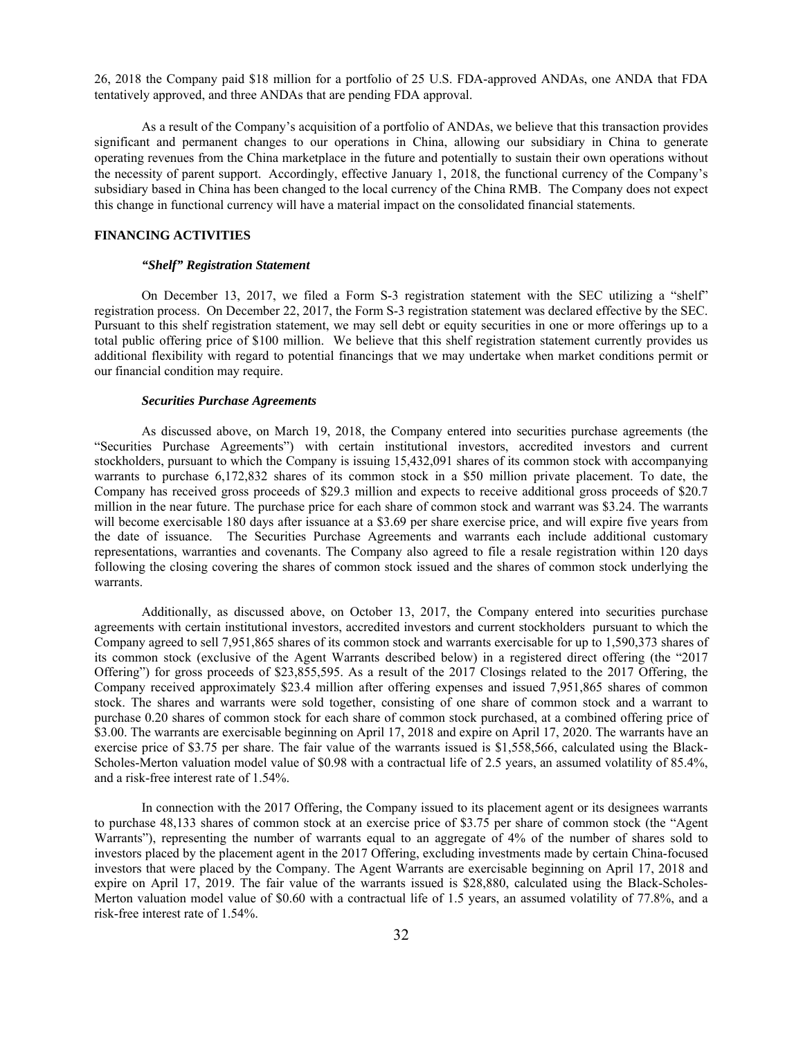26, 2018 the Company paid $18 million for a portfolio of 25 U.S. FDA-approved ANDAs, one ANDA that FDA tentatively approved, and three ANDAs that are pending FDA approval.

As a result of the Company's acquisition of a portfolio of ANDAs, we believe that this transaction provides significant and permanent changes to our operations in China, allowing our subsidiary in China to generate operating revenues from the China marketplace in the future and potentially to sustain their own operations without the necessity of parent support. Accordingly, effective January 1, 2018, the functional currency of the Company's subsidiary based in China has been changed to the local currency of the China RMB. The Company does not expect this change in functional currency will have a material impact on the consolidated financial statements.

## FINANCING ACTIVITIES

### *"Shelf" Registration Statement*

On December 13, 2017, we filed a Form S-3 registration statement with the SEC utilizing a "shelf" registration process. On December 22, 2017, the Form S-3 registration statement was declared effective by the SEC. Pursuant to this shelf registration statement, we may sell debt or equity securities in one or more offerings up to a total public offering price of $100 million. We believe that this shelf registration statement currently provides us additional flexibility with regard to potential financings that we may undertake when market conditions permit or our financial condition may require.

### *Securities Purchase Agreements*

As discussed above, on March 19, 2018, the Company entered into securities purchase agreements (the "Securities Purchase Agreements") with certain institutional investors, accredited investors and current stockholders, pursuant to which the Company is issuing 15,432,091 shares of its common stock with accompanying warrants to purchase 6,172,832 shares of its common stock in a $50 million private placement. To date, the Company has received gross proceeds of $29.3 million and expects to receive additional gross proceeds of $20.7 million in the near future. The purchase price for each share of common stock and warrant was $3.24. The warrants will become exercisable 180 days after issuance at a $3.69 per share exercise price, and will expire five years from the date of issuance. The Securities Purchase Agreements and warrants each include additional customary representations, warranties and covenants. The Company also agreed to file a resale registration within 120 days following the closing covering the shares of common stock issued and the shares of common stock underlying the warrants.

Additionally, as discussed above, on October 13, 2017, the Company entered into securities purchase agreements with certain institutional investors, accredited investors and current stockholders pursuant to which the Company agreed to sell 7,951,865 shares of its common stock and warrants exercisable for up to 1,590,373 shares of its common stock (exclusive of the Agent Warrants described below) in a registered direct offering (the "2017 Offering") for gross proceeds of $23,855,595. As a result of the 2017 Closings related to the 2017 Offering, the Company received approximately $23.4 million after offering expenses and issued 7,951,865 shares of common stock. The shares and warrants were sold together, consisting of one share of common stock and a warrant to purchase 0.20 shares of common stock for each share of common stock purchased, at a combined offering price of $3.00. The warrants are exercisable beginning on April 17, 2018 and expire on April 17, 2020. The warrants have an exercise price of $3.75 per share. The fair value of the warrants issued is $1,558,566, calculated using the Black-Scholes-Merton valuation model value of $0.98 with a contractual life of 2.5 years, an assumed volatility of 85.4%, and a risk-free interest rate of 1.54%.

In connection with the 2017 Offering, the Company issued to its placement agent or its designees warrants to purchase 48,133 shares of common stock at an exercise price of $3.75 per share of common stock (the "Agent Warrants"), representing the number of warrants equal to an aggregate of 4% of the number of shares sold to investors placed by the placement agent in the 2017 Offering, excluding investments made by certain China-focused investors that were placed by the Company. The Agent Warrants are exercisable beginning on April 17, 2018 and expire on April 17, 2019. The fair value of the warrants issued is $28,880, calculated using the Black-Scholes-Merton valuation model value of $0.60 with a contractual life of 1.5 years, an assumed volatility of 77.8%, and a risk-free interest rate of 1.54%.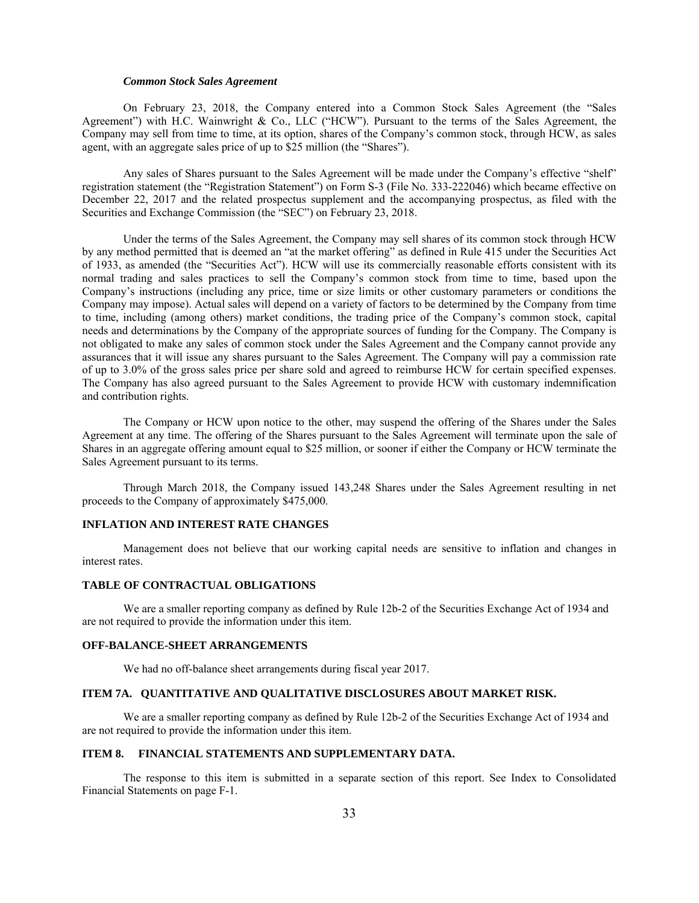#### *Common Stock Sales Agreement*

On February 23, 2018, the Company entered into a Common Stock Sales Agreement (the "Sales Agreement") with H.C. Wainwright & Co., LLC ("HCW"). Pursuant to the terms of the Sales Agreement, the Company may sell from time to time, at its option, shares of the Company's common stock, through HCW, as sales agent, with an aggregate sales price of up to $25 million (the "Shares").

Any sales of Shares pursuant to the Sales Agreement will be made under the Company's effective "shelf" registration statement (the "Registration Statement") on Form S-3 (File No. 333-222046) which became effective on December 22, 2017 and the related prospectus supplement and the accompanying prospectus, as filed with the Securities and Exchange Commission (the "SEC") on February 23, 2018.

Under the terms of the Sales Agreement, the Company may sell shares of its common stock through HCW by any method permitted that is deemed an "at the market offering" as defined in Rule 415 under the Securities Act of 1933, as amended (the "Securities Act"). HCW will use its commercially reasonable efforts consistent with its normal trading and sales practices to sell the Company's common stock from time to time, based upon the Company's instructions (including any price, time or size limits or other customary parameters or conditions the Company may impose). Actual sales will depend on a variety of factors to be determined by the Company from time to time, including (among others) market conditions, the trading price of the Company's common stock, capital needs and determinations by the Company of the appropriate sources of funding for the Company. The Company is not obligated to make any sales of common stock under the Sales Agreement and the Company cannot provide any assurances that it will issue any shares pursuant to the Sales Agreement. The Company will pay a commission rate of up to 3.0% of the gross sales price per share sold and agreed to reimburse HCW for certain specified expenses. The Company has also agreed pursuant to the Sales Agreement to provide HCW with customary indemnification and contribution rights.

The Company or HCW upon notice to the other, may suspend the offering of the Shares under the Sales Agreement at any time. The offering of the Shares pursuant to the Sales Agreement will terminate upon the sale of Shares in an aggregate offering amount equal to $25 million, or sooner if either the Company or HCW terminate the Sales Agreement pursuant to its terms.

Through March 2018, the Company issued 143,248 Shares under the Sales Agreement resulting in net proceeds to the Company of approximately $475,000.

### INFLATION AND INTEREST RATE CHANGES

Management does not believe that our working capital needs are sensitive to inflation and changes in interest rates.

### TABLE OF CONTRACTUAL OBLIGATIONS

We are a smaller reporting company as defined by Rule 12b-2 of the Securities Exchange Act of 1934 and are not required to provide the information under this item.

### OFF-BALANCE-SHEET ARRANGEMENTS

We had no off-balance sheet arrangements during fiscal year 2017.

## ITEM 7A. QUANTITATIVE AND QUALITATIVE DISCLOSURES ABOUT MARKET RISK.

We are a smaller reporting company as defined by Rule 12b-2 of the Securities Exchange Act of 1934 and are not required to provide the information under this item.

## ITEM 8. FINANCIAL STATEMENTS AND SUPPLEMENTARY DATA.

The response to this item is submitted in a separate section of this report. See Index to Consolidated Financial Statements on page F-1.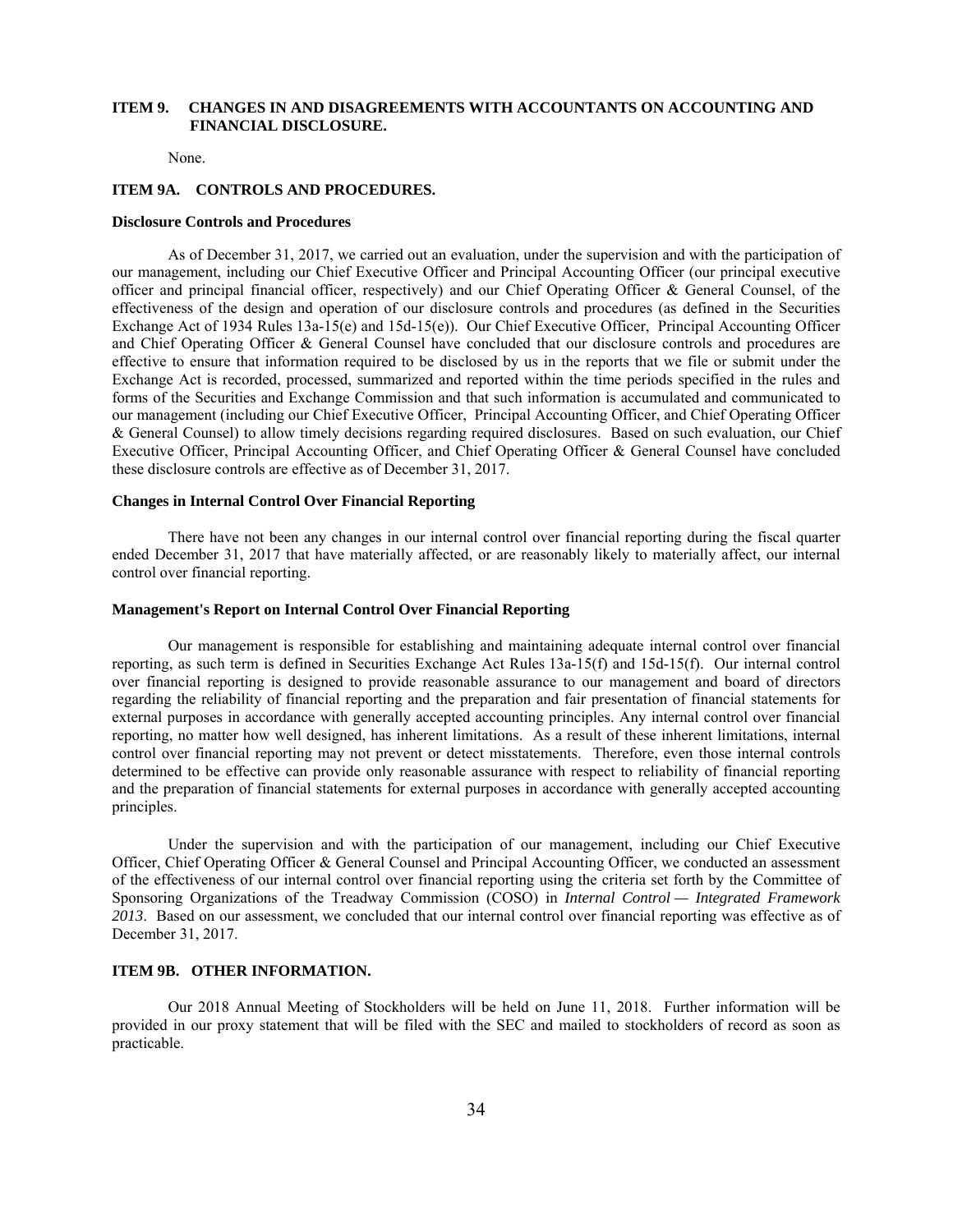## ITEM 9. CHANGES IN AND DISAGREEMENTS WITH ACCOUNTANTS ON ACCOUNTING AND FINANCIAL DISCLOSURE.

None.

## ITEM 9A. CONTROLS AND PROCEDURES.

### Disclosure Controls and Procedures

As of December 31, 2017, we carried out an evaluation, under the supervision and with the participation of our management, including our Chief Executive Officer and Principal Accounting Officer (our principal executive officer and principal financial officer, respectively) and our Chief Operating Officer & General Counsel, of the effectiveness of the design and operation of our disclosure controls and procedures (as defined in the Securities Exchange Act of 1934 Rules 13a-15(e) and 15d-15(e)). Our Chief Executive Officer, Principal Accounting Officer and Chief Operating Officer & General Counsel have concluded that our disclosure controls and procedures are effective to ensure that information required to be disclosed by us in the reports that we file or submit under the Exchange Act is recorded, processed, summarized and reported within the time periods specified in the rules and forms of the Securities and Exchange Commission and that such information is accumulated and communicated to our management (including our Chief Executive Officer, Principal Accounting Officer, and Chief Operating Officer & General Counsel) to allow timely decisions regarding required disclosures. Based on such evaluation, our Chief Executive Officer, Principal Accounting Officer, and Chief Operating Officer & General Counsel have concluded these disclosure controls are effective as of December 31, 2017.

### Changes in Internal Control Over Financial Reporting

There have not been any changes in our internal control over financial reporting during the fiscal quarter ended December 31, 2017 that have materially affected, or are reasonably likely to materially affect, our internal control over financial reporting.

### Management's Report on Internal Control Over Financial Reporting

Our management is responsible for establishing and maintaining adequate internal control over financial reporting, as such term is defined in Securities Exchange Act Rules 13a-15(f) and 15d-15(f). Our internal control over financial reporting is designed to provide reasonable assurance to our management and board of directors regarding the reliability of financial reporting and the preparation and fair presentation of financial statements for external purposes in accordance with generally accepted accounting principles. Any internal control over financial reporting, no matter how well designed, has inherent limitations. As a result of these inherent limitations, internal control over financial reporting may not prevent or detect misstatements. Therefore, even those internal controls determined to be effective can provide only reasonable assurance with respect to reliability of financial reporting and the preparation of financial statements for external purposes in accordance with generally accepted accounting principles.

Under the supervision and with the participation of our management, including our Chief Executive Officer, Chief Operating Officer & General Counsel and Principal Accounting Officer, we conducted an assessment of the effectiveness of our internal control over financial reporting using the criteria set forth by the Committee of Sponsoring Organizations of the Treadway Commission (COSO) in *Internal Control — Integrated Framework 2013*. Based on our assessment, we concluded that our internal control over financial reporting was effective as of December 31, 2017.

## ITEM 9B. OTHER INFORMATION.

Our 2018 Annual Meeting of Stockholders will be held on June 11, 2018. Further information will be provided in our proxy statement that will be filed with the SEC and mailed to stockholders of record as soon as practicable.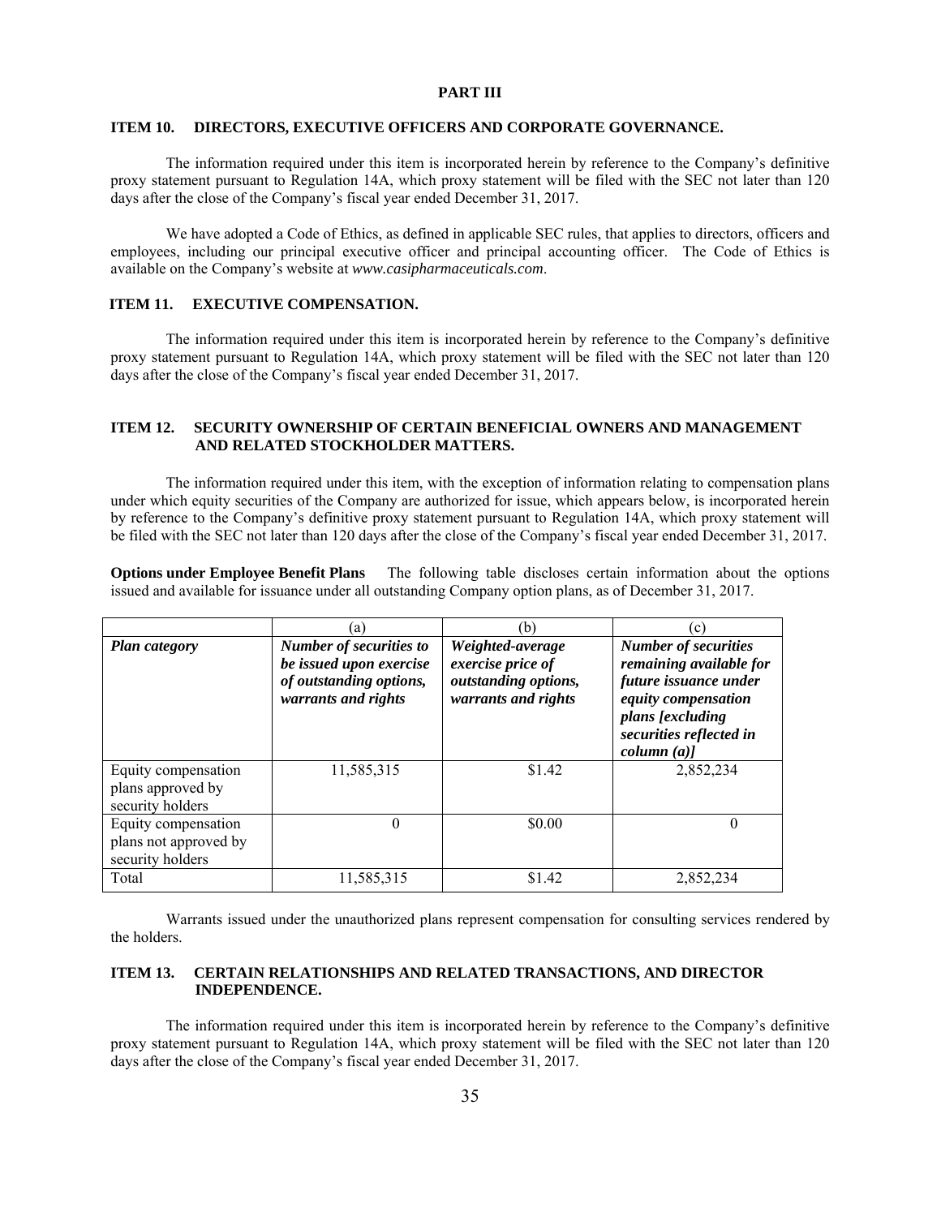# PART III

## ITEM 10. DIRECTORS, EXECUTIVE OFFICERS AND CORPORATE GOVERNANCE.

The information required under this item is incorporated herein by reference to the Company's definitive proxy statement pursuant to Regulation 14A, which proxy statement will be filed with the SEC not later than 120 days after the close of the Company's fiscal year ended December 31, 2017.

We have adopted a Code of Ethics, as defined in applicable SEC rules, that applies to directors, officers and employees, including our principal executive officer and principal accounting officer. The Code of Ethics is available on the Company's website at *www.casipharmaceuticals.com*.

## ITEM 11. EXECUTIVE COMPENSATION.

The information required under this item is incorporated herein by reference to the Company's definitive proxy statement pursuant to Regulation 14A, which proxy statement will be filed with the SEC not later than 120 days after the close of the Company's fiscal year ended December 31, 2017.

## ITEM 12. SECURITY OWNERSHIP OF CERTAIN BENEFICIAL OWNERS AND MANAGEMENT AND RELATED STOCKHOLDER MATTERS.

The information required under this item, with the exception of information relating to compensation plans under which equity securities of the Company are authorized for issue, which appears below, is incorporated herein by reference to the Company's definitive proxy statement pursuant to Regulation 14A, which proxy statement will be filed with the SEC not later than 120 days after the close of the Company's fiscal year ended December 31, 2017.

**Options under Employee Benefit Plans** The following table discloses certain information about the options issued and available for issuance under all outstanding Company option plans, as of December 31, 2017.

| | (a) | (b) | (c) |
|---|---|---|---|
| ***Plan category*** | ***Number of securities to be issued upon exercise of outstanding options, warrants and rights*** | ***Weighted-average exercise price of outstanding options, warrants and rights*** | ***Number of securities remaining available for future issuance under equity compensation plans [excluding securities reflected in column (a)]*** |
| Equity compensation plans approved by security holders | 11,585,315 | $1.42 | 2,852,234 |
| Equity compensation plans not approved by security holders | 0 | $0.00 | 0 |
| Total | 11,585,315 | $1.42 | 2,852,234 |

Warrants issued under the unauthorized plans represent compensation for consulting services rendered by the holders.

## ITEM 13. CERTAIN RELATIONSHIPS AND RELATED TRANSACTIONS, AND DIRECTOR INDEPENDENCE.

The information required under this item is incorporated herein by reference to the Company's definitive proxy statement pursuant to Regulation 14A, which proxy statement will be filed with the SEC not later than 120 days after the close of the Company's fiscal year ended December 31, 2017.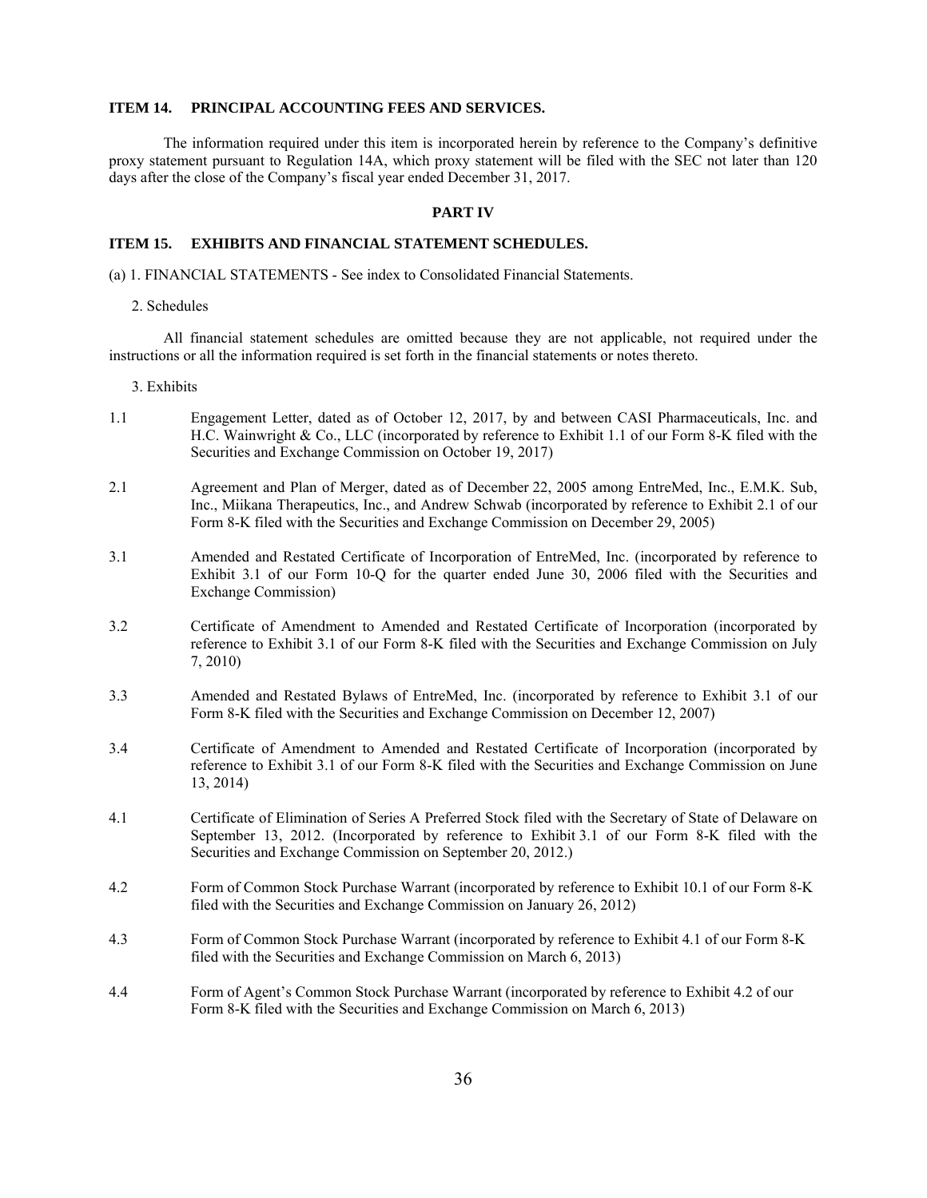## ITEM 14. PRINCIPAL ACCOUNTING FEES AND SERVICES.

The information required under this item is incorporated herein by reference to the Company's definitive proxy statement pursuant to Regulation 14A, which proxy statement will be filed with the SEC not later than 120 days after the close of the Company's fiscal year ended December 31, 2017.

# PART IV

## ITEM 15. EXHIBITS AND FINANCIAL STATEMENT SCHEDULES.

(a) 1. FINANCIAL STATEMENTS - See index to Consolidated Financial Statements.

2. Schedules

All financial statement schedules are omitted because they are not applicable, not required under the instructions or all the information required is set forth in the financial statements or notes thereto.

3. Exhibits

| | |
|---|---|
| 1.1 | Engagement Letter, dated as of October 12, 2017, by and between CASI Pharmaceuticals, Inc. and H.C. Wainwright & Co., LLC (incorporated by reference to Exhibit 1.1 of our Form 8-K filed with the Securities and Exchange Commission on October 19, 2017) |
| 2.1 | Agreement and Plan of Merger, dated as of December 22, 2005 among EntreMed, Inc., E.M.K. Sub, Inc., Miikana Therapeutics, Inc., and Andrew Schwab (incorporated by reference to Exhibit 2.1 of our Form 8-K filed with the Securities and Exchange Commission on December 29, 2005) |
| 3.1 | Amended and Restated Certificate of Incorporation of EntreMed, Inc. (incorporated by reference to Exhibit 3.1 of our Form 10-Q for the quarter ended June 30, 2006 filed with the Securities and Exchange Commission) |
| 3.2 | Certificate of Amendment to Amended and Restated Certificate of Incorporation (incorporated by reference to Exhibit 3.1 of our Form 8-K filed with the Securities and Exchange Commission on July 7, 2010) |
| 3.3 | Amended and Restated Bylaws of EntreMed, Inc. (incorporated by reference to Exhibit 3.1 of our Form 8-K filed with the Securities and Exchange Commission on December 12, 2007) |
| 3.4 | Certificate of Amendment to Amended and Restated Certificate of Incorporation (incorporated by reference to Exhibit 3.1 of our Form 8-K filed with the Securities and Exchange Commission on June 13, 2014) |
| 4.1 | Certificate of Elimination of Series A Preferred Stock filed with the Secretary of State of Delaware on September 13, 2012. (Incorporated by reference to Exhibit 3.1 of our Form 8-K filed with the Securities and Exchange Commission on September 20, 2012.) |
| 4.2 | Form of Common Stock Purchase Warrant (incorporated by reference to Exhibit 10.1 of our Form 8-K filed with the Securities and Exchange Commission on January 26, 2012) |
| 4.3 | Form of Common Stock Purchase Warrant (incorporated by reference to Exhibit 4.1 of our Form 8-K filed with the Securities and Exchange Commission on March 6, 2013) |
| 4.4 | Form of Agent's Common Stock Purchase Warrant (incorporated by reference to Exhibit 4.2 of our Form 8-K filed with the Securities and Exchange Commission on March 6, 2013) |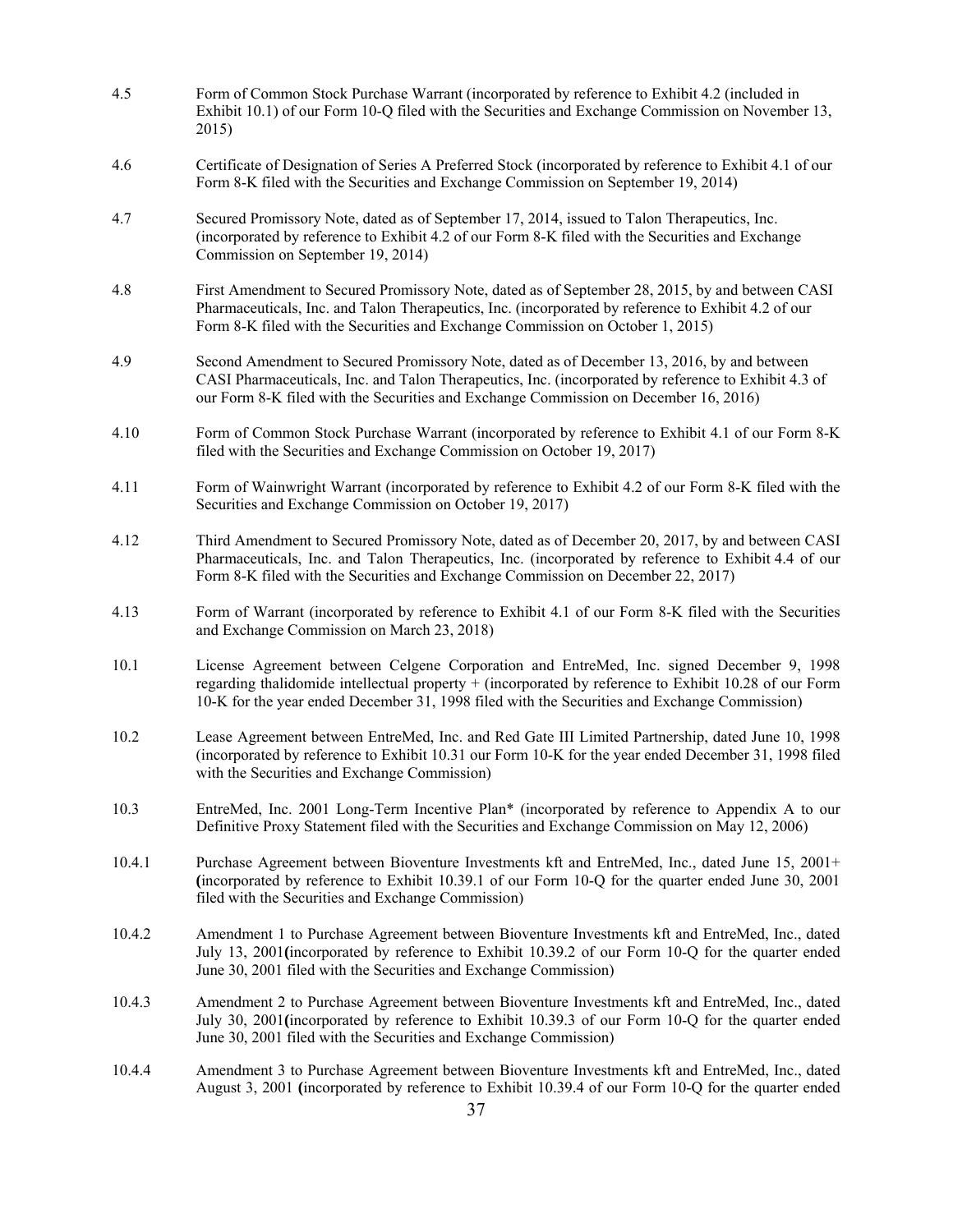| | |
|---|---|
| 4.5 | Form of Common Stock Purchase Warrant (incorporated by reference to Exhibit 4.2 (included in Exhibit 10.1) of our Form 10-Q filed with the Securities and Exchange Commission on November 13, 2015) |
| 4.6 | Certificate of Designation of Series A Preferred Stock (incorporated by reference to Exhibit 4.1 of our Form 8-K filed with the Securities and Exchange Commission on September 19, 2014) |
| 4.7 | Secured Promissory Note, dated as of September 17, 2014, issued to Talon Therapeutics, Inc. (incorporated by reference to Exhibit 4.2 of our Form 8-K filed with the Securities and Exchange Commission on September 19, 2014) |
| 4.8 | First Amendment to Secured Promissory Note, dated as of September 28, 2015, by and between CASI Pharmaceuticals, Inc. and Talon Therapeutics, Inc. (incorporated by reference to Exhibit 4.2 of our Form 8-K filed with the Securities and Exchange Commission on October 1, 2015) |
| 4.9 | Second Amendment to Secured Promissory Note, dated as of December 13, 2016, by and between CASI Pharmaceuticals, Inc. and Talon Therapeutics, Inc. (incorporated by reference to Exhibit 4.3 of our Form 8-K filed with the Securities and Exchange Commission on December 16, 2016) |
| 4.10 | Form of Common Stock Purchase Warrant (incorporated by reference to Exhibit 4.1 of our Form 8-K filed with the Securities and Exchange Commission on October 19, 2017) |
| 4.11 | Form of Wainwright Warrant (incorporated by reference to Exhibit 4.2 of our Form 8-K filed with the Securities and Exchange Commission on October 19, 2017) |
| 4.12 | Third Amendment to Secured Promissory Note, dated as of December 20, 2017, by and between CASI Pharmaceuticals, Inc. and Talon Therapeutics, Inc. (incorporated by reference to Exhibit 4.4 of our Form 8-K filed with the Securities and Exchange Commission on December 22, 2017) |
| 4.13 | Form of Warrant (incorporated by reference to Exhibit 4.1 of our Form 8-K filed with the Securities and Exchange Commission on March 23, 2018) |
| 10.1 | License Agreement between Celgene Corporation and EntreMed, Inc. signed December 9, 1998 regarding thalidomide intellectual property + (incorporated by reference to Exhibit 10.28 of our Form 10-K for the year ended December 31, 1998 filed with the Securities and Exchange Commission) |
| 10.2 | Lease Agreement between EntreMed, Inc. and Red Gate III Limited Partnership, dated June 10, 1998 (incorporated by reference to Exhibit 10.31 our Form 10-K for the year ended December 31, 1998 filed with the Securities and Exchange Commission) |
| 10.3 | EntreMed, Inc. 2001 Long-Term Incentive Plan* (incorporated by reference to Appendix A to our Definitive Proxy Statement filed with the Securities and Exchange Commission on May 12, 2006) |
| 10.4.1 | Purchase Agreement between Bioventure Investments kft and EntreMed, Inc., dated June 15, 2001+ (incorporated by reference to Exhibit 10.39.1 of our Form 10-Q for the quarter ended June 30, 2001 filed with the Securities and Exchange Commission) |
| 10.4.2 | Amendment 1 to Purchase Agreement between Bioventure Investments kft and EntreMed, Inc., dated July 13, 2001(incorporated by reference to Exhibit 10.39.2 of our Form 10-Q for the quarter ended June 30, 2001 filed with the Securities and Exchange Commission) |
| 10.4.3 | Amendment 2 to Purchase Agreement between Bioventure Investments kft and EntreMed, Inc., dated July 30, 2001(incorporated by reference to Exhibit 10.39.3 of our Form 10-Q for the quarter ended June 30, 2001 filed with the Securities and Exchange Commission) |
| 10.4.4 | Amendment 3 to Purchase Agreement between Bioventure Investments kft and EntreMed, Inc., dated August 3, 2001 (incorporated by reference to Exhibit 10.39.4 of our Form 10-Q for the quarter ended |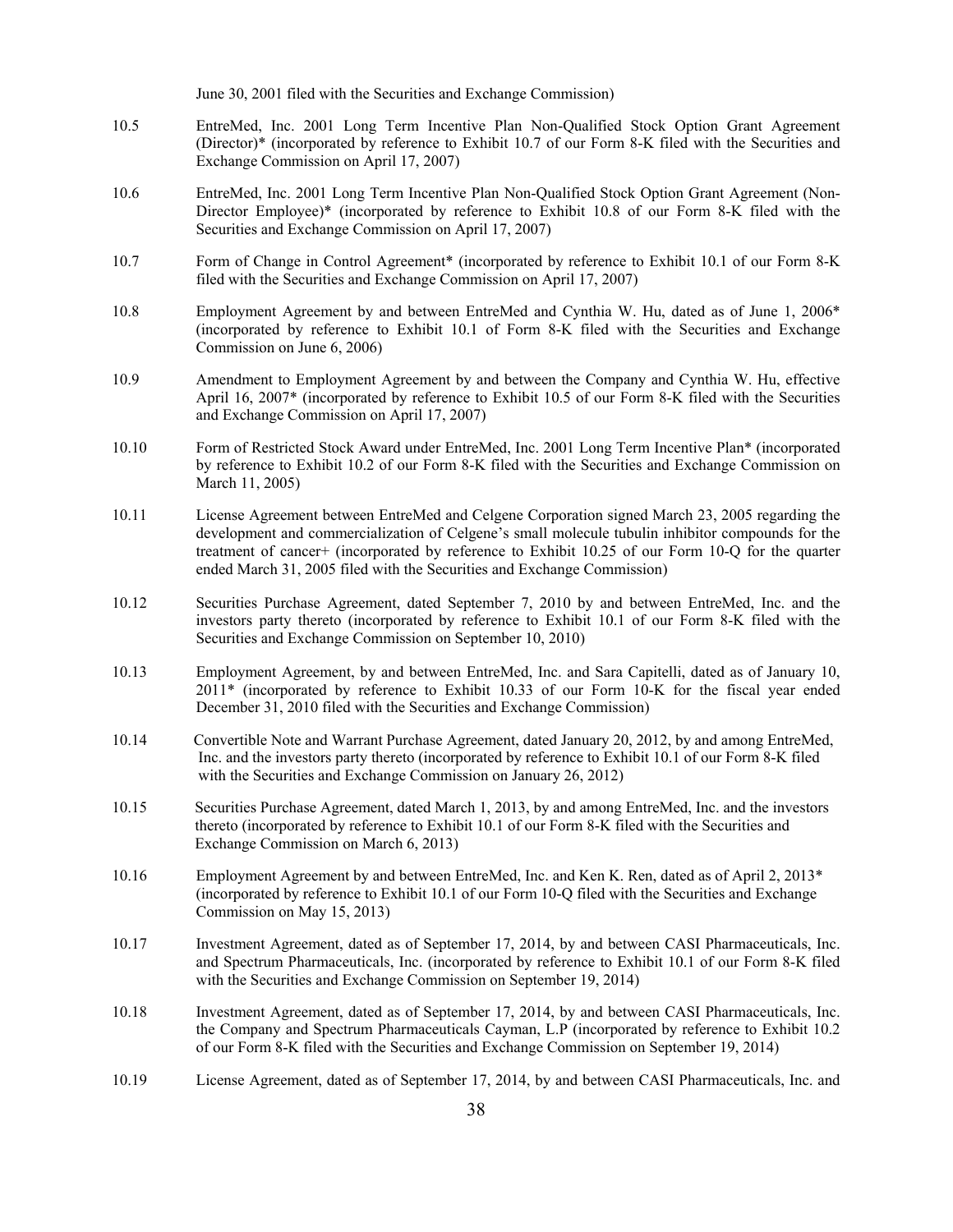June 30, 2001 filed with the Securities and Exchange Commission)

10.5 EntreMed, Inc. 2001 Long Term Incentive Plan Non-Qualified Stock Option Grant Agreement (Director)* (incorporated by reference to Exhibit 10.7 of our Form 8-K filed with the Securities and Exchange Commission on April 17, 2007)

10.6 EntreMed, Inc. 2001 Long Term Incentive Plan Non-Qualified Stock Option Grant Agreement (Non-Director Employee)* (incorporated by reference to Exhibit 10.8 of our Form 8-K filed with the Securities and Exchange Commission on April 17, 2007)

10.7 Form of Change in Control Agreement* (incorporated by reference to Exhibit 10.1 of our Form 8-K filed with the Securities and Exchange Commission on April 17, 2007)

10.8 Employment Agreement by and between EntreMed and Cynthia W. Hu, dated as of June 1, 2006* (incorporated by reference to Exhibit 10.1 of Form 8-K filed with the Securities and Exchange Commission on June 6, 2006)

10.9 Amendment to Employment Agreement by and between the Company and Cynthia W. Hu, effective April 16, 2007* (incorporated by reference to Exhibit 10.5 of our Form 8-K filed with the Securities and Exchange Commission on April 17, 2007)

10.10 Form of Restricted Stock Award under EntreMed, Inc. 2001 Long Term Incentive Plan* (incorporated by reference to Exhibit 10.2 of our Form 8-K filed with the Securities and Exchange Commission on March 11, 2005)

10.11 License Agreement between EntreMed and Celgene Corporation signed March 23, 2005 regarding the development and commercialization of Celgene's small molecule tubulin inhibitor compounds for the treatment of cancer+ (incorporated by reference to Exhibit 10.25 of our Form 10-Q for the quarter ended March 31, 2005 filed with the Securities and Exchange Commission)

10.12 Securities Purchase Agreement, dated September 7, 2010 by and between EntreMed, Inc. and the investors party thereto (incorporated by reference to Exhibit 10.1 of our Form 8-K filed with the Securities and Exchange Commission on September 10, 2010)

10.13 Employment Agreement, by and between EntreMed, Inc. and Sara Capitelli, dated as of January 10, 2011* (incorporated by reference to Exhibit 10.33 of our Form 10-K for the fiscal year ended December 31, 2010 filed with the Securities and Exchange Commission)

10.14 Convertible Note and Warrant Purchase Agreement, dated January 20, 2012, by and among EntreMed, Inc. and the investors party thereto (incorporated by reference to Exhibit 10.1 of our Form 8-K filed with the Securities and Exchange Commission on January 26, 2012)

10.15 Securities Purchase Agreement, dated March 1, 2013, by and among EntreMed, Inc. and the investors thereto (incorporated by reference to Exhibit 10.1 of our Form 8-K filed with the Securities and Exchange Commission on March 6, 2013)

10.16 Employment Agreement by and between EntreMed, Inc. and Ken K. Ren, dated as of April 2, 2013* (incorporated by reference to Exhibit 10.1 of our Form 10-Q filed with the Securities and Exchange Commission on May 15, 2013)

10.17 Investment Agreement, dated as of September 17, 2014, by and between CASI Pharmaceuticals, Inc. and Spectrum Pharmaceuticals, Inc. (incorporated by reference to Exhibit 10.1 of our Form 8-K filed with the Securities and Exchange Commission on September 19, 2014)

10.18 Investment Agreement, dated as of September 17, 2014, by and between CASI Pharmaceuticals, Inc. the Company and Spectrum Pharmaceuticals Cayman, L.P (incorporated by reference to Exhibit 10.2 of our Form 8-K filed with the Securities and Exchange Commission on September 19, 2014)

10.19 License Agreement, dated as of September 17, 2014, by and between CASI Pharmaceuticals, Inc. and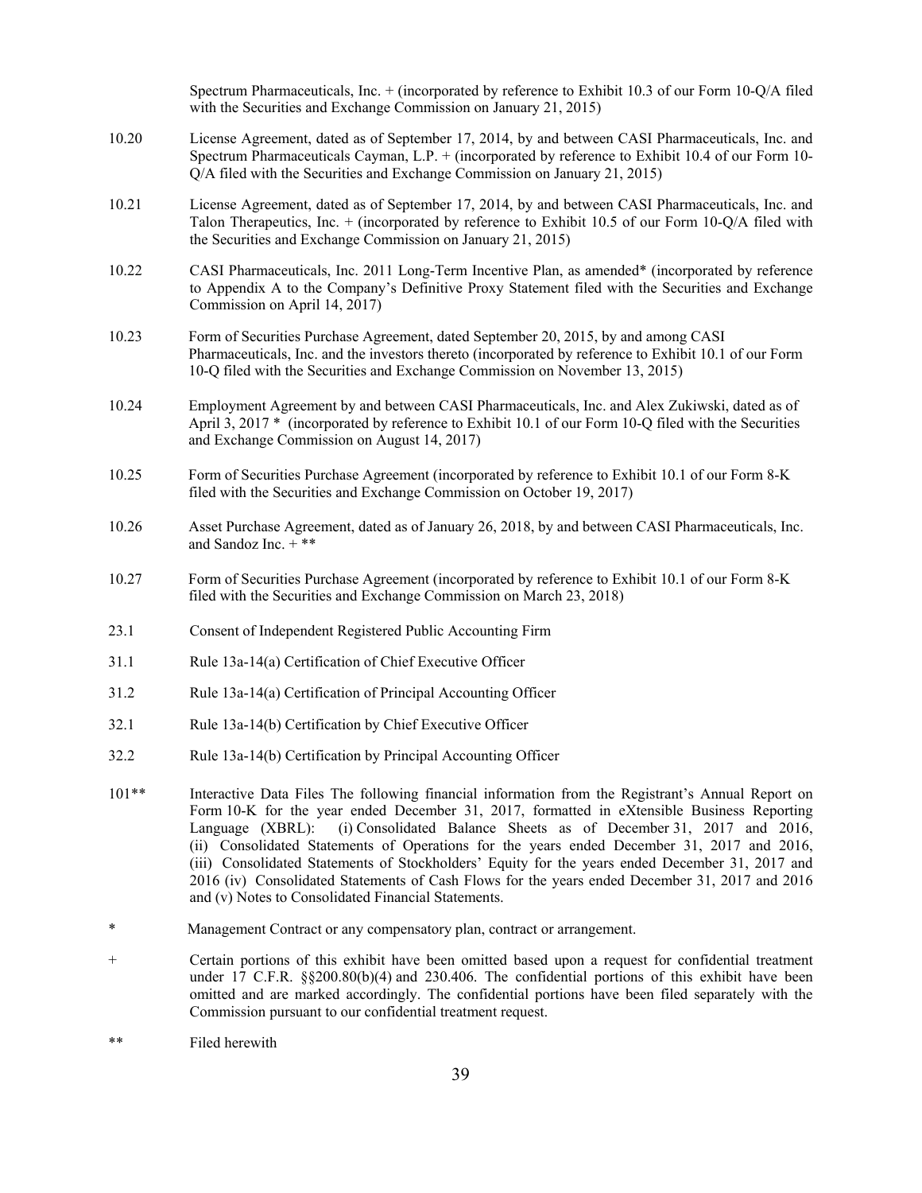Spectrum Pharmaceuticals, Inc. + (incorporated by reference to Exhibit 10.3 of our Form 10-Q/A filed with the Securities and Exchange Commission on January 21, 2015)

| | |
|---|---|
| 10.20 | License Agreement, dated as of September 17, 2014, by and between CASI Pharmaceuticals, Inc. and Spectrum Pharmaceuticals Cayman, L.P. + (incorporated by reference to Exhibit 10.4 of our Form 10-Q/A filed with the Securities and Exchange Commission on January 21, 2015) |
| 10.21 | License Agreement, dated as of September 17, 2014, by and between CASI Pharmaceuticals, Inc. and Talon Therapeutics, Inc. + (incorporated by reference to Exhibit 10.5 of our Form 10-Q/A filed with the Securities and Exchange Commission on January 21, 2015) |
| 10.22 | CASI Pharmaceuticals, Inc. 2011 Long-Term Incentive Plan, as amended* (incorporated by reference to Appendix A to the Company's Definitive Proxy Statement filed with the Securities and Exchange Commission on April 14, 2017) |
| 10.23 | Form of Securities Purchase Agreement, dated September 20, 2015, by and among CASI Pharmaceuticals, Inc. and the investors thereto (incorporated by reference to Exhibit 10.1 of our Form 10-Q filed with the Securities and Exchange Commission on November 13, 2015) |
| 10.24 | Employment Agreement by and between CASI Pharmaceuticals, Inc. and Alex Zukiwski, dated as of April 3, 2017 * (incorporated by reference to Exhibit 10.1 of our Form 10-Q filed with the Securities and Exchange Commission on August 14, 2017) |
| 10.25 | Form of Securities Purchase Agreement (incorporated by reference to Exhibit 10.1 of our Form 8-K filed with the Securities and Exchange Commission on October 19, 2017) |
| 10.26 | Asset Purchase Agreement, dated as of January 26, 2018, by and between CASI Pharmaceuticals, Inc. and Sandoz Inc. + ** |
| 10.27 | Form of Securities Purchase Agreement (incorporated by reference to Exhibit 10.1 of our Form 8-K filed with the Securities and Exchange Commission on March 23, 2018) |
| 23.1 | Consent of Independent Registered Public Accounting Firm |
| 31.1 | Rule 13a-14(a) Certification of Chief Executive Officer |
| 31.2 | Rule 13a-14(a) Certification of Principal Accounting Officer |
| 32.1 | Rule 13a-14(b) Certification by Chief Executive Officer |
| 32.2 | Rule 13a-14(b) Certification by Principal Accounting Officer |
| 101** | Interactive Data Files The following financial information from the Registrant's Annual Report on Form 10-K for the year ended December 31, 2017, formatted in eXtensible Business Reporting Language (XBRL): (i) Consolidated Balance Sheets as of December 31, 2017 and 2016, (ii) Consolidated Statements of Operations for the years ended December 31, 2017 and 2016, (iii) Consolidated Statements of Stockholders' Equity for the years ended December 31, 2017 and 2016 (iv) Consolidated Statements of Cash Flows for the years ended December 31, 2017 and 2016 and (v) Notes to Consolidated Financial Statements. |
| * | Management Contract or any compensatory plan, contract or arrangement. |
| + | Certain portions of this exhibit have been omitted based upon a request for confidential treatment under 17 C.F.R. §§200.80(b)(4) and 230.406. The confidential portions of this exhibit have been omitted and are marked accordingly. The confidential portions have been filed separately with the Commission pursuant to our confidential treatment request. |
| ** | Filed herewith |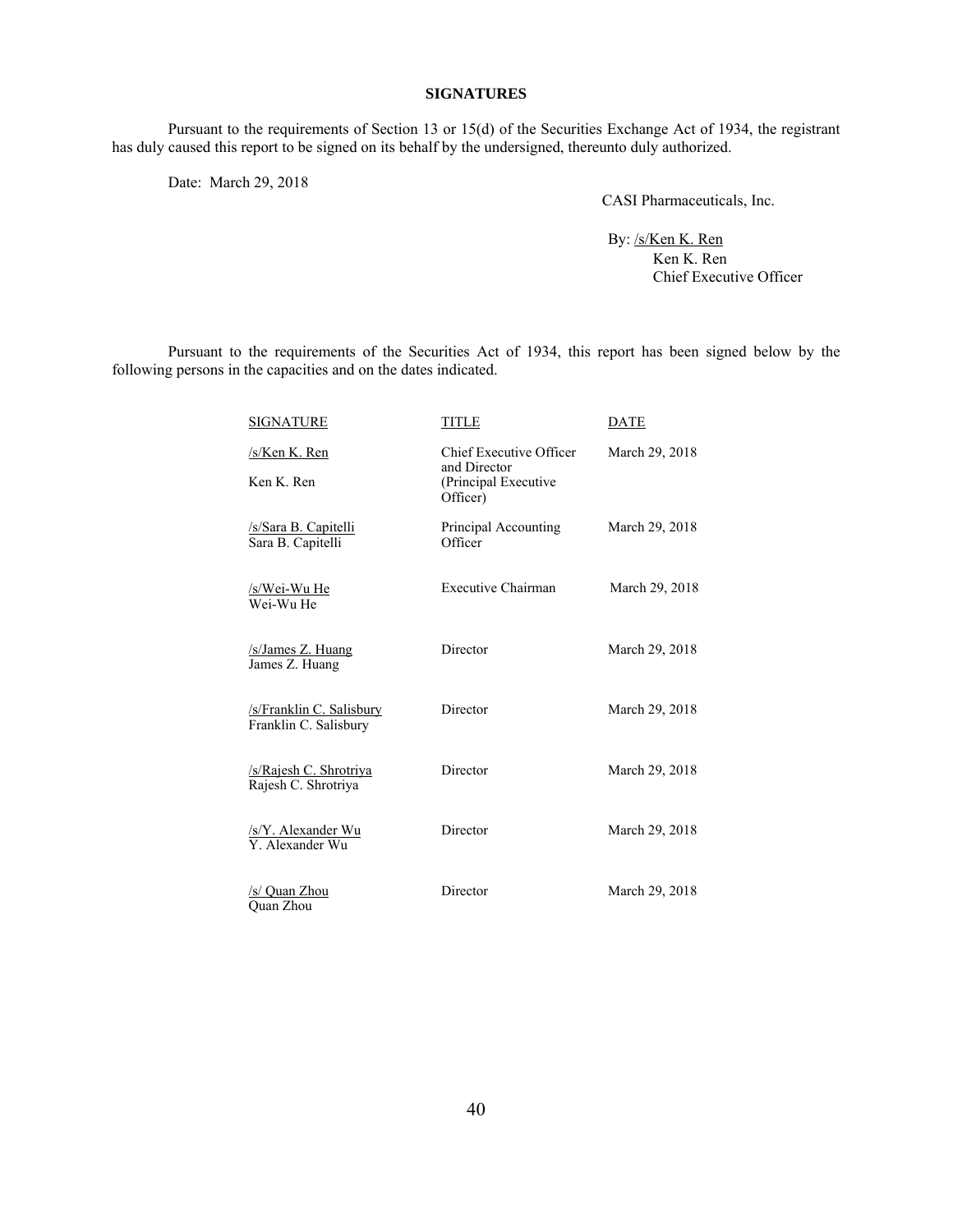**SIGNATURES**

Pursuant to the requirements of Section 13 or 15(d) of the Securities Exchange Act of 1934, the registrant has duly caused this report to be signed on its behalf by the undersigned, thereunto duly authorized.

Date: March 29, 2018

CASI Pharmaceuticals, Inc.

By: /s/Ken K. Ren
Ken K. Ren
Chief Executive Officer

Pursuant to the requirements of the Securities Act of 1934, this report has been signed below by the following persons in the capacities and on the dates indicated.

| SIGNATURE | TITLE | DATE |
|---|---|---|
| /s/Ken K. Ren<br>Ken K. Ren | Chief Executive Officer and Director (Principal Executive Officer) | March 29, 2018 |
| /s/Sara B. Capitelli<br>Sara B. Capitelli | Principal Accounting Officer | March 29, 2018 |
| /s/Wei-Wu He<br>Wei-Wu He | Executive Chairman | March 29, 2018 |
| /s/James Z. Huang<br>James Z. Huang | Director | March 29, 2018 |
| /s/Franklin C. Salisbury<br>Franklin C. Salisbury | Director | March 29, 2018 |
| /s/Rajesh C. Shrotriya<br>Rajesh C. Shrotriya | Director | March 29, 2018 |
| /s/Y. Alexander Wu<br>Y. Alexander Wu | Director | March 29, 2018 |
| /s/ Quan Zhou<br>Quan Zhou | Director | March 29, 2018 |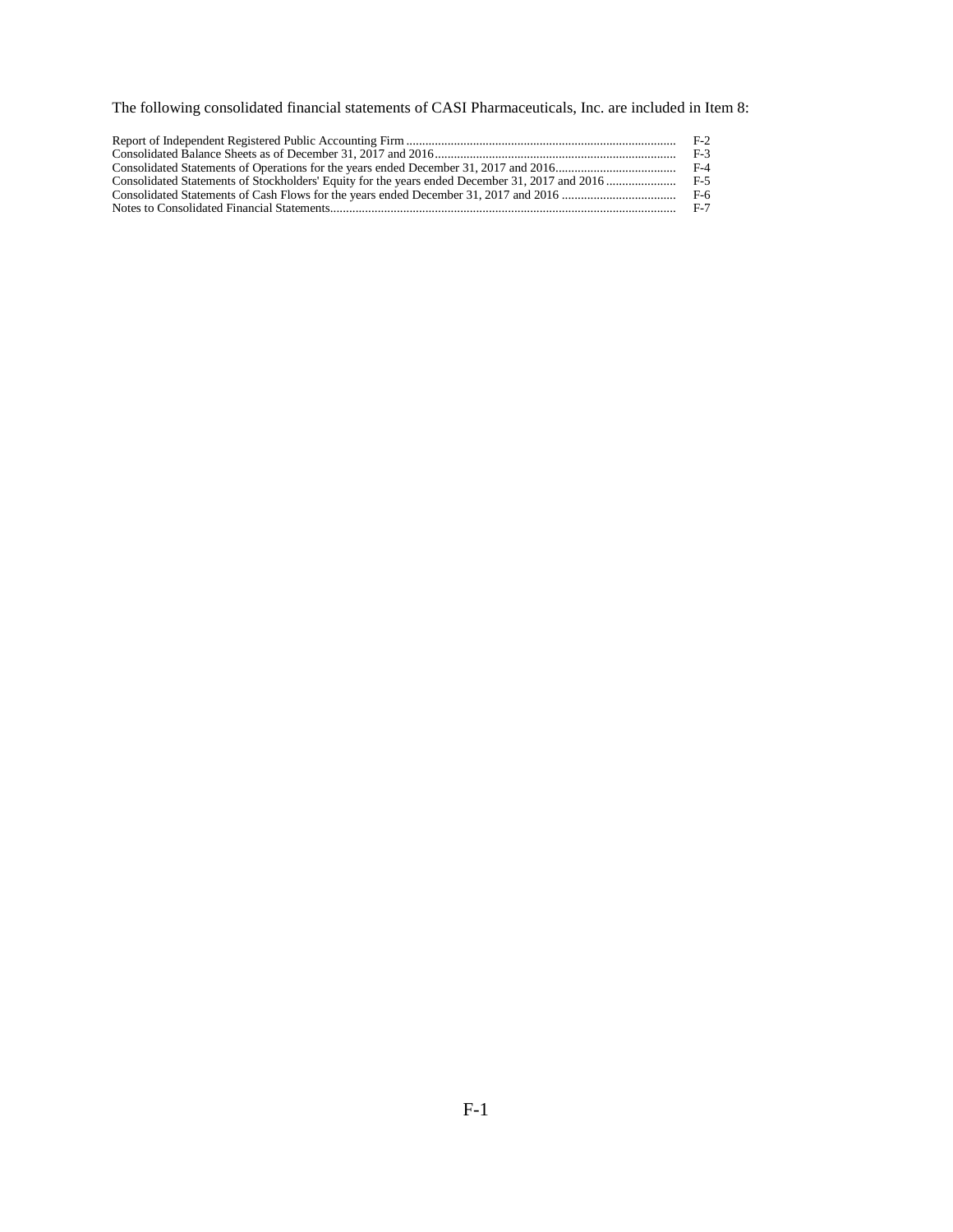The following consolidated financial statements of CASI Pharmaceuticals, Inc. are included in Item 8:

| | |
|---|---|
| Report of Independent Registered Public Accounting Firm | F-2 |
| Consolidated Balance Sheets as of December 31, 2017 and 2016 | F-3 |
| Consolidated Statements of Operations for the years ended December 31, 2017 and 2016 | F-4 |
| Consolidated Statements of Stockholders' Equity for the years ended December 31, 2017 and 2016 | F-5 |
| Consolidated Statements of Cash Flows for the years ended December 31, 2017 and 2016 | F-6 |
| Notes to Consolidated Financial Statements | F-7 |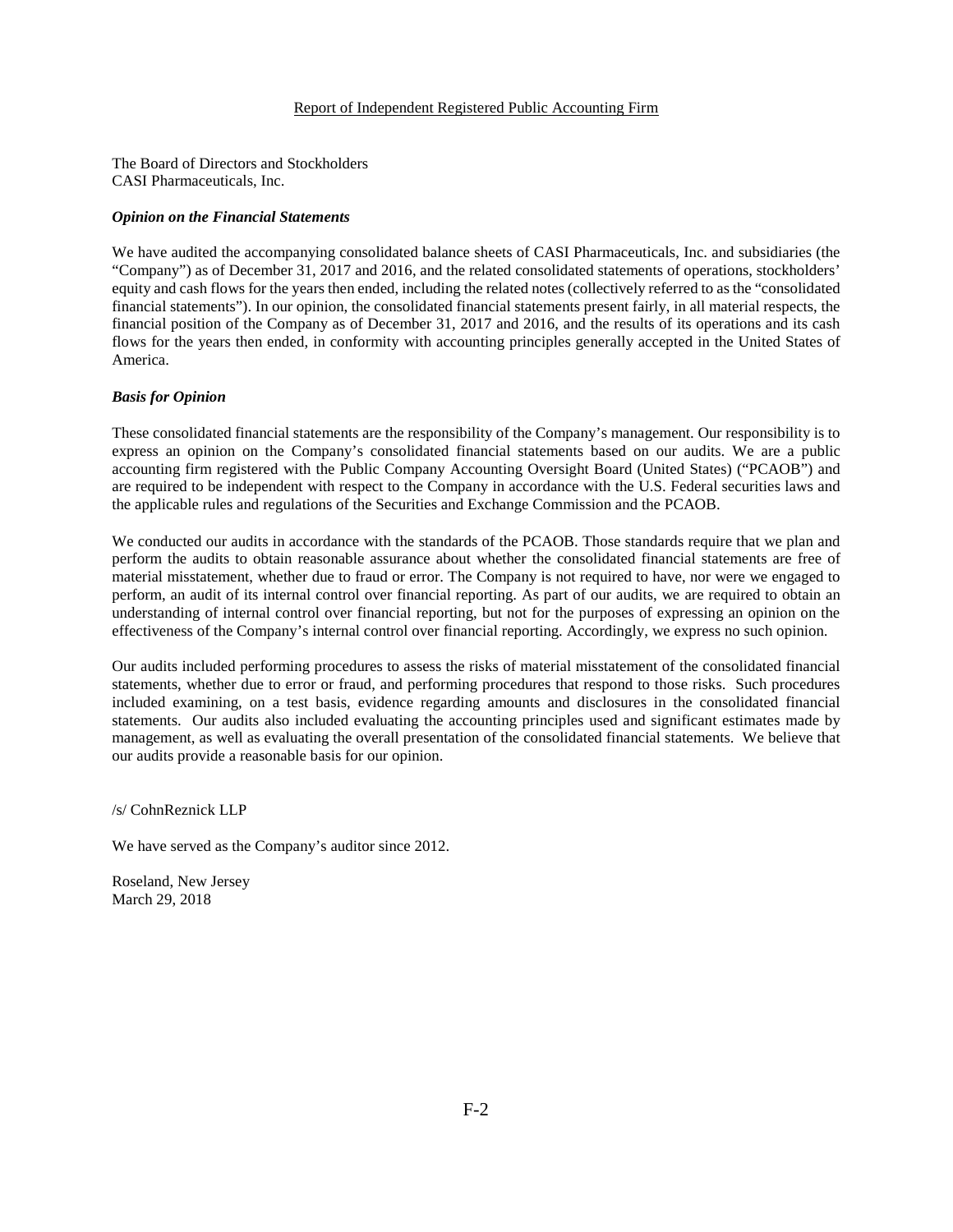# Report of Independent Registered Public Accounting Firm

The Board of Directors and Stockholders
CASI Pharmaceuticals, Inc.

***Opinion on the Financial Statements***

We have audited the accompanying consolidated balance sheets of CASI Pharmaceuticals, Inc. and subsidiaries (the "Company") as of December 31, 2017 and 2016, and the related consolidated statements of operations, stockholders' equity and cash flows for the years then ended, including the related notes (collectively referred to as the "consolidated financial statements"). In our opinion, the consolidated financial statements present fairly, in all material respects, the financial position of the Company as of December 31, 2017 and 2016, and the results of its operations and its cash flows for the years then ended, in conformity with accounting principles generally accepted in the United States of America.

***Basis for Opinion***

These consolidated financial statements are the responsibility of the Company's management. Our responsibility is to express an opinion on the Company's consolidated financial statements based on our audits. We are a public accounting firm registered with the Public Company Accounting Oversight Board (United States) ("PCAOB") and are required to be independent with respect to the Company in accordance with the U.S. Federal securities laws and the applicable rules and regulations of the Securities and Exchange Commission and the PCAOB.

We conducted our audits in accordance with the standards of the PCAOB. Those standards require that we plan and perform the audits to obtain reasonable assurance about whether the consolidated financial statements are free of material misstatement, whether due to fraud or error. The Company is not required to have, nor were we engaged to perform, an audit of its internal control over financial reporting. As part of our audits, we are required to obtain an understanding of internal control over financial reporting, but not for the purposes of expressing an opinion on the effectiveness of the Company's internal control over financial reporting. Accordingly, we express no such opinion.

Our audits included performing procedures to assess the risks of material misstatement of the consolidated financial statements, whether due to error or fraud, and performing procedures that respond to those risks. Such procedures included examining, on a test basis, evidence regarding amounts and disclosures in the consolidated financial statements. Our audits also included evaluating the accounting principles used and significant estimates made by management, as well as evaluating the overall presentation of the consolidated financial statements. We believe that our audits provide a reasonable basis for our opinion.

/s/ CohnReznick LLP

We have served as the Company's auditor since 2012.

Roseland, New Jersey
March 29, 2018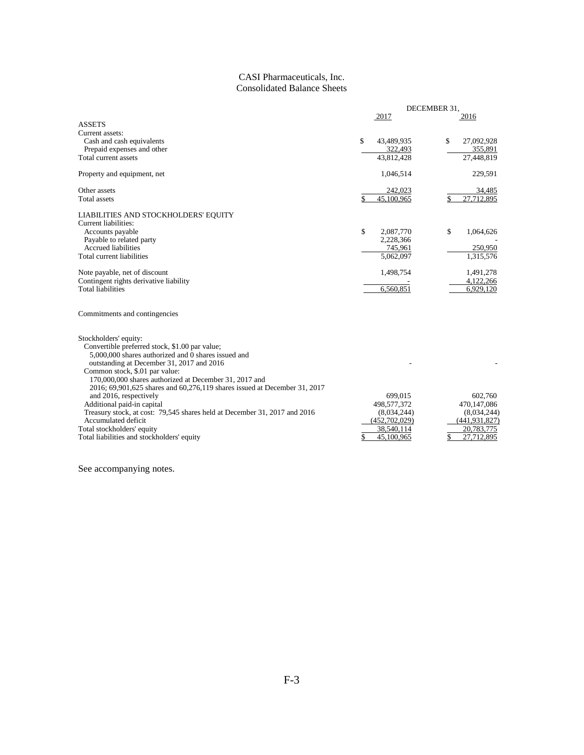# CASI Pharmaceuticals, Inc.
## Consolidated Balance Sheets

| | DECEMBER 31, | |
|---|---|---|
| | 2017 | 2016 |
| **ASSETS** | | |
| Current assets: | | |
| Cash and cash equivalents | $ 43,489,935 | $ 27,092,928 |
| Prepaid expenses and other | 322,493 | 355,891 |
| Total current assets | 43,812,428 | 27,448,819 |
| Property and equipment, net | 1,046,514 | 229,591 |
| Other assets | 242,023 | 34,485 |
| Total assets | $ 45,100,965 | $ 27,712,895 |
| **LIABILITIES AND STOCKHOLDERS' EQUITY** | | |
| Current liabilities: | | |
| Accounts payable | $ 2,087,770 | $ 1,064,626 |
| Payable to related party | 2,228,366 | - |
| Accrued liabilities | 745,961 | 250,950 |
| Total current liabilities | 5,062,097 | 1,315,576 |
| Note payable, net of discount | 1,498,754 | 1,491,278 |
| Contingent rights derivative liability | - | 4,122,266 |
| Total liabilities | 6,560,851 | 6,929,120 |
| Commitments and contingencies | | |
| Stockholders' equity: | | |
| Convertible preferred stock, \$1.00 par value; 5,000,000 shares authorized and 0 shares issued and outstanding at December 31, 2017 and 2016 | - | - |
| Common stock, \$.01 par value: 170,000,000 shares authorized at December 31, 2017 and 2016; 69,901,625 shares and 60,276,119 shares issued at December 31, 2017 and 2016, respectively | 699,015 | 602,760 |
| Additional paid-in capital | 498,577,372 | 470,147,086 |
| Treasury stock, at cost: 79,545 shares held at December 31, 2017 and 2016 | (8,034,244) | (8,034,244) |
| Accumulated deficit | (452,702,029) | (441,931,827) |
| Total stockholders' equity | 38,540,114 | 20,783,775 |
| Total liabilities and stockholders' equity | $ 45,100,965 | $ 27,712,895 |

See accompanying notes.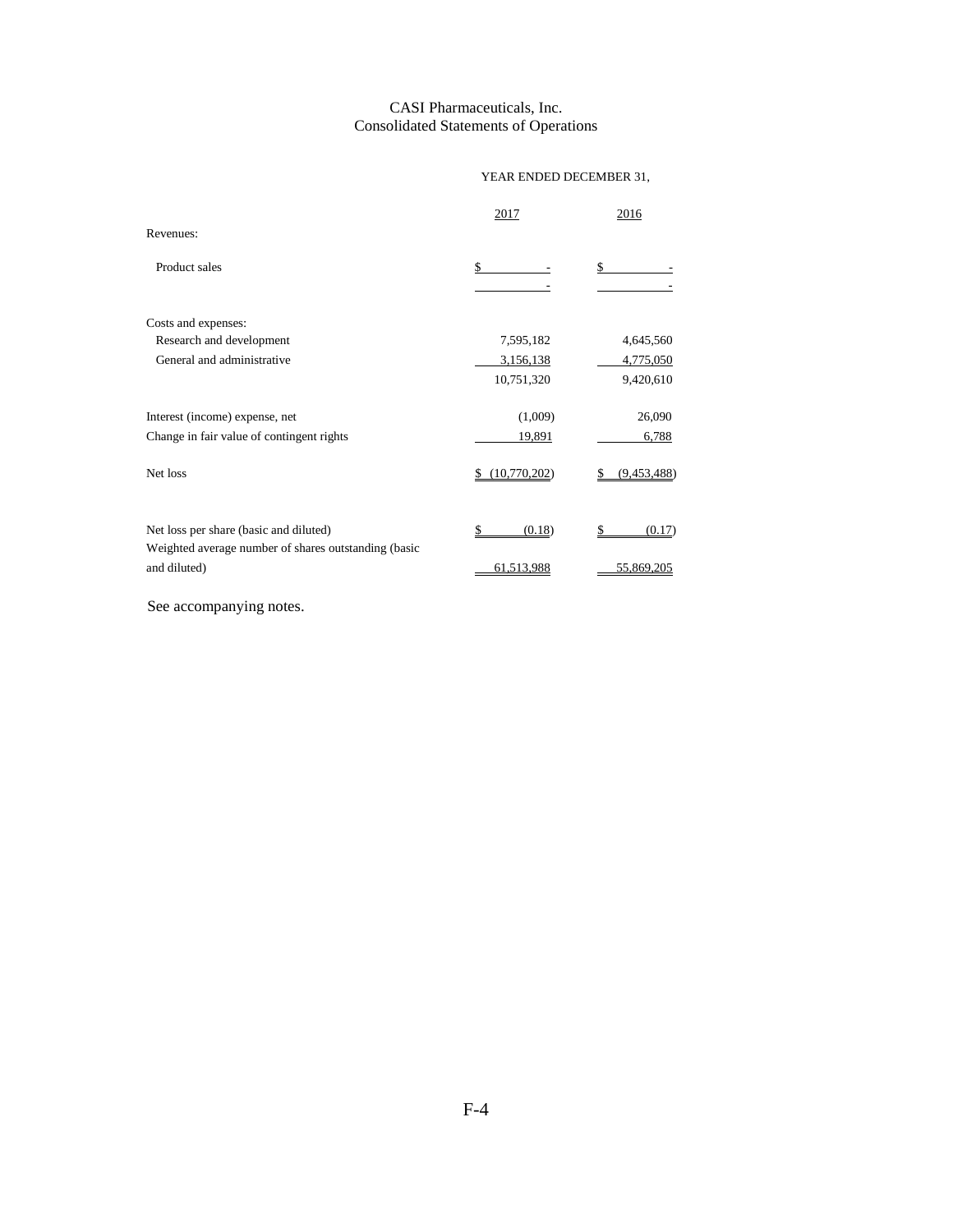CASI Pharmaceuticals, Inc.
Consolidated Statements of Operations

| | YEAR ENDED DECEMBER 31, | |
|---|---|---|
| | 2017 | 2016 |
| Revenues: | | |
| Product sales | $ - | $ - |
| | - | - |
| Costs and expenses: | | |
| Research and development | 7,595,182 | 4,645,560 |
| General and administrative | 3,156,138 | 4,775,050 |
| | 10,751,320 | 9,420,610 |
| Interest (income) expense, net | (1,009) | 26,090 |
| Change in fair value of contingent rights | 19,891 | 6,788 |
| Net loss | $ (10,770,202) | $ (9,453,488) |
| Net loss per share (basic and diluted) | $ (0.18) | $ (0.17) |
| Weighted average number of shares outstanding (basic and diluted) | 61,513,988 | 55,869,205 |

See accompanying notes.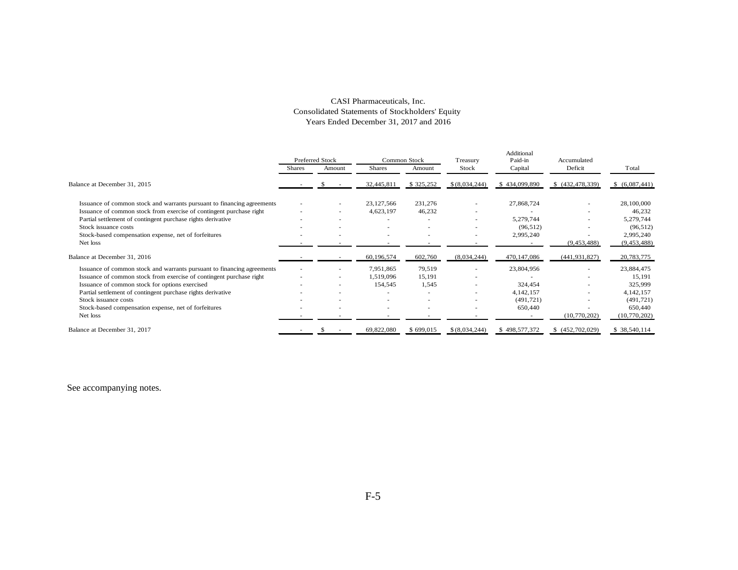CASI Pharmaceuticals, Inc.
Consolidated Statements of Stockholders' Equity
Years Ended December 31, 2017 and 2016

| | Preferred Stock | | Common Stock | | Treasury | Additional Paid-in | Accumulated | |
|---|---|---|---|---|---|---|---|---|
| | Shares | Amount | Shares | Amount | Stock | Capital | Deficit | Total |
| Balance at December 31, 2015 | - | $ - | 32,445,811 | $ 325,252 | $ (8,034,244) | $ 434,099,890 | $ (432,478,339) | $ (6,087,441) |
| Issuance of common stock and warrants pursuant to financing agreements | - | - | 23,127,566 | 231,276 | - | 27,868,724 | - | 28,100,000 |
| Issuance of common stock from exercise of contingent purchase right | - | - | 4,623,197 | 46,232 | - | - | - | 46,232 |
| Partial settlement of contingent purchase rights derivative | - | - | - | - | - | 5,279,744 | - | 5,279,744 |
| Stock issuance costs | - | - | - | - | - | (96,512) | - | (96,512) |
| Stock-based compensation expense, net of forfeitures | - | - | - | - | - | 2,995,240 | - | 2,995,240 |
| Net loss | - | - | - | - | - | - | (9,453,488) | (9,453,488) |
| Balance at December 31, 2016 | - | - | 60,196,574 | 602,760 | (8,034,244) | 470,147,086 | (441,931,827) | 20,783,775 |
| Issuance of common stock and warrants pursuant to financing agreements | - | - | 7,951,865 | 79,519 | - | 23,804,956 | - | 23,884,475 |
| Issuance of common stock from exercise of contingent purchase right | - | - | 1,519,096 | 15,191 | - | - | - | 15,191 |
| Issuance of common stock for options exercised | - | - | 154,545 | 1,545 | - | 324,454 | - | 325,999 |
| Partial settlement of contingent purchase rights derivative | - | - | - | - | - | 4,142,157 | - | 4,142,157 |
| Stock issuance costs | - | - | - | - | - | (491,721) | - | (491,721) |
| Stock-based compensation expense, net of forfeitures | - | - | - | - | - | 650,440 | - | 650,440 |
| Net loss | - | - | - | - | - | - | (10,770,202) | (10,770,202) |
| Balance at December 31, 2017 | - | $ - | 69,822,080 | $ 699,015 | $ (8,034,244) | $ 498,577,372 | $ (452,702,029) | $ 38,540,114 |

See accompanying notes.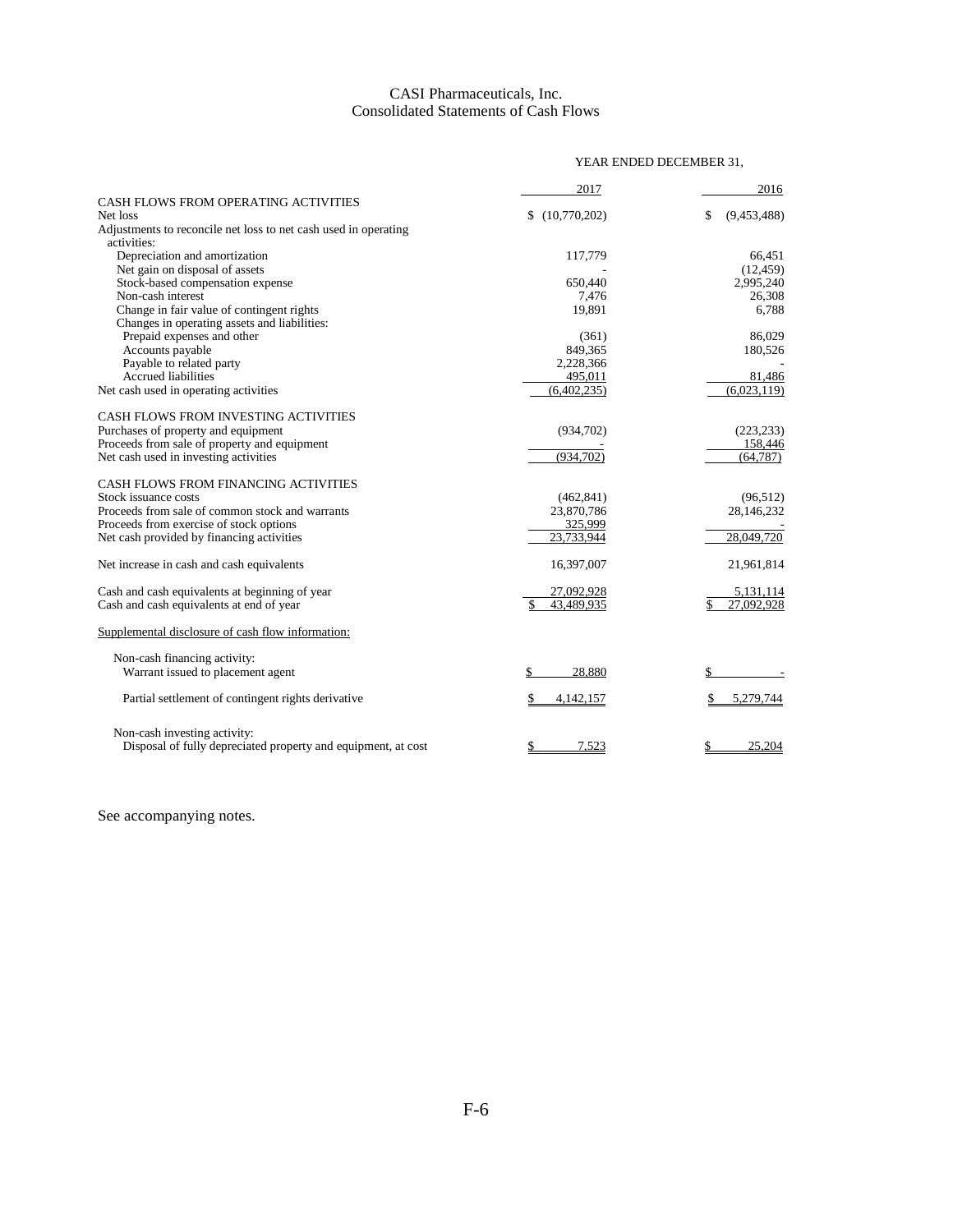# CASI Pharmaceuticals, Inc.
## Consolidated Statements of Cash Flows

| | YEAR ENDED DECEMBER 31, | |
|---|---|---|
| | 2017 | 2016 |
| CASH FLOWS FROM OPERATING ACTIVITIES | | |
| Net loss | $ (10,770,202) | $ (9,453,488) |
| Adjustments to reconcile net loss to net cash used in operating activities: | | |
| Depreciation and amortization | 117,779 | 66,451 |
| Net gain on disposal of assets | - | (12,459) |
| Stock-based compensation expense | 650,440 | 2,995,240 |
| Non-cash interest | 7,476 | 26,308 |
| Change in fair value of contingent rights | 19,891 | 6,788 |
| Changes in operating assets and liabilities: | | |
| Prepaid expenses and other | (361) | 86,029 |
| Accounts payable | 849,365 | 180,526 |
| Payable to related party | 2,228,366 | - |
| Accrued liabilities | 495,011 | 81,486 |
| Net cash used in operating activities | (6,402,235) | (6,023,119) |
| CASH FLOWS FROM INVESTING ACTIVITIES | | |
| Purchases of property and equipment | (934,702) | (223,233) |
| Proceeds from sale of property and equipment | - | 158,446 |
| Net cash used in investing activities | (934,702) | (64,787) |
| CASH FLOWS FROM FINANCING ACTIVITIES | | |
| Stock issuance costs | (462,841) | (96,512) |
| Proceeds from sale of common stock and warrants | 23,870,786 | 28,146,232 |
| Proceeds from exercise of stock options | 325,999 | - |
| Net cash provided by financing activities | 23,733,944 | 28,049,720 |
| Net increase in cash and cash equivalents | 16,397,007 | 21,961,814 |
| Cash and cash equivalents at beginning of year | 27,092,928 | 5,131,114 |
| Cash and cash equivalents at end of year | $ 43,489,935 | $ 27,092,928 |
| Supplemental disclosure of cash flow information: | | |
| Non-cash financing activity: | | |
| Warrant issued to placement agent | $ 28,880 | $ - |
| Partial settlement of contingent rights derivative | $ 4,142,157 | $ 5,279,744 |
| Non-cash investing activity: | | |
| Disposal of fully depreciated property and equipment, at cost | $ 7,523 | $ 25,204 |

See accompanying notes.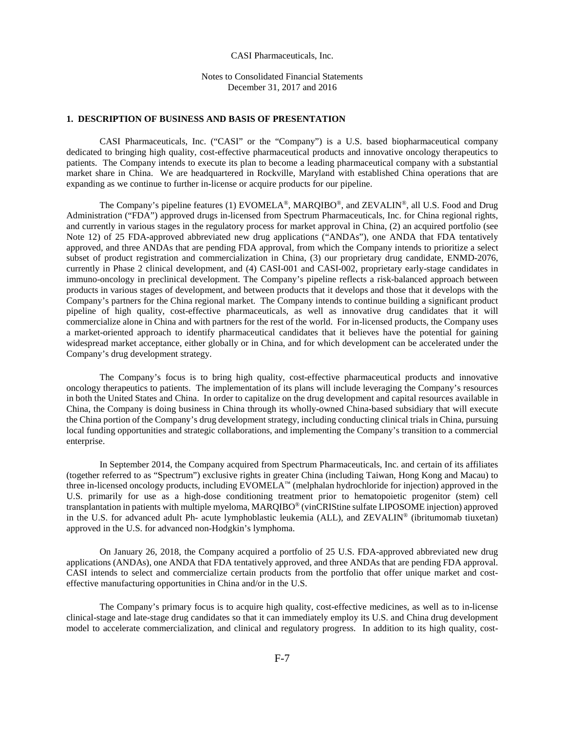CASI Pharmaceuticals, Inc.

Notes to Consolidated Financial Statements
December 31, 2017 and 2016

## 1. DESCRIPTION OF BUSINESS AND BASIS OF PRESENTATION

CASI Pharmaceuticals, Inc. ("CASI" or the "Company") is a U.S. based biopharmaceutical company dedicated to bringing high quality, cost-effective pharmaceutical products and innovative oncology therapeutics to patients. The Company intends to execute its plan to become a leading pharmaceutical company with a substantial market share in China. We are headquartered in Rockville, Maryland with established China operations that are expanding as we continue to further in-license or acquire products for our pipeline.

The Company's pipeline features (1) EVOMELA®, MARQIBO®, and ZEVALIN®, all U.S. Food and Drug Administration ("FDA") approved drugs in-licensed from Spectrum Pharmaceuticals, Inc. for China regional rights, and currently in various stages in the regulatory process for market approval in China, (2) an acquired portfolio (see Note 12) of 25 FDA-approved abbreviated new drug applications ("ANDAs"), one ANDA that FDA tentatively approved, and three ANDAs that are pending FDA approval, from which the Company intends to prioritize a select subset of product registration and commercialization in China, (3) our proprietary drug candidate, ENMD-2076, currently in Phase 2 clinical development, and (4) CASI-001 and CASI-002, proprietary early-stage candidates in immuno-oncology in preclinical development. The Company's pipeline reflects a risk-balanced approach between products in various stages of development, and between products that it develops and those that it develops with the Company's partners for the China regional market. The Company intends to continue building a significant product pipeline of high quality, cost-effective pharmaceuticals, as well as innovative drug candidates that it will commercialize alone in China and with partners for the rest of the world. For in-licensed products, the Company uses a market-oriented approach to identify pharmaceutical candidates that it believes have the potential for gaining widespread market acceptance, either globally or in China, and for which development can be accelerated under the Company's drug development strategy.

The Company's focus is to bring high quality, cost-effective pharmaceutical products and innovative oncology therapeutics to patients. The implementation of its plans will include leveraging the Company's resources in both the United States and China. In order to capitalize on the drug development and capital resources available in China, the Company is doing business in China through its wholly-owned China-based subsidiary that will execute the China portion of the Company's drug development strategy, including conducting clinical trials in China, pursuing local funding opportunities and strategic collaborations, and implementing the Company's transition to a commercial enterprise.

In September 2014, the Company acquired from Spectrum Pharmaceuticals, Inc. and certain of its affiliates (together referred to as "Spectrum") exclusive rights in greater China (including Taiwan, Hong Kong and Macau) to three in-licensed oncology products, including EVOMELA™ (melphalan hydrochloride for injection) approved in the U.S. primarily for use as a high-dose conditioning treatment prior to hematopoietic progenitor (stem) cell transplantation in patients with multiple myeloma, MARQIBO® (vinCRIStine sulfate LIPOSOME injection) approved in the U.S. for advanced adult Ph- acute lymphoblastic leukemia (ALL), and ZEVALIN® (ibritumomab tiuxetan) approved in the U.S. for advanced non-Hodgkin's lymphoma.

On January 26, 2018, the Company acquired a portfolio of 25 U.S. FDA-approved abbreviated new drug applications (ANDAs), one ANDA that FDA tentatively approved, and three ANDAs that are pending FDA approval. CASI intends to select and commercialize certain products from the portfolio that offer unique market and cost-effective manufacturing opportunities in China and/or in the U.S.

The Company's primary focus is to acquire high quality, cost-effective medicines, as well as to in-license clinical-stage and late-stage drug candidates so that it can immediately employ its U.S. and China drug development model to accelerate commercialization, and clinical and regulatory progress. In addition to its high quality, cost-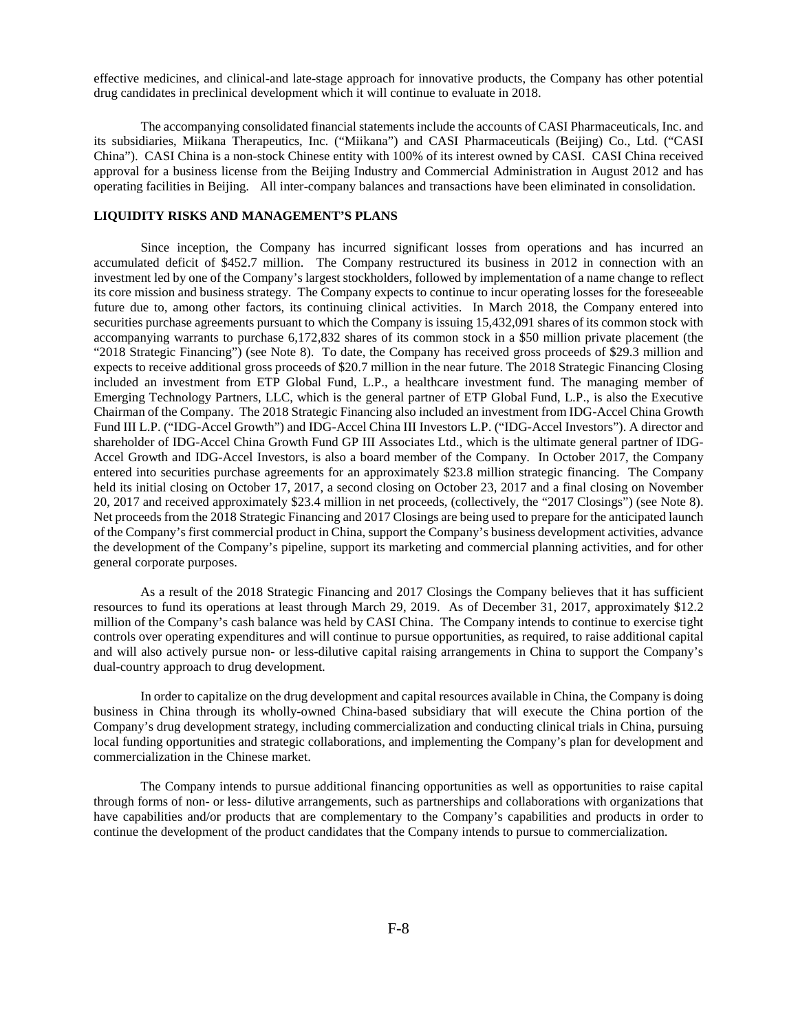effective medicines, and clinical-and late-stage approach for innovative products, the Company has other potential drug candidates in preclinical development which it will continue to evaluate in 2018.

The accompanying consolidated financial statements include the accounts of CASI Pharmaceuticals, Inc. and its subsidiaries, Miikana Therapeutics, Inc. ("Miikana") and CASI Pharmaceuticals (Beijing) Co., Ltd. ("CASI China"). CASI China is a non-stock Chinese entity with 100% of its interest owned by CASI. CASI China received approval for a business license from the Beijing Industry and Commercial Administration in August 2012 and has operating facilities in Beijing. All inter-company balances and transactions have been eliminated in consolidation.

**LIQUIDITY RISKS AND MANAGEMENT'S PLANS**

Since inception, the Company has incurred significant losses from operations and has incurred an accumulated deficit of $452.7 million. The Company restructured its business in 2012 in connection with an investment led by one of the Company's largest stockholders, followed by implementation of a name change to reflect its core mission and business strategy. The Company expects to continue to incur operating losses for the foreseeable future due to, among other factors, its continuing clinical activities. In March 2018, the Company entered into securities purchase agreements pursuant to which the Company is issuing 15,432,091 shares of its common stock with accompanying warrants to purchase 6,172,832 shares of its common stock in a $50 million private placement (the "2018 Strategic Financing") (see Note 8). To date, the Company has received gross proceeds of $29.3 million and expects to receive additional gross proceeds of $20.7 million in the near future. The 2018 Strategic Financing Closing included an investment from ETP Global Fund, L.P., a healthcare investment fund. The managing member of Emerging Technology Partners, LLC, which is the general partner of ETP Global Fund, L.P., is also the Executive Chairman of the Company. The 2018 Strategic Financing also included an investment from IDG-Accel China Growth Fund III L.P. ("IDG-Accel Growth") and IDG-Accel China III Investors L.P. ("IDG-Accel Investors"). A director and shareholder of IDG-Accel China Growth Fund GP III Associates Ltd., which is the ultimate general partner of IDG-Accel Growth and IDG-Accel Investors, is also a board member of the Company. In October 2017, the Company entered into securities purchase agreements for an approximately $23.8 million strategic financing. The Company held its initial closing on October 17, 2017, a second closing on October 23, 2017 and a final closing on November 20, 2017 and received approximately $23.4 million in net proceeds, (collectively, the "2017 Closings") (see Note 8). Net proceeds from the 2018 Strategic Financing and 2017 Closings are being used to prepare for the anticipated launch of the Company's first commercial product in China, support the Company's business development activities, advance the development of the Company's pipeline, support its marketing and commercial planning activities, and for other general corporate purposes.

As a result of the 2018 Strategic Financing and 2017 Closings the Company believes that it has sufficient resources to fund its operations at least through March 29, 2019. As of December 31, 2017, approximately $12.2 million of the Company's cash balance was held by CASI China. The Company intends to continue to exercise tight controls over operating expenditures and will continue to pursue opportunities, as required, to raise additional capital and will also actively pursue non- or less-dilutive capital raising arrangements in China to support the Company's dual-country approach to drug development.

In order to capitalize on the drug development and capital resources available in China, the Company is doing business in China through its wholly-owned China-based subsidiary that will execute the China portion of the Company's drug development strategy, including commercialization and conducting clinical trials in China, pursuing local funding opportunities and strategic collaborations, and implementing the Company's plan for development and commercialization in the Chinese market.

The Company intends to pursue additional financing opportunities as well as opportunities to raise capital through forms of non- or less- dilutive arrangements, such as partnerships and collaborations with organizations that have capabilities and/or products that are complementary to the Company's capabilities and products in order to continue the development of the product candidates that the Company intends to pursue to commercialization.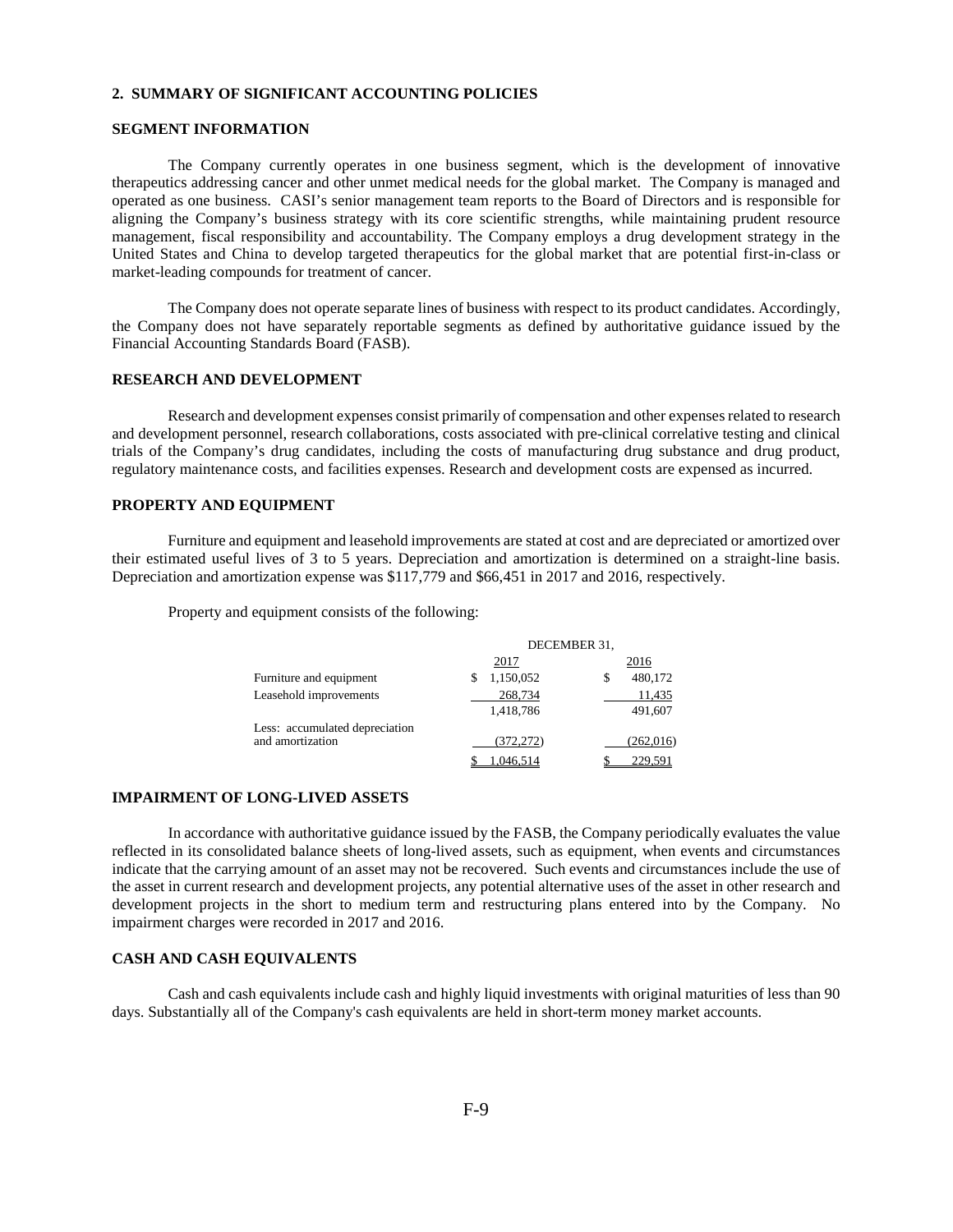## 2. SUMMARY OF SIGNIFICANT ACCOUNTING POLICIES

### SEGMENT INFORMATION

The Company currently operates in one business segment, which is the development of innovative therapeutics addressing cancer and other unmet medical needs for the global market. The Company is managed and operated as one business. CASI's senior management team reports to the Board of Directors and is responsible for aligning the Company's business strategy with its core scientific strengths, while maintaining prudent resource management, fiscal responsibility and accountability. The Company employs a drug development strategy in the United States and China to develop targeted therapeutics for the global market that are potential first-in-class or market-leading compounds for treatment of cancer.

The Company does not operate separate lines of business with respect to its product candidates. Accordingly, the Company does not have separately reportable segments as defined by authoritative guidance issued by the Financial Accounting Standards Board (FASB).

### RESEARCH AND DEVELOPMENT

Research and development expenses consist primarily of compensation and other expenses related to research and development personnel, research collaborations, costs associated with pre-clinical correlative testing and clinical trials of the Company's drug candidates, including the costs of manufacturing drug substance and drug product, regulatory maintenance costs, and facilities expenses. Research and development costs are expensed as incurred.

### PROPERTY AND EQUIPMENT

Furniture and equipment and leasehold improvements are stated at cost and are depreciated or amortized over their estimated useful lives of 3 to 5 years. Depreciation and amortization is determined on a straight-line basis. Depreciation and amortization expense was $117,779 and $66,451 in 2017 and 2016, respectively.

Property and equipment consists of the following:

| | DECEMBER 31, | |
|---|---|---|
| | 2017 | 2016 |
| Furniture and equipment | $ 1,150,052 | $ 480,172 |
| Leasehold improvements | 268,734 | 11,435 |
| | 1,418,786 | 491,607 |
| Less: accumulated depreciation and amortization | (372,272) | (262,016) |
| | $ 1,046,514 | $ 229,591 |

### IMPAIRMENT OF LONG-LIVED ASSETS

In accordance with authoritative guidance issued by the FASB, the Company periodically evaluates the value reflected in its consolidated balance sheets of long-lived assets, such as equipment, when events and circumstances indicate that the carrying amount of an asset may not be recovered. Such events and circumstances include the use of the asset in current research and development projects, any potential alternative uses of the asset in other research and development projects in the short to medium term and restructuring plans entered into by the Company. No impairment charges were recorded in 2017 and 2016.

### CASH AND CASH EQUIVALENTS

Cash and cash equivalents include cash and highly liquid investments with original maturities of less than 90 days. Substantially all of the Company's cash equivalents are held in short-term money market accounts.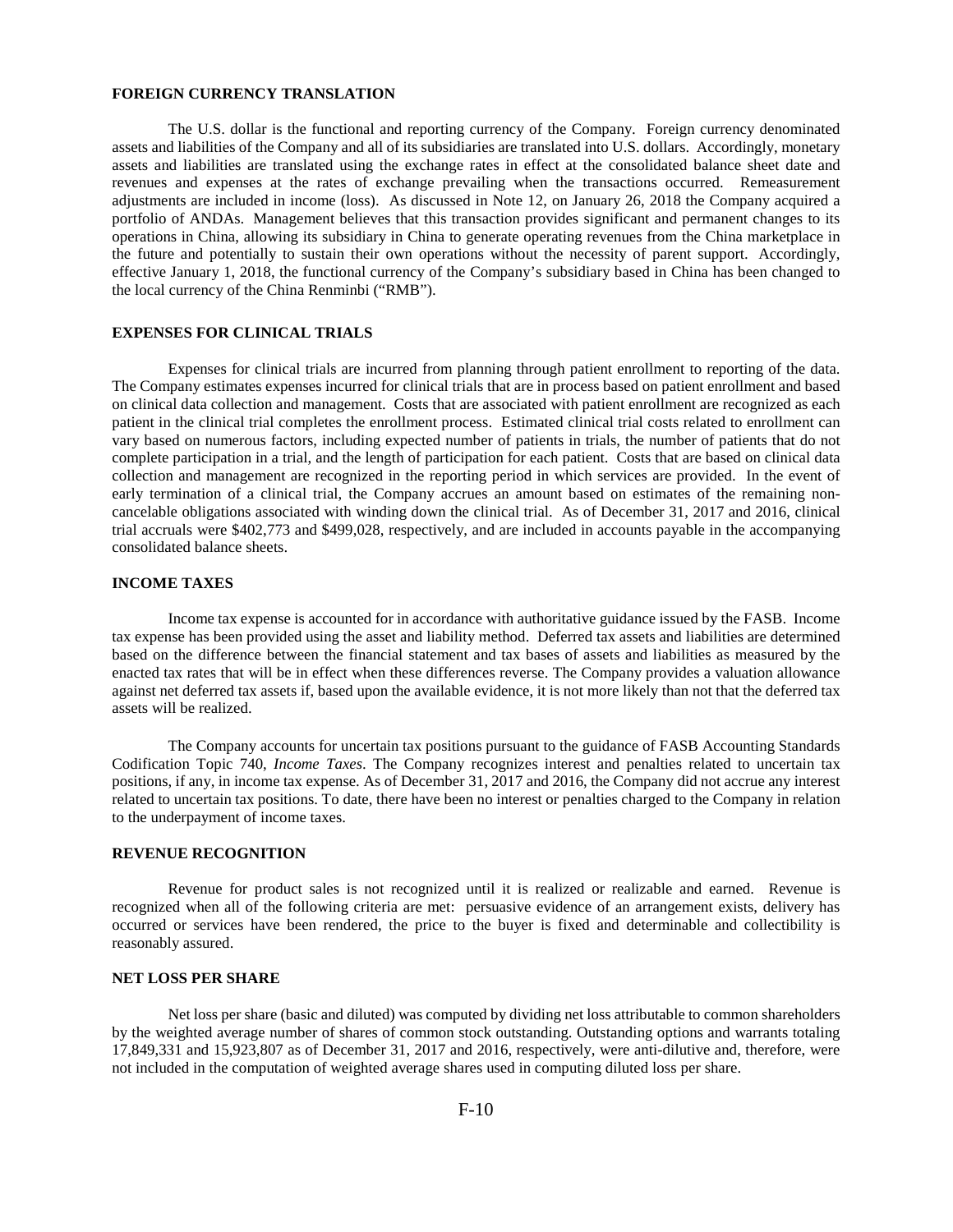### FOREIGN CURRENCY TRANSLATION

The U.S. dollar is the functional and reporting currency of the Company. Foreign currency denominated assets and liabilities of the Company and all of its subsidiaries are translated into U.S. dollars. Accordingly, monetary assets and liabilities are translated using the exchange rates in effect at the consolidated balance sheet date and revenues and expenses at the rates of exchange prevailing when the transactions occurred. Remeasurement adjustments are included in income (loss). As discussed in Note 12, on January 26, 2018 the Company acquired a portfolio of ANDAs. Management believes that this transaction provides significant and permanent changes to its operations in China, allowing its subsidiary in China to generate operating revenues from the China marketplace in the future and potentially to sustain their own operations without the necessity of parent support. Accordingly, effective January 1, 2018, the functional currency of the Company's subsidiary based in China has been changed to the local currency of the China Renminbi ("RMB").

### EXPENSES FOR CLINICAL TRIALS

Expenses for clinical trials are incurred from planning through patient enrollment to reporting of the data. The Company estimates expenses incurred for clinical trials that are in process based on patient enrollment and based on clinical data collection and management. Costs that are associated with patient enrollment are recognized as each patient in the clinical trial completes the enrollment process. Estimated clinical trial costs related to enrollment can vary based on numerous factors, including expected number of patients in trials, the number of patients that do not complete participation in a trial, and the length of participation for each patient. Costs that are based on clinical data collection and management are recognized in the reporting period in which services are provided. In the event of early termination of a clinical trial, the Company accrues an amount based on estimates of the remaining non-cancelable obligations associated with winding down the clinical trial. As of December 31, 2017 and 2016, clinical trial accruals were $402,773 and $499,028, respectively, and are included in accounts payable in the accompanying consolidated balance sheets.

### INCOME TAXES

Income tax expense is accounted for in accordance with authoritative guidance issued by the FASB. Income tax expense has been provided using the asset and liability method. Deferred tax assets and liabilities are determined based on the difference between the financial statement and tax bases of assets and liabilities as measured by the enacted tax rates that will be in effect when these differences reverse. The Company provides a valuation allowance against net deferred tax assets if, based upon the available evidence, it is not more likely than not that the deferred tax assets will be realized.

The Company accounts for uncertain tax positions pursuant to the guidance of FASB Accounting Standards Codification Topic 740, *Income Taxes*. The Company recognizes interest and penalties related to uncertain tax positions, if any, in income tax expense. As of December 31, 2017 and 2016, the Company did not accrue any interest related to uncertain tax positions. To date, there have been no interest or penalties charged to the Company in relation to the underpayment of income taxes.

### REVENUE RECOGNITION

Revenue for product sales is not recognized until it is realized or realizable and earned. Revenue is recognized when all of the following criteria are met: persuasive evidence of an arrangement exists, delivery has occurred or services have been rendered, the price to the buyer is fixed and determinable and collectibility is reasonably assured.

### NET LOSS PER SHARE

Net loss per share (basic and diluted) was computed by dividing net loss attributable to common shareholders by the weighted average number of shares of common stock outstanding. Outstanding options and warrants totaling 17,849,331 and 15,923,807 as of December 31, 2017 and 2016, respectively, were anti-dilutive and, therefore, were not included in the computation of weighted average shares used in computing diluted loss per share.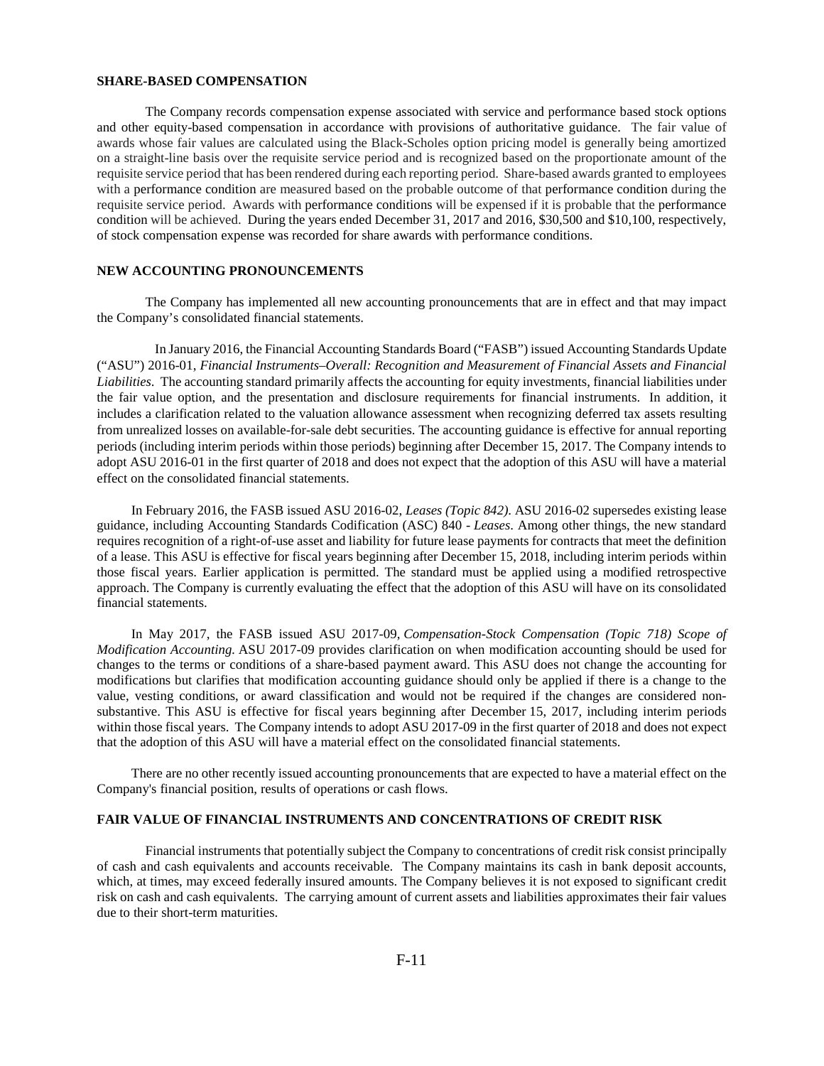**SHARE-BASED COMPENSATION**

The Company records compensation expense associated with service and performance based stock options and other equity-based compensation in accordance with provisions of authoritative guidance. The fair value of awards whose fair values are calculated using the Black-Scholes option pricing model is generally being amortized on a straight-line basis over the requisite service period and is recognized based on the proportionate amount of the requisite service period that has been rendered during each reporting period. Share-based awards granted to employees with a performance condition are measured based on the probable outcome of that performance condition during the requisite service period. Awards with performance conditions will be expensed if it is probable that the performance condition will be achieved. During the years ended December 31, 2017 and 2016, $30,500 and $10,100, respectively, of stock compensation expense was recorded for share awards with performance conditions.

**NEW ACCOUNTING PRONOUNCEMENTS**

The Company has implemented all new accounting pronouncements that are in effect and that may impact the Company's consolidated financial statements.

In January 2016, the Financial Accounting Standards Board ("FASB") issued Accounting Standards Update ("ASU") 2016-01, *Financial Instruments–Overall: Recognition and Measurement of Financial Assets and Financial Liabilities*. The accounting standard primarily affects the accounting for equity investments, financial liabilities under the fair value option, and the presentation and disclosure requirements for financial instruments. In addition, it includes a clarification related to the valuation allowance assessment when recognizing deferred tax assets resulting from unrealized losses on available-for-sale debt securities. The accounting guidance is effective for annual reporting periods (including interim periods within those periods) beginning after December 15, 2017. The Company intends to adopt ASU 2016-01 in the first quarter of 2018 and does not expect that the adoption of this ASU will have a material effect on the consolidated financial statements.

In February 2016, the FASB issued ASU 2016-02, *Leases (Topic 842)*. ASU 2016-02 supersedes existing lease guidance, including Accounting Standards Codification (ASC) 840 - *Leases*. Among other things, the new standard requires recognition of a right-of-use asset and liability for future lease payments for contracts that meet the definition of a lease. This ASU is effective for fiscal years beginning after December 15, 2018, including interim periods within those fiscal years. Earlier application is permitted. The standard must be applied using a modified retrospective approach. The Company is currently evaluating the effect that the adoption of this ASU will have on its consolidated financial statements.

In May 2017, the FASB issued ASU 2017-09, *Compensation-Stock Compensation (Topic 718) Scope of Modification Accounting.* ASU 2017-09 provides clarification on when modification accounting should be used for changes to the terms or conditions of a share-based payment award. This ASU does not change the accounting for modifications but clarifies that modification accounting guidance should only be applied if there is a change to the value, vesting conditions, or award classification and would not be required if the changes are considered non-substantive. This ASU is effective for fiscal years beginning after December 15, 2017, including interim periods within those fiscal years. The Company intends to adopt ASU 2017-09 in the first quarter of 2018 and does not expect that the adoption of this ASU will have a material effect on the consolidated financial statements.

There are no other recently issued accounting pronouncements that are expected to have a material effect on the Company's financial position, results of operations or cash flows.

**FAIR VALUE OF FINANCIAL INSTRUMENTS AND CONCENTRATIONS OF CREDIT RISK**

Financial instruments that potentially subject the Company to concentrations of credit risk consist principally of cash and cash equivalents and accounts receivable. The Company maintains its cash in bank deposit accounts, which, at times, may exceed federally insured amounts. The Company believes it is not exposed to significant credit risk on cash and cash equivalents. The carrying amount of current assets and liabilities approximates their fair values due to their short-term maturities.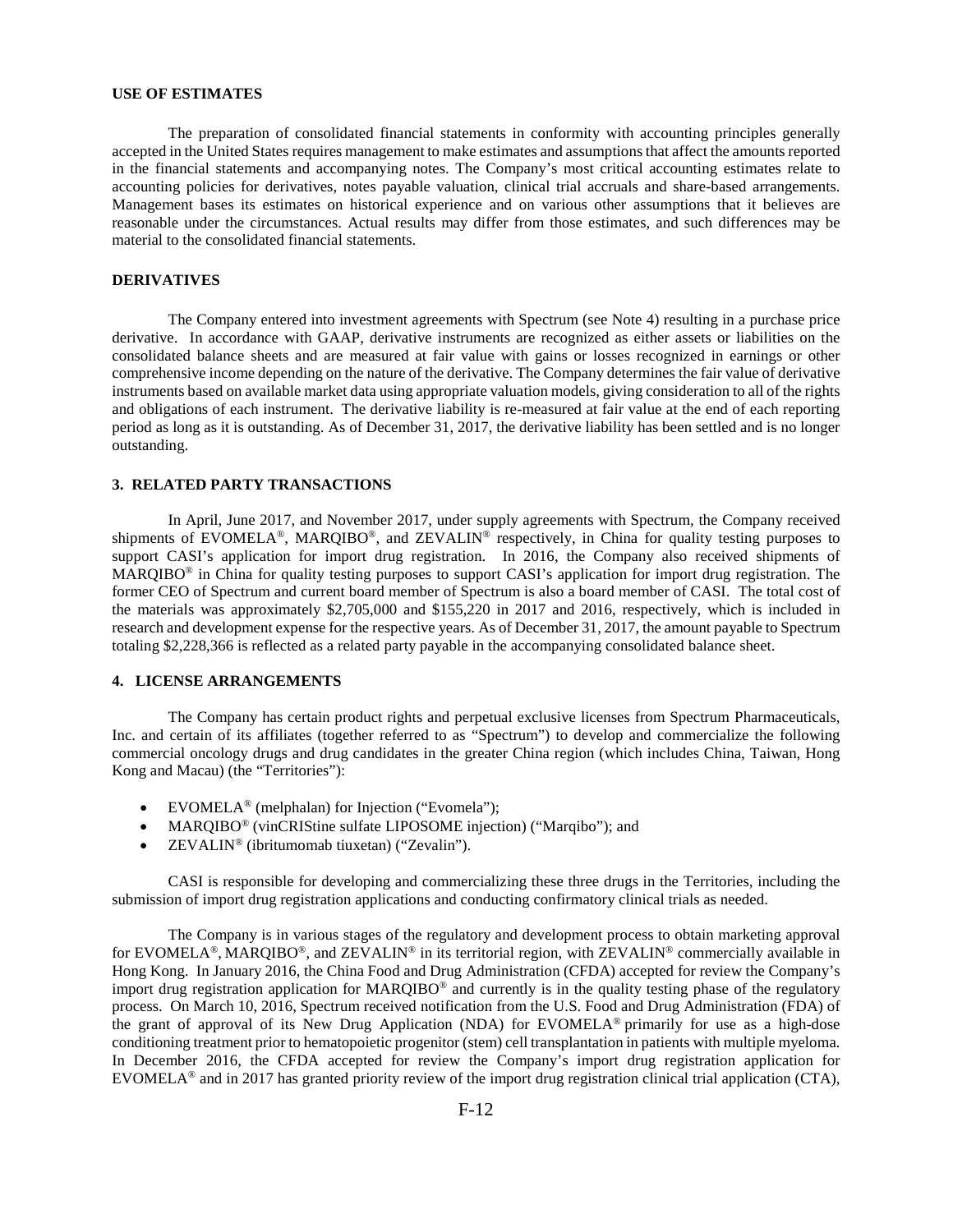### USE OF ESTIMATES

The preparation of consolidated financial statements in conformity with accounting principles generally accepted in the United States requires management to make estimates and assumptions that affect the amounts reported in the financial statements and accompanying notes. The Company's most critical accounting estimates relate to accounting policies for derivatives, notes payable valuation, clinical trial accruals and share-based arrangements. Management bases its estimates on historical experience and on various other assumptions that it believes are reasonable under the circumstances. Actual results may differ from those estimates, and such differences may be material to the consolidated financial statements.

### DERIVATIVES

The Company entered into investment agreements with Spectrum (see Note 4) resulting in a purchase price derivative. In accordance with GAAP, derivative instruments are recognized as either assets or liabilities on the consolidated balance sheets and are measured at fair value with gains or losses recognized in earnings or other comprehensive income depending on the nature of the derivative. The Company determines the fair value of derivative instruments based on available market data using appropriate valuation models, giving consideration to all of the rights and obligations of each instrument. The derivative liability is re-measured at fair value at the end of each reporting period as long as it is outstanding. As of December 31, 2017, the derivative liability has been settled and is no longer outstanding.

## 3. RELATED PARTY TRANSACTIONS

In April, June 2017, and November 2017, under supply agreements with Spectrum, the Company received shipments of EVOMELA®, MARQIBO®, and ZEVALIN® respectively, in China for quality testing purposes to support CASI's application for import drug registration. In 2016, the Company also received shipments of MARQIBO® in China for quality testing purposes to support CASI's application for import drug registration. The former CEO of Spectrum and current board member of Spectrum is also a board member of CASI. The total cost of the materials was approximately $2,705,000 and $155,220 in 2017 and 2016, respectively, which is included in research and development expense for the respective years. As of December 31, 2017, the amount payable to Spectrum totaling $2,228,366 is reflected as a related party payable in the accompanying consolidated balance sheet.

## 4. LICENSE ARRANGEMENTS

The Company has certain product rights and perpetual exclusive licenses from Spectrum Pharmaceuticals, Inc. and certain of its affiliates (together referred to as "Spectrum") to develop and commercialize the following commercial oncology drugs and drug candidates in the greater China region (which includes China, Taiwan, Hong Kong and Macau) (the "Territories"):

- EVOMELA® (melphalan) for Injection ("Evomela");
- MARQIBO® (vinCRIStine sulfate LIPOSOME injection) ("Marqibo"); and
- ZEVALIN® (ibritumomab tiuxetan) ("Zevalin").

CASI is responsible for developing and commercializing these three drugs in the Territories, including the submission of import drug registration applications and conducting confirmatory clinical trials as needed.

The Company is in various stages of the regulatory and development process to obtain marketing approval for EVOMELA®, MARQIBO®, and ZEVALIN® in its territorial region, with ZEVALIN® commercially available in Hong Kong. In January 2016, the China Food and Drug Administration (CFDA) accepted for review the Company's import drug registration application for MARQIBO® and currently is in the quality testing phase of the regulatory process. On March 10, 2016, Spectrum received notification from the U.S. Food and Drug Administration (FDA) of the grant of approval of its New Drug Application (NDA) for EVOMELA® primarily for use as a high-dose conditioning treatment prior to hematopoietic progenitor (stem) cell transplantation in patients with multiple myeloma. In December 2016, the CFDA accepted for review the Company's import drug registration application for EVOMELA® and in 2017 has granted priority review of the import drug registration clinical trial application (CTA),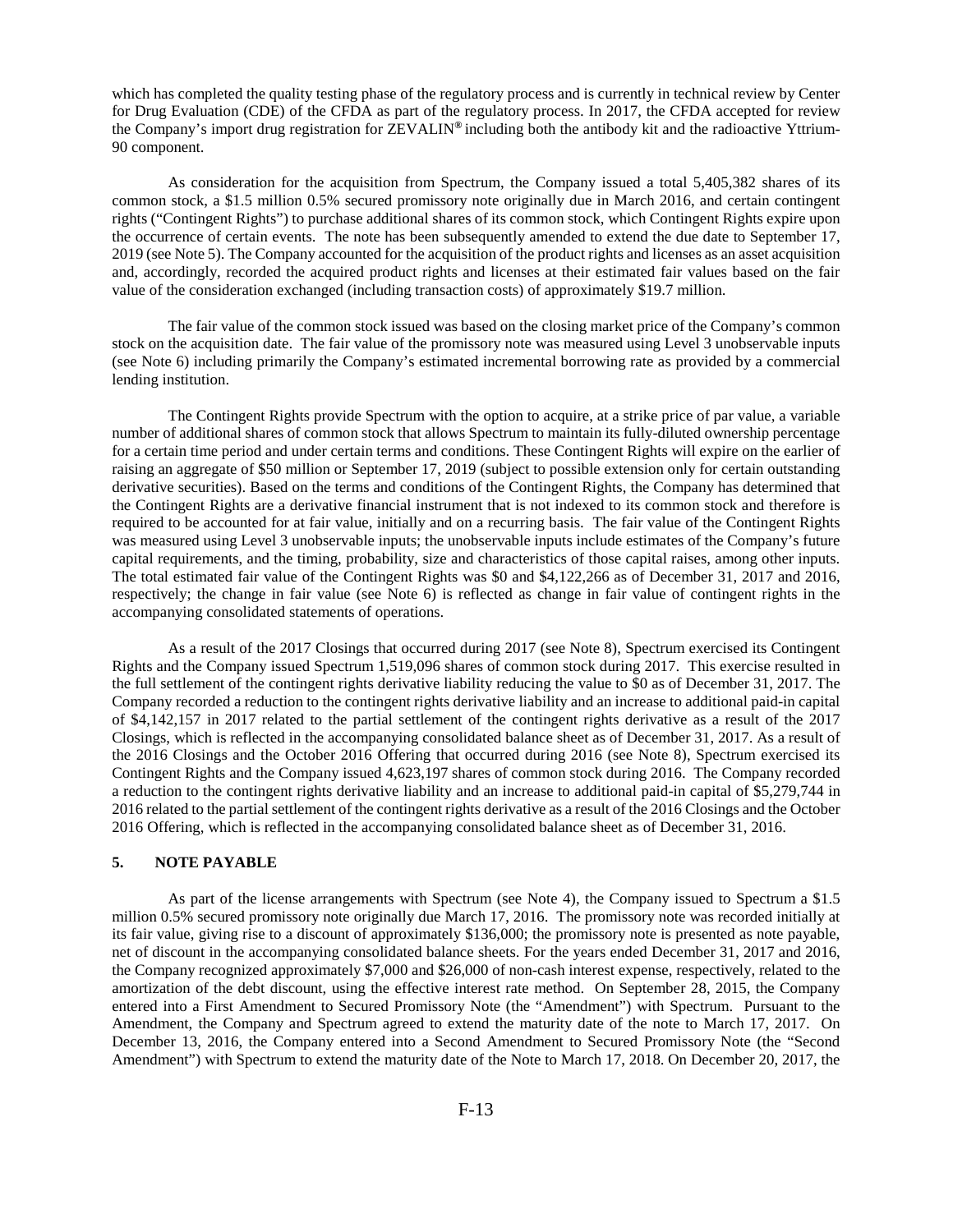which has completed the quality testing phase of the regulatory process and is currently in technical review by Center for Drug Evaluation (CDE) of the CFDA as part of the regulatory process. In 2017, the CFDA accepted for review the Company's import drug registration for ZEVALIN® including both the antibody kit and the radioactive Yttrium-90 component.

As consideration for the acquisition from Spectrum, the Company issued a total 5,405,382 shares of its common stock, a $1.5 million 0.5% secured promissory note originally due in March 2016, and certain contingent rights ("Contingent Rights") to purchase additional shares of its common stock, which Contingent Rights expire upon the occurrence of certain events. The note has been subsequently amended to extend the due date to September 17, 2019 (see Note 5). The Company accounted for the acquisition of the product rights and licenses as an asset acquisition and, accordingly, recorded the acquired product rights and licenses at their estimated fair values based on the fair value of the consideration exchanged (including transaction costs) of approximately $19.7 million.

The fair value of the common stock issued was based on the closing market price of the Company's common stock on the acquisition date. The fair value of the promissory note was measured using Level 3 unobservable inputs (see Note 6) including primarily the Company's estimated incremental borrowing rate as provided by a commercial lending institution.

The Contingent Rights provide Spectrum with the option to acquire, at a strike price of par value, a variable number of additional shares of common stock that allows Spectrum to maintain its fully-diluted ownership percentage for a certain time period and under certain terms and conditions. These Contingent Rights will expire on the earlier of raising an aggregate of $50 million or September 17, 2019 (subject to possible extension only for certain outstanding derivative securities). Based on the terms and conditions of the Contingent Rights, the Company has determined that the Contingent Rights are a derivative financial instrument that is not indexed to its common stock and therefore is required to be accounted for at fair value, initially and on a recurring basis. The fair value of the Contingent Rights was measured using Level 3 unobservable inputs; the unobservable inputs include estimates of the Company's future capital requirements, and the timing, probability, size and characteristics of those capital raises, among other inputs. The total estimated fair value of the Contingent Rights was $0 and $4,122,266 as of December 31, 2017 and 2016, respectively; the change in fair value (see Note 6) is reflected as change in fair value of contingent rights in the accompanying consolidated statements of operations.

As a result of the 2017 Closings that occurred during 2017 (see Note 8), Spectrum exercised its Contingent Rights and the Company issued Spectrum 1,519,096 shares of common stock during 2017. This exercise resulted in the full settlement of the contingent rights derivative liability reducing the value to $0 as of December 31, 2017. The Company recorded a reduction to the contingent rights derivative liability and an increase to additional paid-in capital of $4,142,157 in 2017 related to the partial settlement of the contingent rights derivative as a result of the 2017 Closings, which is reflected in the accompanying consolidated balance sheet as of December 31, 2017. As a result of the 2016 Closings and the October 2016 Offering that occurred during 2016 (see Note 8), Spectrum exercised its Contingent Rights and the Company issued 4,623,197 shares of common stock during 2016. The Company recorded a reduction to the contingent rights derivative liability and an increase to additional paid-in capital of $5,279,744 in 2016 related to the partial settlement of the contingent rights derivative as a result of the 2016 Closings and the October 2016 Offering, which is reflected in the accompanying consolidated balance sheet as of December 31, 2016.

## 5. NOTE PAYABLE

As part of the license arrangements with Spectrum (see Note 4), the Company issued to Spectrum a $1.5 million 0.5% secured promissory note originally due March 17, 2016. The promissory note was recorded initially at its fair value, giving rise to a discount of approximately $136,000; the promissory note is presented as note payable, net of discount in the accompanying consolidated balance sheets. For the years ended December 31, 2017 and 2016, the Company recognized approximately $7,000 and $26,000 of non-cash interest expense, respectively, related to the amortization of the debt discount, using the effective interest rate method. On September 28, 2015, the Company entered into a First Amendment to Secured Promissory Note (the "Amendment") with Spectrum. Pursuant to the Amendment, the Company and Spectrum agreed to extend the maturity date of the note to March 17, 2017. On December 13, 2016, the Company entered into a Second Amendment to Secured Promissory Note (the "Second Amendment") with Spectrum to extend the maturity date of the Note to March 17, 2018. On December 20, 2017, the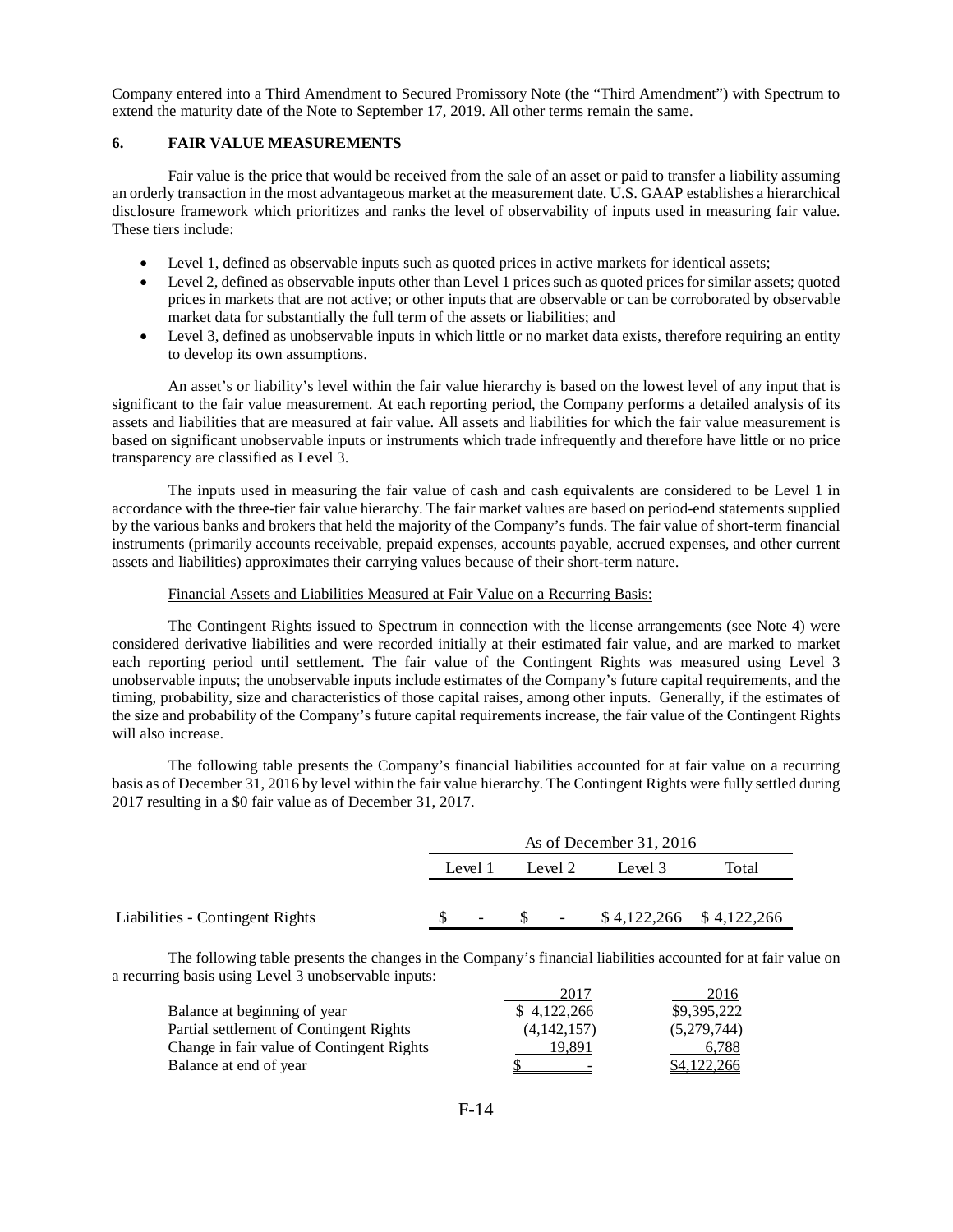Company entered into a Third Amendment to Secured Promissory Note (the "Third Amendment") with Spectrum to extend the maturity date of the Note to September 17, 2019. All other terms remain the same.

## 6. FAIR VALUE MEASUREMENTS

Fair value is the price that would be received from the sale of an asset or paid to transfer a liability assuming an orderly transaction in the most advantageous market at the measurement date. U.S. GAAP establishes a hierarchical disclosure framework which prioritizes and ranks the level of observability of inputs used in measuring fair value. These tiers include:

- Level 1, defined as observable inputs such as quoted prices in active markets for identical assets;
- Level 2, defined as observable inputs other than Level 1 prices such as quoted prices for similar assets; quoted prices in markets that are not active; or other inputs that are observable or can be corroborated by observable market data for substantially the full term of the assets or liabilities; and
- Level 3, defined as unobservable inputs in which little or no market data exists, therefore requiring an entity to develop its own assumptions.

An asset's or liability's level within the fair value hierarchy is based on the lowest level of any input that is significant to the fair value measurement. At each reporting period, the Company performs a detailed analysis of its assets and liabilities that are measured at fair value. All assets and liabilities for which the fair value measurement is based on significant unobservable inputs or instruments which trade infrequently and therefore have little or no price transparency are classified as Level 3.

The inputs used in measuring the fair value of cash and cash equivalents are considered to be Level 1 in accordance with the three-tier fair value hierarchy. The fair market values are based on period-end statements supplied by the various banks and brokers that held the majority of the Company's funds. The fair value of short-term financial instruments (primarily accounts receivable, prepaid expenses, accounts payable, accrued expenses, and other current assets and liabilities) approximates their carrying values because of their short-term nature.

Financial Assets and Liabilities Measured at Fair Value on a Recurring Basis:

The Contingent Rights issued to Spectrum in connection with the license arrangements (see Note 4) were considered derivative liabilities and were recorded initially at their estimated fair value, and are marked to market each reporting period until settlement. The fair value of the Contingent Rights was measured using Level 3 unobservable inputs; the unobservable inputs include estimates of the Company's future capital requirements, and the timing, probability, size and characteristics of those capital raises, among other inputs. Generally, if the estimates of the size and probability of the Company's future capital requirements increase, the fair value of the Contingent Rights will also increase.

The following table presents the Company's financial liabilities accounted for at fair value on a recurring basis as of December 31, 2016 by level within the fair value hierarchy. The Contingent Rights were fully settled during 2017 resulting in a $0 fair value as of December 31, 2017.

| | As of December 31, 2016 | | | |
|---|---|---|---|---|
| | Level 1 | Level 2 | Level 3 | Total |
| Liabilities - Contingent Rights | $ - | $ - | $ 4,122,266 | $ 4,122,266 |

The following table presents the changes in the Company's financial liabilities accounted for at fair value on a recurring basis using Level 3 unobservable inputs:

| | 2017 | 2016 |
|---|---|---|
| Balance at beginning of year | $ 4,122,266 | $9,395,222 |
| Partial settlement of Contingent Rights | (4,142,157) | (5,279,744) |
| Change in fair value of Contingent Rights | 19,891 | 6,788 |
| Balance at end of year | $ - | $4,122,266 |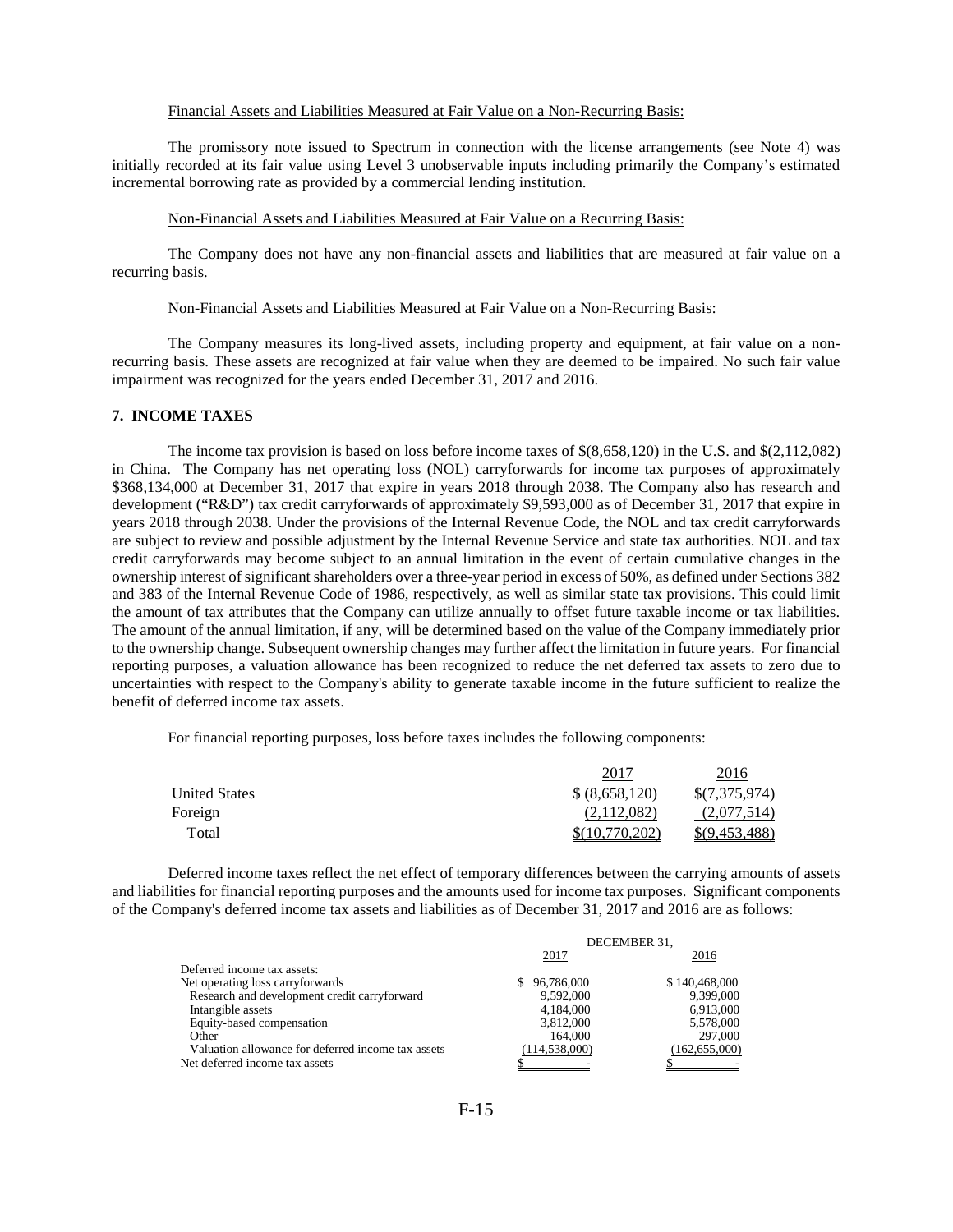Financial Assets and Liabilities Measured at Fair Value on a Non-Recurring Basis:

The promissory note issued to Spectrum in connection with the license arrangements (see Note 4) was initially recorded at its fair value using Level 3 unobservable inputs including primarily the Company's estimated incremental borrowing rate as provided by a commercial lending institution.

Non-Financial Assets and Liabilities Measured at Fair Value on a Recurring Basis:

The Company does not have any non-financial assets and liabilities that are measured at fair value on a recurring basis.

Non-Financial Assets and Liabilities Measured at Fair Value on a Non-Recurring Basis:

The Company measures its long-lived assets, including property and equipment, at fair value on a non-recurring basis. These assets are recognized at fair value when they are deemed to be impaired. No such fair value impairment was recognized for the years ended December 31, 2017 and 2016.

## 7. INCOME TAXES

The income tax provision is based on loss before income taxes of $(8,658,120) in the U.S. and $(2,112,082) in China. The Company has net operating loss (NOL) carryforwards for income tax purposes of approximately $368,134,000 at December 31, 2017 that expire in years 2018 through 2038. The Company also has research and development ("R&D") tax credit carryforwards of approximately $9,593,000 as of December 31, 2017 that expire in years 2018 through 2038. Under the provisions of the Internal Revenue Code, the NOL and tax credit carryforwards are subject to review and possible adjustment by the Internal Revenue Service and state tax authorities. NOL and tax credit carryforwards may become subject to an annual limitation in the event of certain cumulative changes in the ownership interest of significant shareholders over a three-year period in excess of 50%, as defined under Sections 382 and 383 of the Internal Revenue Code of 1986, respectively, as well as similar state tax provisions. This could limit the amount of tax attributes that the Company can utilize annually to offset future taxable income or tax liabilities. The amount of the annual limitation, if any, will be determined based on the value of the Company immediately prior to the ownership change. Subsequent ownership changes may further affect the limitation in future years. For financial reporting purposes, a valuation allowance has been recognized to reduce the net deferred tax assets to zero due to uncertainties with respect to the Company's ability to generate taxable income in the future sufficient to realize the benefit of deferred income tax assets.

For financial reporting purposes, loss before taxes includes the following components:

| | 2017 | 2016 |
|---|---|---|
| United States | $ (8,658,120) | $(7,375,974) |
| Foreign | (2,112,082) | (2,077,514) |
| Total | $(10,770,202) | $(9,453,488) |

Deferred income taxes reflect the net effect of temporary differences between the carrying amounts of assets and liabilities for financial reporting purposes and the amounts used for income tax purposes. Significant components of the Company's deferred income tax assets and liabilities as of December 31, 2017 and 2016 are as follows:

| | DECEMBER 31, | |
|---|---|---|
| | 2017 | 2016 |
| Deferred income tax assets: | | |
| Net operating loss carryforwards | $ 96,786,000 | $ 140,468,000 |
| Research and development credit carryforward | 9,592,000 | 9,399,000 |
| Intangible assets | 4,184,000 | 6,913,000 |
| Equity-based compensation | 3,812,000 | 5,578,000 |
| Other | 164,000 | 297,000 |
| Valuation allowance for deferred income tax assets | (114,538,000) | (162,655,000) |
| Net deferred income tax assets | $ - | $ - |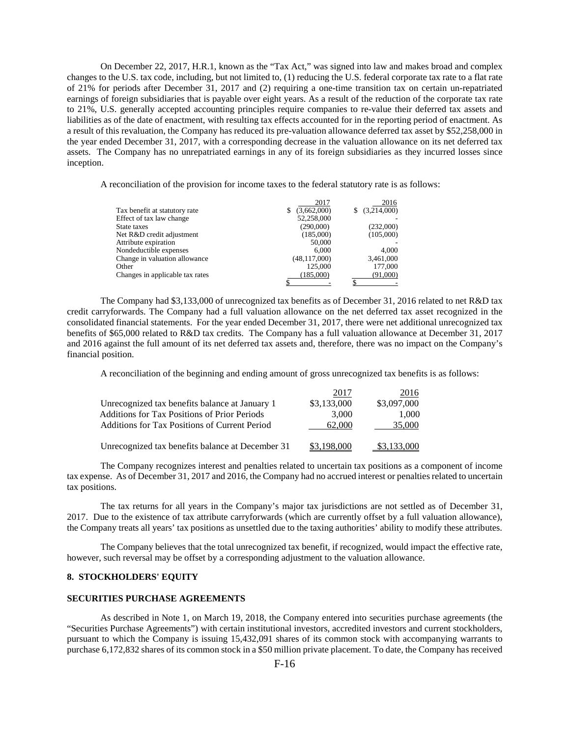On December 22, 2017, H.R.1, known as the "Tax Act," was signed into law and makes broad and complex changes to the U.S. tax code, including, but not limited to, (1) reducing the U.S. federal corporate tax rate to a flat rate of 21% for periods after December 31, 2017 and (2) requiring a one-time transition tax on certain un-repatriated earnings of foreign subsidiaries that is payable over eight years. As a result of the reduction of the corporate tax rate to 21%, U.S. generally accepted accounting principles require companies to re-value their deferred tax assets and liabilities as of the date of enactment, with resulting tax effects accounted for in the reporting period of enactment. As a result of this revaluation, the Company has reduced its pre-valuation allowance deferred tax asset by \$52,258,000 in the year ended December 31, 2017, with a corresponding decrease in the valuation allowance on its net deferred tax assets. The Company has no unrepatriated earnings in any of its foreign subsidiaries as they incurred losses since inception.

A reconciliation of the provision for income taxes to the federal statutory rate is as follows:

| | 2017 | 2016 |
|---|---|---|
| Tax benefit at statutory rate | \$ (3,662,000) | \$ (3,214,000) |
| Effect of tax law change | 52,258,000 | - |
| State taxes | (290,000) | (232,000) |
| Net R&D credit adjustment | (185,000) | (105,000) |
| Attribute expiration | 50,000 | - |
| Nondeductible expenses | 6,000 | 4,000 |
| Change in valuation allowance | (48,117,000) | 3,461,000 |
| Other | 125,000 | 177,000 |
| Changes in applicable tax rates | (185,000) | (91,000) |
| | \$ - | \$ - |

The Company had \$3,133,000 of unrecognized tax benefits as of December 31, 2016 related to net R&D tax credit carryforwards. The Company had a full valuation allowance on the net deferred tax asset recognized in the consolidated financial statements. For the year ended December 31, 2017, there were net additional unrecognized tax benefits of \$65,000 related to R&D tax credits. The Company has a full valuation allowance at December 31, 2017 and 2016 against the full amount of its net deferred tax assets and, therefore, there was no impact on the Company's financial position.

A reconciliation of the beginning and ending amount of gross unrecognized tax benefits is as follows:

| | 2017 | 2016 |
|---|---|---|
| Unrecognized tax benefits balance at January 1 | \$3,133,000 | \$3,097,000 |
| Additions for Tax Positions of Prior Periods | 3,000 | 1,000 |
| Additions for Tax Positions of Current Period | 62,000 | 35,000 |
| Unrecognized tax benefits balance at December 31 | \$3,198,000 | \$3,133,000 |

The Company recognizes interest and penalties related to uncertain tax positions as a component of income tax expense. As of December 31, 2017 and 2016, the Company had no accrued interest or penalties related to uncertain tax positions.

The tax returns for all years in the Company's major tax jurisdictions are not settled as of December 31, 2017. Due to the existence of tax attribute carryforwards (which are currently offset by a full valuation allowance), the Company treats all years' tax positions as unsettled due to the taxing authorities' ability to modify these attributes.

The Company believes that the total unrecognized tax benefit, if recognized, would impact the effective rate, however, such reversal may be offset by a corresponding adjustment to the valuation allowance.

## 8. STOCKHOLDERS' EQUITY

### SECURITIES PURCHASE AGREEMENTS

As described in Note 1, on March 19, 2018, the Company entered into securities purchase agreements (the "Securities Purchase Agreements") with certain institutional investors, accredited investors and current stockholders, pursuant to which the Company is issuing 15,432,091 shares of its common stock with accompanying warrants to purchase 6,172,832 shares of its common stock in a \$50 million private placement. To date, the Company has received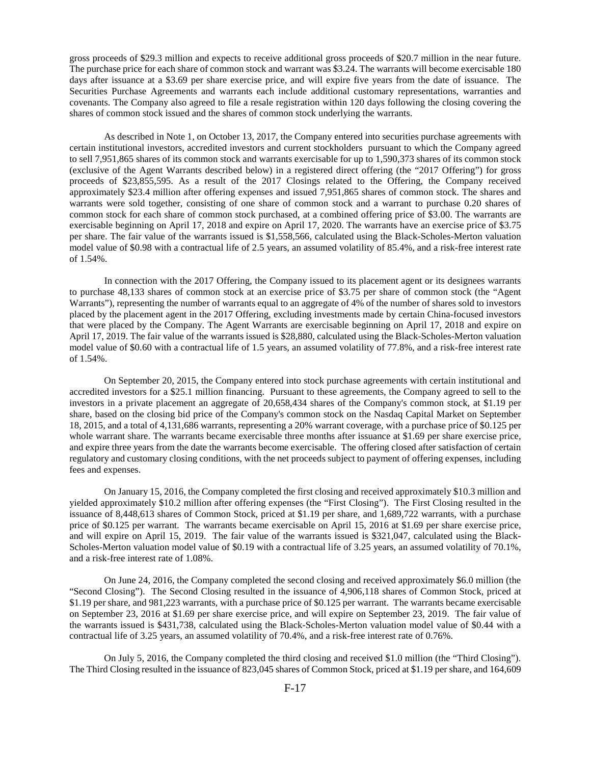gross proceeds of $29.3 million and expects to receive additional gross proceeds of $20.7 million in the near future. The purchase price for each share of common stock and warrant was $3.24. The warrants will become exercisable 180 days after issuance at a $3.69 per share exercise price, and will expire five years from the date of issuance. The Securities Purchase Agreements and warrants each include additional customary representations, warranties and covenants. The Company also agreed to file a resale registration within 120 days following the closing covering the shares of common stock issued and the shares of common stock underlying the warrants.

As described in Note 1, on October 13, 2017, the Company entered into securities purchase agreements with certain institutional investors, accredited investors and current stockholders pursuant to which the Company agreed to sell 7,951,865 shares of its common stock and warrants exercisable for up to 1,590,373 shares of its common stock (exclusive of the Agent Warrants described below) in a registered direct offering (the "2017 Offering") for gross proceeds of $23,855,595. As a result of the 2017 Closings related to the Offering, the Company received approximately $23.4 million after offering expenses and issued 7,951,865 shares of common stock. The shares and warrants were sold together, consisting of one share of common stock and a warrant to purchase 0.20 shares of common stock for each share of common stock purchased, at a combined offering price of $3.00. The warrants are exercisable beginning on April 17, 2018 and expire on April 17, 2020. The warrants have an exercise price of $3.75 per share. The fair value of the warrants issued is $1,558,566, calculated using the Black-Scholes-Merton valuation model value of $0.98 with a contractual life of 2.5 years, an assumed volatility of 85.4%, and a risk-free interest rate of 1.54%.

In connection with the 2017 Offering, the Company issued to its placement agent or its designees warrants to purchase 48,133 shares of common stock at an exercise price of $3.75 per share of common stock (the "Agent Warrants"), representing the number of warrants equal to an aggregate of 4% of the number of shares sold to investors placed by the placement agent in the 2017 Offering, excluding investments made by certain China-focused investors that were placed by the Company. The Agent Warrants are exercisable beginning on April 17, 2018 and expire on April 17, 2019. The fair value of the warrants issued is $28,880, calculated using the Black-Scholes-Merton valuation model value of $0.60 with a contractual life of 1.5 years, an assumed volatility of 77.8%, and a risk-free interest rate of 1.54%.

On September 20, 2015, the Company entered into stock purchase agreements with certain institutional and accredited investors for a $25.1 million financing. Pursuant to these agreements, the Company agreed to sell to the investors in a private placement an aggregate of 20,658,434 shares of the Company's common stock, at $1.19 per share, based on the closing bid price of the Company's common stock on the Nasdaq Capital Market on September 18, 2015, and a total of 4,131,686 warrants, representing a 20% warrant coverage, with a purchase price of $0.125 per whole warrant share. The warrants became exercisable three months after issuance at $1.69 per share exercise price, and expire three years from the date the warrants become exercisable. The offering closed after satisfaction of certain regulatory and customary closing conditions, with the net proceeds subject to payment of offering expenses, including fees and expenses.

On January 15, 2016, the Company completed the first closing and received approximately $10.3 million and yielded approximately $10.2 million after offering expenses (the "First Closing"). The First Closing resulted in the issuance of 8,448,613 shares of Common Stock, priced at $1.19 per share, and 1,689,722 warrants, with a purchase price of $0.125 per warrant. The warrants became exercisable on April 15, 2016 at $1.69 per share exercise price, and will expire on April 15, 2019. The fair value of the warrants issued is $321,047, calculated using the Black-Scholes-Merton valuation model value of $0.19 with a contractual life of 3.25 years, an assumed volatility of 70.1%, and a risk-free interest rate of 1.08%.

On June 24, 2016, the Company completed the second closing and received approximately $6.0 million (the "Second Closing"). The Second Closing resulted in the issuance of 4,906,118 shares of Common Stock, priced at $1.19 per share, and 981,223 warrants, with a purchase price of $0.125 per warrant. The warrants became exercisable on September 23, 2016 at $1.69 per share exercise price, and will expire on September 23, 2019. The fair value of the warrants issued is $431,738, calculated using the Black-Scholes-Merton valuation model value of $0.44 with a contractual life of 3.25 years, an assumed volatility of 70.4%, and a risk-free interest rate of 0.76%.

On July 5, 2016, the Company completed the third closing and received $1.0 million (the "Third Closing"). The Third Closing resulted in the issuance of 823,045 shares of Common Stock, priced at $1.19 per share, and 164,609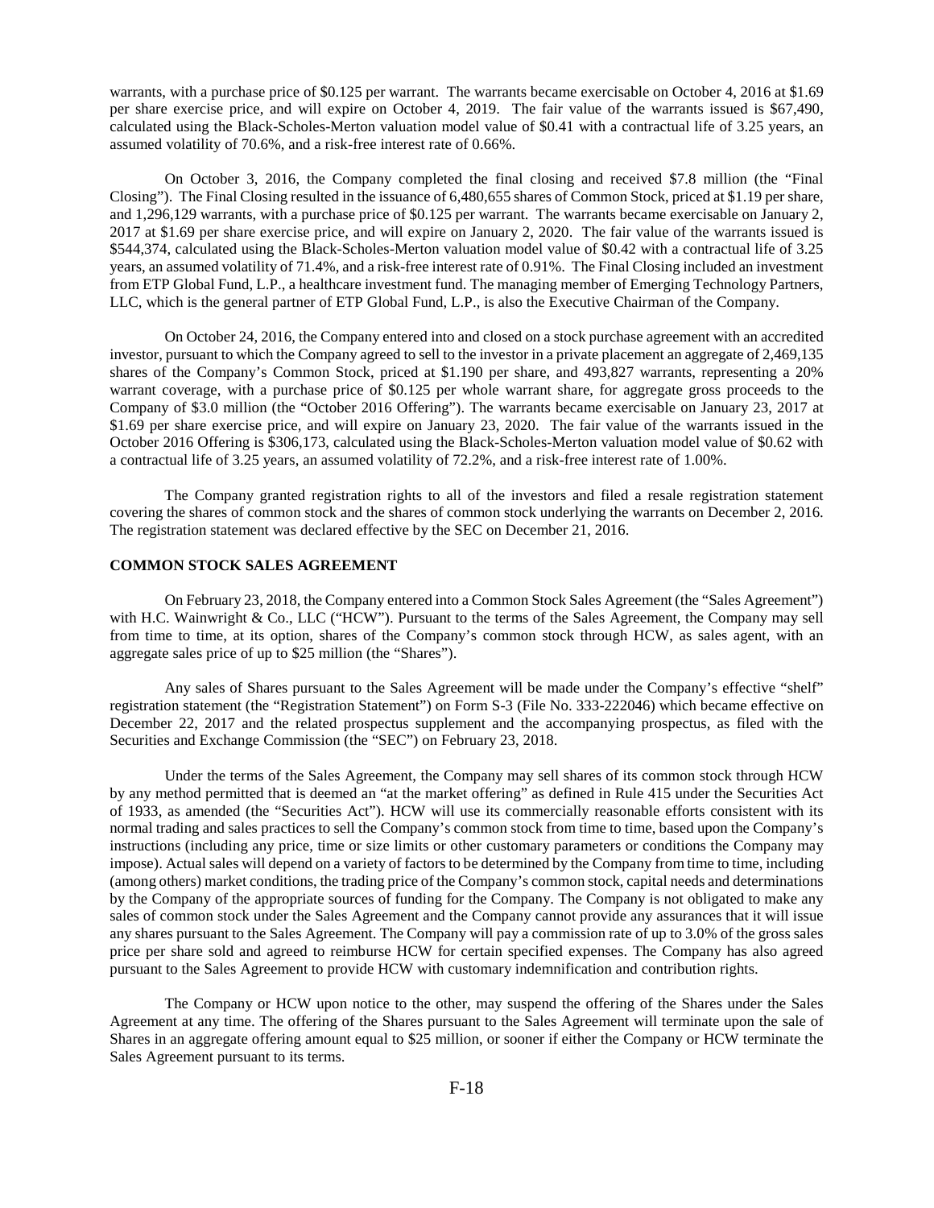warrants, with a purchase price of $0.125 per warrant. The warrants became exercisable on October 4, 2016 at $1.69 per share exercise price, and will expire on October 4, 2019. The fair value of the warrants issued is $67,490, calculated using the Black-Scholes-Merton valuation model value of $0.41 with a contractual life of 3.25 years, an assumed volatility of 70.6%, and a risk-free interest rate of 0.66%.

On October 3, 2016, the Company completed the final closing and received $7.8 million (the "Final Closing"). The Final Closing resulted in the issuance of 6,480,655 shares of Common Stock, priced at $1.19 per share, and 1,296,129 warrants, with a purchase price of $0.125 per warrant. The warrants became exercisable on January 2, 2017 at $1.69 per share exercise price, and will expire on January 2, 2020. The fair value of the warrants issued is $544,374, calculated using the Black-Scholes-Merton valuation model value of $0.42 with a contractual life of 3.25 years, an assumed volatility of 71.4%, and a risk-free interest rate of 0.91%. The Final Closing included an investment from ETP Global Fund, L.P., a healthcare investment fund. The managing member of Emerging Technology Partners, LLC, which is the general partner of ETP Global Fund, L.P., is also the Executive Chairman of the Company.

On October 24, 2016, the Company entered into and closed on a stock purchase agreement with an accredited investor, pursuant to which the Company agreed to sell to the investor in a private placement an aggregate of 2,469,135 shares of the Company's Common Stock, priced at $1.190 per share, and 493,827 warrants, representing a 20% warrant coverage, with a purchase price of $0.125 per whole warrant share, for aggregate gross proceeds to the Company of $3.0 million (the "October 2016 Offering"). The warrants became exercisable on January 23, 2017 at $1.69 per share exercise price, and will expire on January 23, 2020. The fair value of the warrants issued in the October 2016 Offering is $306,173, calculated using the Black-Scholes-Merton valuation model value of $0.62 with a contractual life of 3.25 years, an assumed volatility of 72.2%, and a risk-free interest rate of 1.00%.

The Company granted registration rights to all of the investors and filed a resale registration statement covering the shares of common stock and the shares of common stock underlying the warrants on December 2, 2016. The registration statement was declared effective by the SEC on December 21, 2016.

**COMMON STOCK SALES AGREEMENT**

On February 23, 2018, the Company entered into a Common Stock Sales Agreement (the "Sales Agreement") with H.C. Wainwright & Co., LLC ("HCW"). Pursuant to the terms of the Sales Agreement, the Company may sell from time to time, at its option, shares of the Company's common stock through HCW, as sales agent, with an aggregate sales price of up to $25 million (the "Shares").

Any sales of Shares pursuant to the Sales Agreement will be made under the Company's effective "shelf" registration statement (the "Registration Statement") on Form S-3 (File No. 333-222046) which became effective on December 22, 2017 and the related prospectus supplement and the accompanying prospectus, as filed with the Securities and Exchange Commission (the "SEC") on February 23, 2018.

Under the terms of the Sales Agreement, the Company may sell shares of its common stock through HCW by any method permitted that is deemed an "at the market offering" as defined in Rule 415 under the Securities Act of 1933, as amended (the "Securities Act"). HCW will use its commercially reasonable efforts consistent with its normal trading and sales practices to sell the Company's common stock from time to time, based upon the Company's instructions (including any price, time or size limits or other customary parameters or conditions the Company may impose). Actual sales will depend on a variety of factors to be determined by the Company from time to time, including (among others) market conditions, the trading price of the Company's common stock, capital needs and determinations by the Company of the appropriate sources of funding for the Company. The Company is not obligated to make any sales of common stock under the Sales Agreement and the Company cannot provide any assurances that it will issue any shares pursuant to the Sales Agreement. The Company will pay a commission rate of up to 3.0% of the gross sales price per share sold and agreed to reimburse HCW for certain specified expenses. The Company has also agreed pursuant to the Sales Agreement to provide HCW with customary indemnification and contribution rights.

The Company or HCW upon notice to the other, may suspend the offering of the Shares under the Sales Agreement at any time. The offering of the Shares pursuant to the Sales Agreement will terminate upon the sale of Shares in an aggregate offering amount equal to $25 million, or sooner if either the Company or HCW terminate the Sales Agreement pursuant to its terms.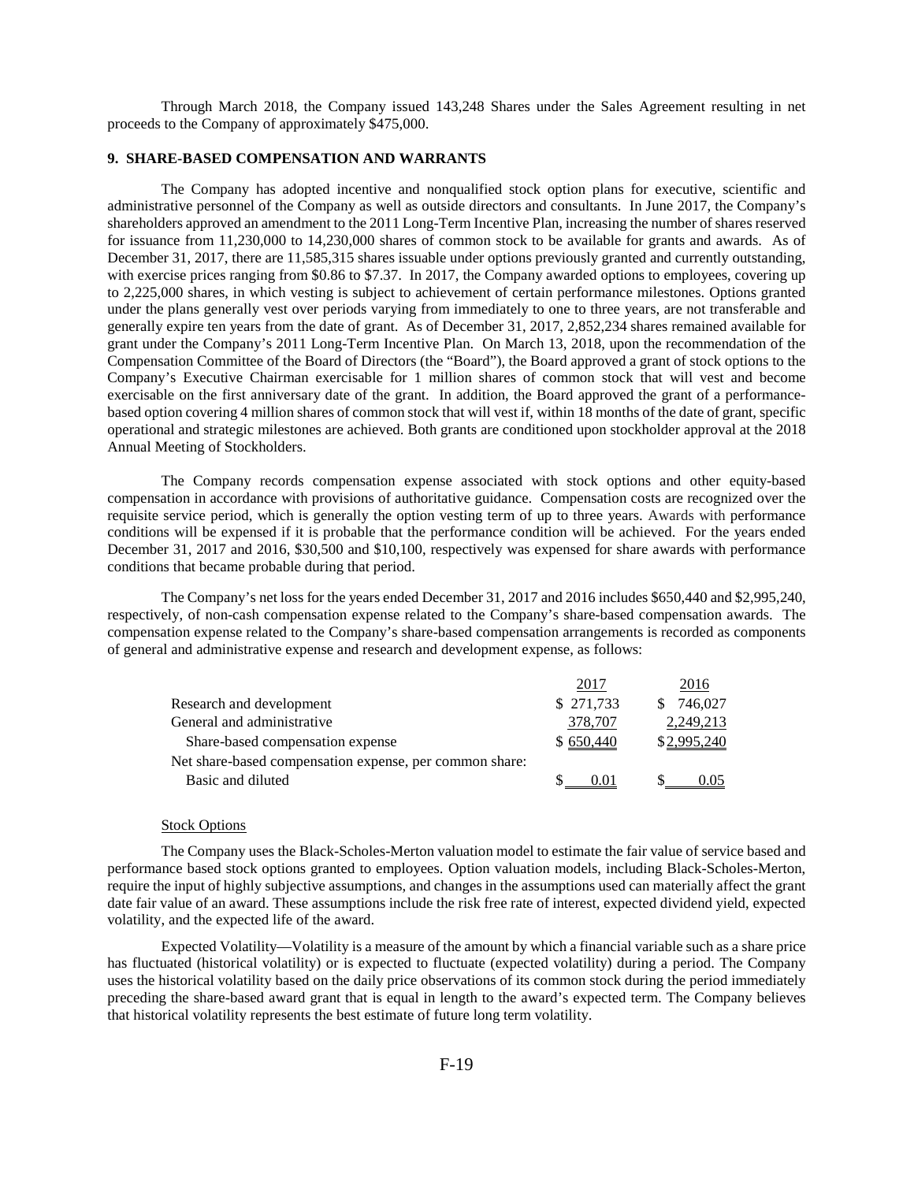Through March 2018, the Company issued 143,248 Shares under the Sales Agreement resulting in net proceeds to the Company of approximately $475,000.

## 9. SHARE-BASED COMPENSATION AND WARRANTS

The Company has adopted incentive and nonqualified stock option plans for executive, scientific and administrative personnel of the Company as well as outside directors and consultants. In June 2017, the Company's shareholders approved an amendment to the 2011 Long-Term Incentive Plan, increasing the number of shares reserved for issuance from 11,230,000 to 14,230,000 shares of common stock to be available for grants and awards. As of December 31, 2017, there are 11,585,315 shares issuable under options previously granted and currently outstanding, with exercise prices ranging from $0.86 to $7.37. In 2017, the Company awarded options to employees, covering up to 2,225,000 shares, in which vesting is subject to achievement of certain performance milestones. Options granted under the plans generally vest over periods varying from immediately to one to three years, are not transferable and generally expire ten years from the date of grant. As of December 31, 2017, 2,852,234 shares remained available for grant under the Company's 2011 Long-Term Incentive Plan. On March 13, 2018, upon the recommendation of the Compensation Committee of the Board of Directors (the "Board"), the Board approved a grant of stock options to the Company's Executive Chairman exercisable for 1 million shares of common stock that will vest and become exercisable on the first anniversary date of the grant. In addition, the Board approved the grant of a performance-based option covering 4 million shares of common stock that will vest if, within 18 months of the date of grant, specific operational and strategic milestones are achieved. Both grants are conditioned upon stockholder approval at the 2018 Annual Meeting of Stockholders.

The Company records compensation expense associated with stock options and other equity-based compensation in accordance with provisions of authoritative guidance. Compensation costs are recognized over the requisite service period, which is generally the option vesting term of up to three years. Awards with performance conditions will be expensed if it is probable that the performance condition will be achieved. For the years ended December 31, 2017 and 2016, $30,500 and $10,100, respectively was expensed for share awards with performance conditions that became probable during that period.

The Company's net loss for the years ended December 31, 2017 and 2016 includes $650,440 and $2,995,240, respectively, of non-cash compensation expense related to the Company's share-based compensation awards. The compensation expense related to the Company's share-based compensation arrangements is recorded as components of general and administrative expense and research and development expense, as follows:

| | 2017 | 2016 |
|---|---|---|
| Research and development | $ 271,733 | $ 746,027 |
| General and administrative | 378,707 | 2,249,213 |
| Share-based compensation expense | $ 650,440 | $ 2,995,240 |
| Net share-based compensation expense, per common share: | | |
| Basic and diluted | $ 0.01 | $ 0.05 |

Stock Options

The Company uses the Black-Scholes-Merton valuation model to estimate the fair value of service based and performance based stock options granted to employees. Option valuation models, including Black-Scholes-Merton, require the input of highly subjective assumptions, and changes in the assumptions used can materially affect the grant date fair value of an award. These assumptions include the risk free rate of interest, expected dividend yield, expected volatility, and the expected life of the award.

Expected Volatility—Volatility is a measure of the amount by which a financial variable such as a share price has fluctuated (historical volatility) or is expected to fluctuate (expected volatility) during a period. The Company uses the historical volatility based on the daily price observations of its common stock during the period immediately preceding the share-based award grant that is equal in length to the award's expected term. The Company believes that historical volatility represents the best estimate of future long term volatility.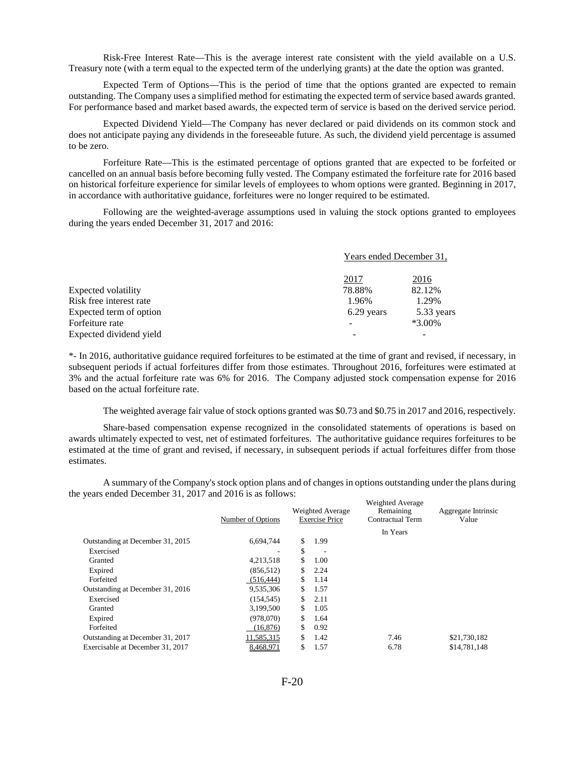Risk-Free Interest Rate—This is the average interest rate consistent with the yield available on a U.S. Treasury note (with a term equal to the expected term of the underlying grants) at the date the option was granted.

Expected Term of Options—This is the period of time that the options granted are expected to remain outstanding. The Company uses a simplified method for estimating the expected term of service based awards granted. For performance based and market based awards, the expected term of service is based on the derived service period.

Expected Dividend Yield—The Company has never declared or paid dividends on its common stock and does not anticipate paying any dividends in the foreseeable future. As such, the dividend yield percentage is assumed to be zero.

Forfeiture Rate—This is the estimated percentage of options granted that are expected to be forfeited or cancelled on an annual basis before becoming fully vested. The Company estimated the forfeiture rate for 2016 based on historical forfeiture experience for similar levels of employees to whom options were granted. Beginning in 2017, in accordance with authoritative guidance, forfeitures were no longer required to be estimated.

Following are the weighted-average assumptions used in valuing the stock options granted to employees during the years ended December 31, 2017 and 2016:

| | Years ended December 31, | |
|---|---|---|
| | 2017 | 2016 |
| Expected volatility | 78.88% | 82.12% |
| Risk free interest rate | 1.96% | 1.29% |
| Expected term of option | 6.29 years | 5.33 years |
| Forfeiture rate | - | *3.00% |
| Expected dividend yield | - | - |

*- In 2016, authoritative guidance required forfeitures to be estimated at the time of grant and revised, if necessary, in subsequent periods if actual forfeitures differ from those estimates. Throughout 2016, forfeitures were estimated at 3% and the actual forfeiture rate was 6% for 2016. The Company adjusted stock compensation expense for 2016 based on the actual forfeiture rate.

The weighted average fair value of stock options granted was $0.73 and $0.75 in 2017 and 2016, respectively.

Share-based compensation expense recognized in the consolidated statements of operations is based on awards ultimately expected to vest, net of estimated forfeitures. The authoritative guidance requires forfeitures to be estimated at the time of grant and revised, if necessary, in subsequent periods if actual forfeitures differ from those estimates.

A summary of the Company's stock option plans and of changes in options outstanding under the plans during the years ended December 31, 2017 and 2016 is as follows:

| | Number of Options | Weighted Average Exercise Price | Weighted Average Remaining Contractual Term | Aggregate Intrinsic Value |
|---|---|---|---|---|
| | | | In Years | |
| Outstanding at December 31, 2015 | 6,694,744 | $ 1.99 | | |
| Exercised | - | $ - | | |
| Granted | 4,213,518 | $ 1.00 | | |
| Expired | (856,512) | $ 2.24 | | |
| Forfeited | (516,444) | $ 1.14 | | |
| Outstanding at December 31, 2016 | 9,535,306 | $ 1.57 | | |
| Exercised | (154,545) | $ 2.11 | | |
| Granted | 3,199,500 | $ 1.05 | | |
| Expired | (978,070) | $ 1.64 | | |
| Forfeited | (16,876) | $ 0.92 | | |
| Outstanding at December 31, 2017 | 11,585,315 | $ 1.42 | 7.46 | $21,730,182 |
| Exercisable at December 31, 2017 | 8,468,971 | $ 1.57 | 6.78 | $14,781,148 |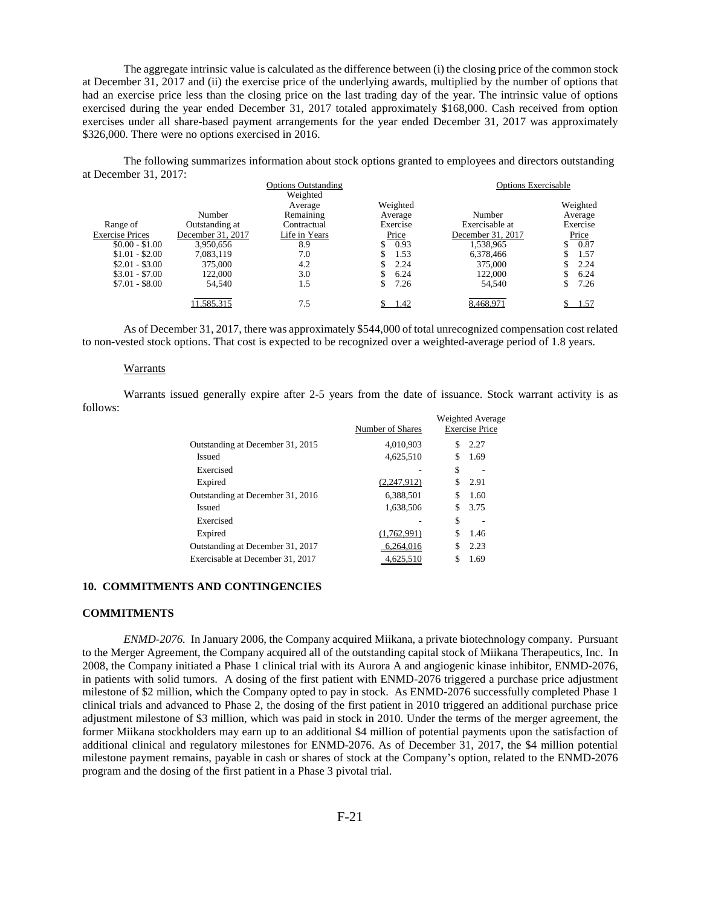The aggregate intrinsic value is calculated as the difference between (i) the closing price of the common stock at December 31, 2017 and (ii) the exercise price of the underlying awards, multiplied by the number of options that had an exercise price less than the closing price on the last trading day of the year. The intrinsic value of options exercised during the year ended December 31, 2017 totaled approximately $168,000. Cash received from option exercises under all share-based payment arrangements for the year ended December 31, 2017 was approximately $326,000. There were no options exercised in 2016.

The following summarizes information about stock options granted to employees and directors outstanding at December 31, 2017:

| | Options Outstanding | | | Options Exercisable | |
|---|---|---|---|---|---|
| Range of Exercise Prices | Number Outstanding at December 31, 2017 | Weighted Average Remaining Contractual Life in Years | Weighted Average Exercise Price | Number Exercisable at December 31, 2017 | Weighted Average Exercise Price |
| $0.00 - $1.00 | 3,950,656 | 8.9 | $ 0.93 | 1,538,965 | $ 0.87 |
| $1.01 - $2.00 | 7,083,119 | 7.0 | $ 1.53 | 6,378,466 | $ 1.57 |
| $2.01 - $3.00 | 375,000 | 4.2 | $ 2.24 | 375,000 | $ 2.24 |
| $3.01 - $7.00 | 122,000 | 3.0 | $ 6.24 | 122,000 | $ 6.24 |
| $7.01 - $8.00 | 54,540 | 1.5 | $ 7.26 | 54,540 | $ 7.26 |
| | 11,585,315 | 7.5 | $ 1.42 | 8,468,971 | $ 1.57 |

As of December 31, 2017, there was approximately $544,000 of total unrecognized compensation cost related to non-vested stock options. That cost is expected to be recognized over a weighted-average period of 1.8 years.

Warrants

Warrants issued generally expire after 2-5 years from the date of issuance. Stock warrant activity is as follows:

| | Number of Shares | Weighted Average Exercise Price |
|---|---|---|
| Outstanding at December 31, 2015 | 4,010,903 | $ 2.27 |
| Issued | 4,625,510 | $ 1.69 |
| Exercised | - | $ - |
| Expired | (2,247,912) | $ 2.91 |
| Outstanding at December 31, 2016 | 6,388,501 | $ 1.60 |
| Issued | 1,638,506 | $ 3.75 |
| Exercised | - | $ - |
| Expired | (1,762,991) | $ 1.46 |
| Outstanding at December 31, 2017 | 6,264,016 | $ 2.23 |
| Exercisable at December 31, 2017 | 4,625,510 | $ 1.69 |

## 10. COMMITMENTS AND CONTINGENCIES

### COMMITMENTS

*ENMD-2076.* In January 2006, the Company acquired Miikana, a private biotechnology company. Pursuant to the Merger Agreement, the Company acquired all of the outstanding capital stock of Miikana Therapeutics, Inc. In 2008, the Company initiated a Phase 1 clinical trial with its Aurora A and angiogenic kinase inhibitor, ENMD-2076, in patients with solid tumors. A dosing of the first patient with ENMD-2076 triggered a purchase price adjustment milestone of $2 million, which the Company opted to pay in stock. As ENMD-2076 successfully completed Phase 1 clinical trials and advanced to Phase 2, the dosing of the first patient in 2010 triggered an additional purchase price adjustment milestone of $3 million, which was paid in stock in 2010. Under the terms of the merger agreement, the former Miikana stockholders may earn up to an additional $4 million of potential payments upon the satisfaction of additional clinical and regulatory milestones for ENMD-2076. As of December 31, 2017, the $4 million potential milestone payment remains, payable in cash or shares of stock at the Company's option, related to the ENMD-2076 program and the dosing of the first patient in a Phase 3 pivotal trial.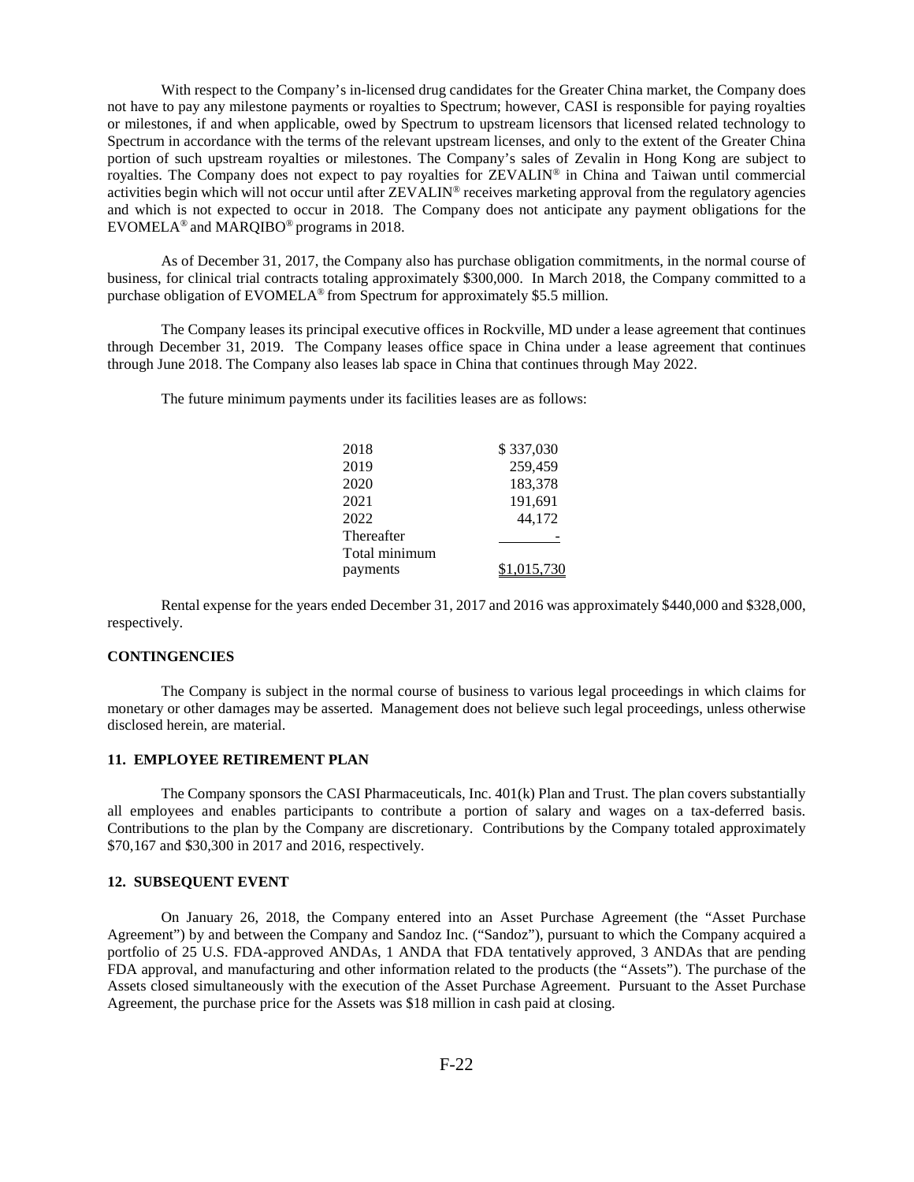With respect to the Company's in-licensed drug candidates for the Greater China market, the Company does not have to pay any milestone payments or royalties to Spectrum; however, CASI is responsible for paying royalties or milestones, if and when applicable, owed by Spectrum to upstream licensors that licensed related technology to Spectrum in accordance with the terms of the relevant upstream licenses, and only to the extent of the Greater China portion of such upstream royalties or milestones. The Company's sales of Zevalin in Hong Kong are subject to royalties. The Company does not expect to pay royalties for ZEVALIN® in China and Taiwan until commercial activities begin which will not occur until after ZEVALIN® receives marketing approval from the regulatory agencies and which is not expected to occur in 2018. The Company does not anticipate any payment obligations for the EVOMELA® and MARQIBO® programs in 2018.

As of December 31, 2017, the Company also has purchase obligation commitments, in the normal course of business, for clinical trial contracts totaling approximately $300,000. In March 2018, the Company committed to a purchase obligation of EVOMELA® from Spectrum for approximately $5.5 million.

The Company leases its principal executive offices in Rockville, MD under a lease agreement that continues through December 31, 2019. The Company leases office space in China under a lease agreement that continues through June 2018. The Company also leases lab space in China that continues through May 2022.

The future minimum payments under its facilities leases are as follows:

| | |
|---|---|
| 2018 | $ 337,030 |
| 2019 | 259,459 |
| 2020 | 183,378 |
| 2021 | 191,691 |
| 2022 | 44,172 |
| Thereafter | - |
| Total minimum payments | $1,015,730 |

Rental expense for the years ended December 31, 2017 and 2016 was approximately $440,000 and $328,000, respectively.

**CONTINGENCIES**

The Company is subject in the normal course of business to various legal proceedings in which claims for monetary or other damages may be asserted. Management does not believe such legal proceedings, unless otherwise disclosed herein, are material.

## 11. EMPLOYEE RETIREMENT PLAN

The Company sponsors the CASI Pharmaceuticals, Inc. 401(k) Plan and Trust. The plan covers substantially all employees and enables participants to contribute a portion of salary and wages on a tax-deferred basis. Contributions to the plan by the Company are discretionary. Contributions by the Company totaled approximately $70,167 and $30,300 in 2017 and 2016, respectively.

## 12. SUBSEQUENT EVENT

On January 26, 2018, the Company entered into an Asset Purchase Agreement (the "Asset Purchase Agreement") by and between the Company and Sandoz Inc. ("Sandoz"), pursuant to which the Company acquired a portfolio of 25 U.S. FDA-approved ANDAs, 1 ANDA that FDA tentatively approved, 3 ANDAs that are pending FDA approval, and manufacturing and other information related to the products (the "Assets"). The purchase of the Assets closed simultaneously with the execution of the Asset Purchase Agreement. Pursuant to the Asset Purchase Agreement, the purchase price for the Assets was $18 million in cash paid at closing.